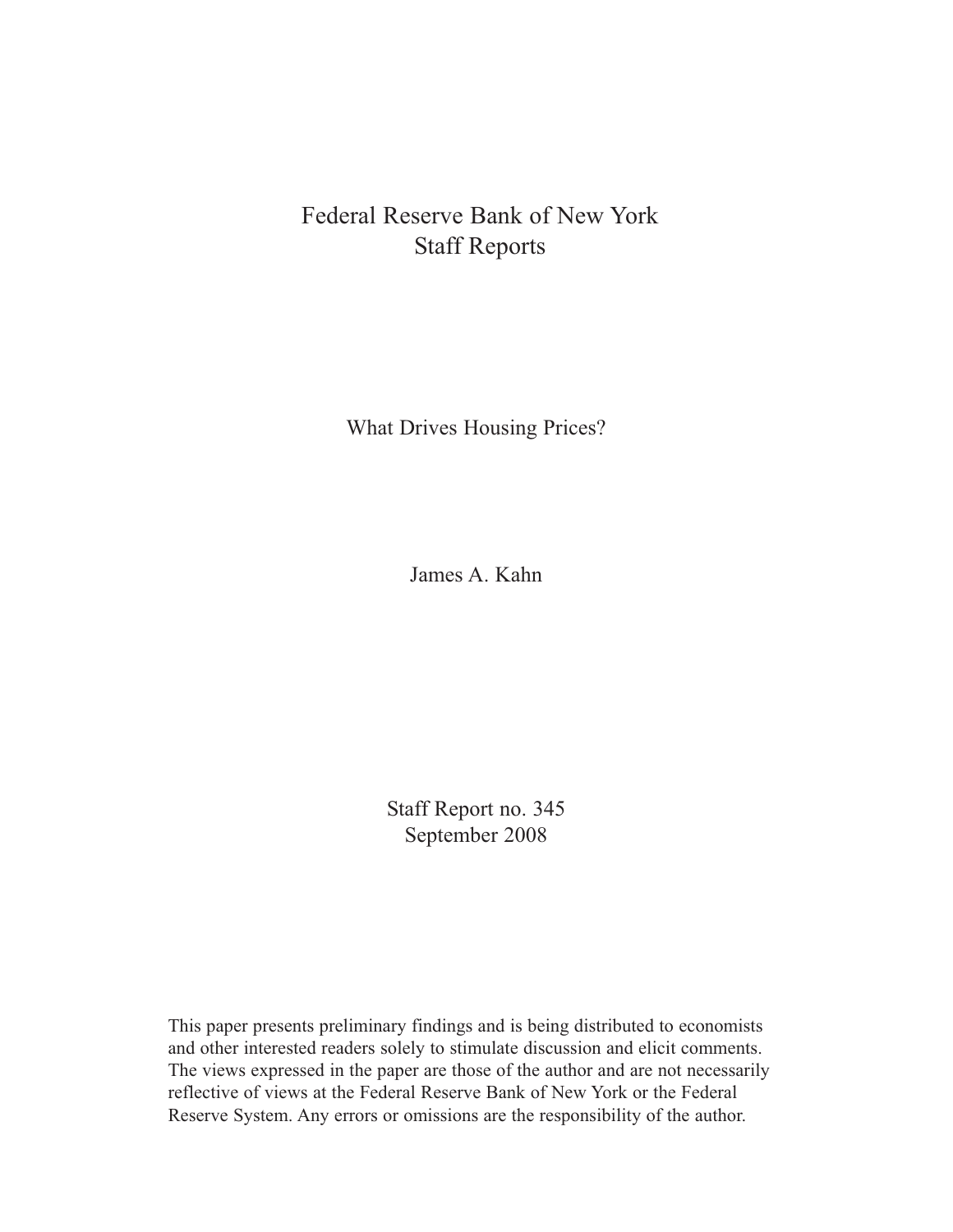# Federal Reserve Bank of New York
# Staff Reports

## What Drives Housing Prices?

James A. Kahn

Staff Report no. 345
September 2008

This paper presents preliminary findings and is being distributed to economists and other interested readers solely to stimulate discussion and elicit comments. The views expressed in the paper are those of the author and are not necessarily reflective of views at the Federal Reserve Bank of New York or the Federal Reserve System. Any errors or omissions are the responsibility of the author.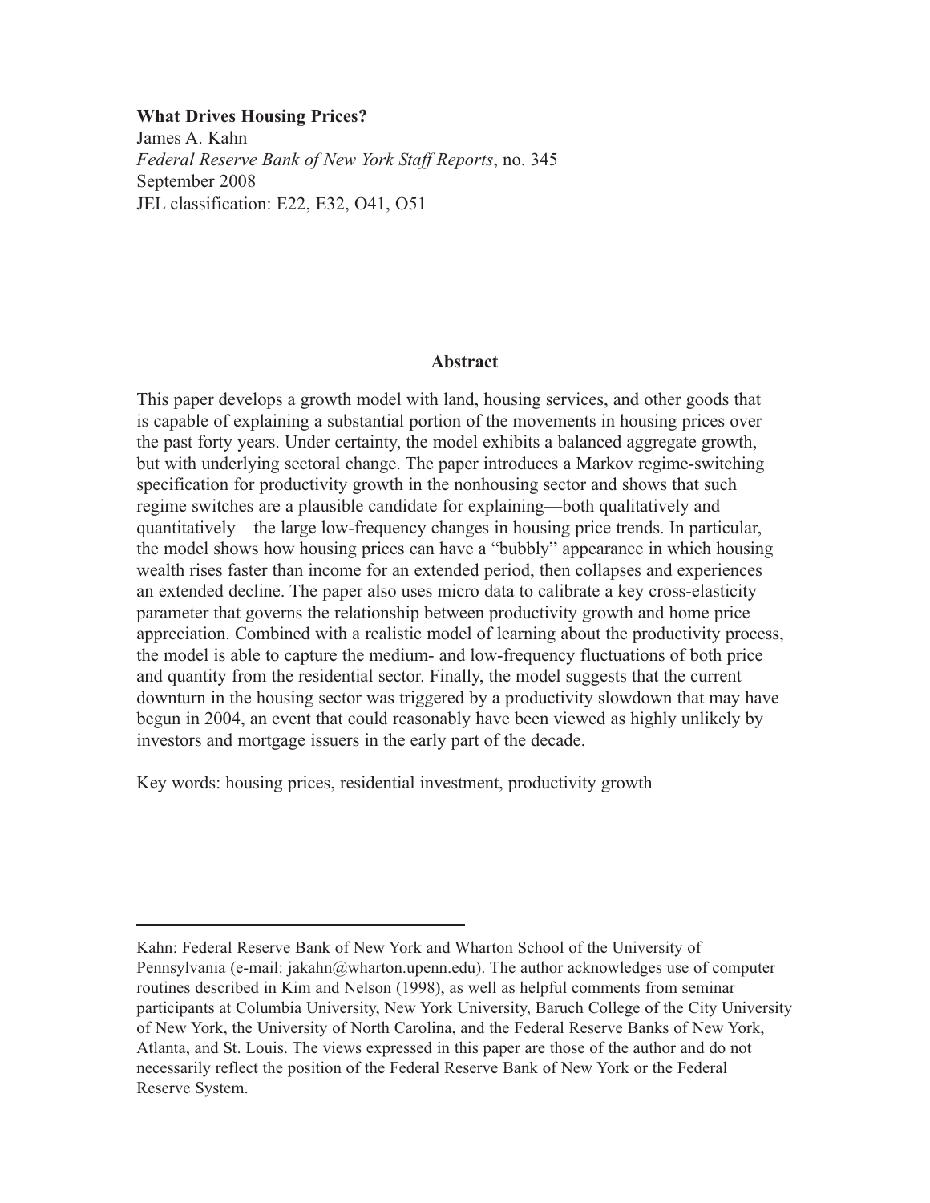**What Drives Housing Prices?**
James A. Kahn
*Federal Reserve Bank of New York Staff Reports*, no. 345
September 2008
JEL classification: E22, E32, O41, O51

## Abstract

This paper develops a growth model with land, housing services, and other goods that is capable of explaining a substantial portion of the movements in housing prices over the past forty years. Under certainty, the model exhibits a balanced aggregate growth, but with underlying sectoral change. The paper introduces a Markov regime-switching specification for productivity growth in the nonhousing sector and shows that such regime switches are a plausible candidate for explaining—both qualitatively and quantitatively—the large low-frequency changes in housing price trends. In particular, the model shows how housing prices can have a "bubbly" appearance in which housing wealth rises faster than income for an extended period, then collapses and experiences an extended decline. The paper also uses micro data to calibrate a key cross-elasticity parameter that governs the relationship between productivity growth and home price appreciation. Combined with a realistic model of learning about the productivity process, the model is able to capture the medium- and low-frequency fluctuations of both price and quantity from the residential sector. Finally, the model suggests that the current downturn in the housing sector was triggered by a productivity slowdown that may have begun in 2004, an event that could reasonably have been viewed as highly unlikely by investors and mortgage issuers in the early part of the decade.

Key words: housing prices, residential investment, productivity growth

---

Kahn: Federal Reserve Bank of New York and Wharton School of the University of Pennsylvania (e-mail: jakahn@wharton.upenn.edu). The author acknowledges use of computer routines described in Kim and Nelson (1998), as well as helpful comments from seminar participants at Columbia University, New York University, Baruch College of the City University of New York, the University of North Carolina, and the Federal Reserve Banks of New York, Atlanta, and St. Louis. The views expressed in this paper are those of the author and do not necessarily reflect the position of the Federal Reserve Bank of New York or the Federal Reserve System.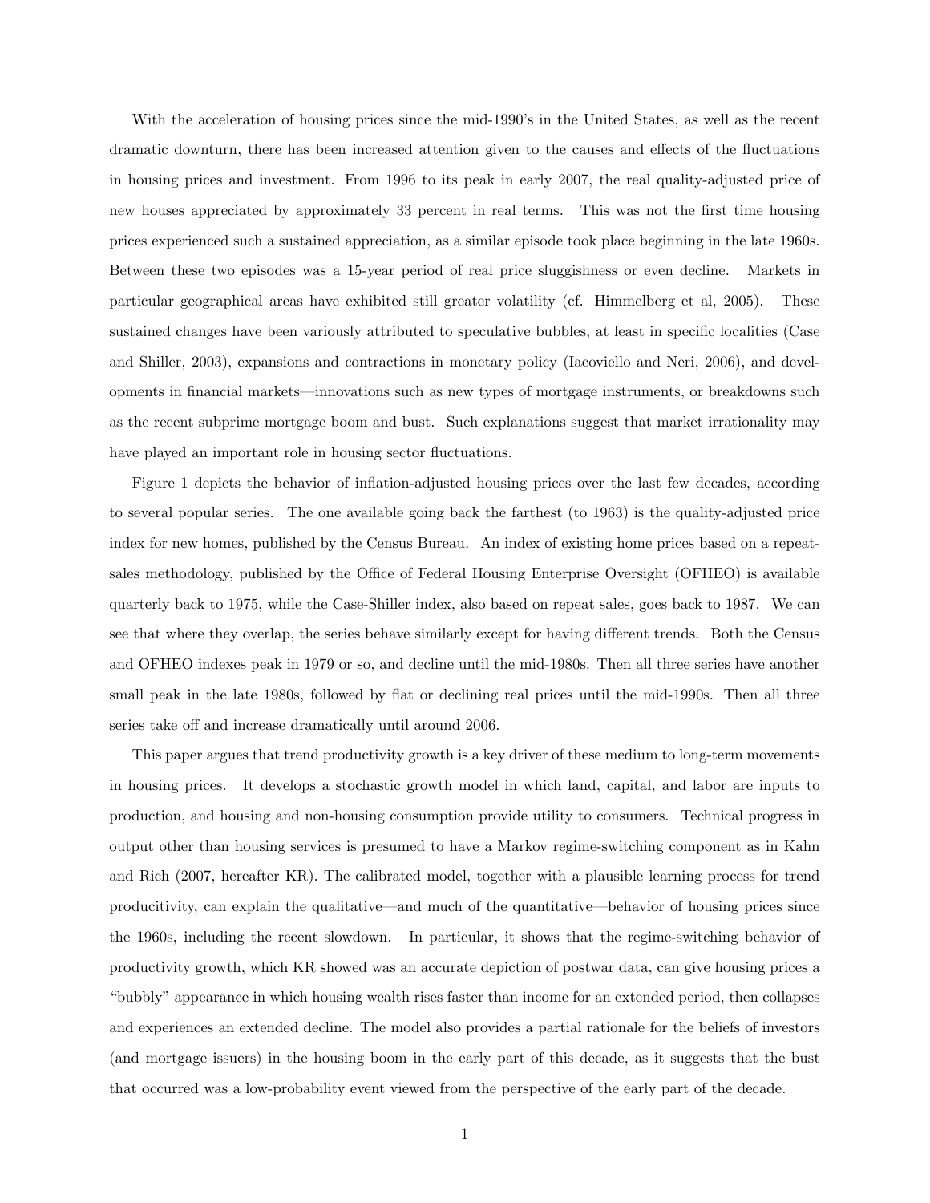With the acceleration of housing prices since the mid-1990's in the United States, as well as the recent dramatic downturn, there has been increased attention given to the causes and effects of the fluctuations in housing prices and investment. From 1996 to its peak in early 2007, the real quality-adjusted price of new houses appreciated by approximately 33 percent in real terms. This was not the first time housing prices experienced such a sustained appreciation, as a similar episode took place beginning in the late 1960s. Between these two episodes was a 15-year period of real price sluggishness or even decline. Markets in particular geographical areas have exhibited still greater volatility (cf. Himmelberg et al, 2005). These sustained changes have been variously attributed to speculative bubbles, at least in specific localities (Case and Shiller, 2003), expansions and contractions in monetary policy (Iacoviello and Neri, 2006), and developments in financial markets—innovations such as new types of mortgage instruments, or breakdowns such as the recent subprime mortgage boom and bust. Such explanations suggest that market irrationality may have played an important role in housing sector fluctuations.

Figure 1 depicts the behavior of inflation-adjusted housing prices over the last few decades, according to several popular series. The one available going back the farthest (to 1963) is the quality-adjusted price index for new homes, published by the Census Bureau. An index of existing home prices based on a repeat-sales methodology, published by the Office of Federal Housing Enterprise Oversight (OFHEO) is available quarterly back to 1975, while the Case-Shiller index, also based on repeat sales, goes back to 1987. We can see that where they overlap, the series behave similarly except for having different trends. Both the Census and OFHEO indexes peak in 1979 or so, and decline until the mid-1980s. Then all three series have another small peak in the late 1980s, followed by flat or declining real prices until the mid-1990s. Then all three series take off and increase dramatically until around 2006.

This paper argues that trend productivity growth is a key driver of these medium to long-term movements in housing prices. It develops a stochastic growth model in which land, capital, and labor are inputs to production, and housing and non-housing consumption provide utility to consumers. Technical progress in output other than housing services is presumed to have a Markov regime-switching component as in Kahn and Rich (2007, hereafter KR). The calibrated model, together with a plausible learning process for trend producitivity, can explain the qualitative—and much of the quantitative—behavior of housing prices since the 1960s, including the recent slowdown. In particular, it shows that the regime-switching behavior of productivity growth, which KR showed was an accurate depiction of postwar data, can give housing prices a "bubbly" appearance in which housing wealth rises faster than income for an extended period, then collapses and experiences an extended decline. The model also provides a partial rationale for the beliefs of investors (and mortgage issuers) in the housing boom in the early part of this decade, as it suggests that the bust that occurred was a low-probability event viewed from the perspective of the early part of the decade.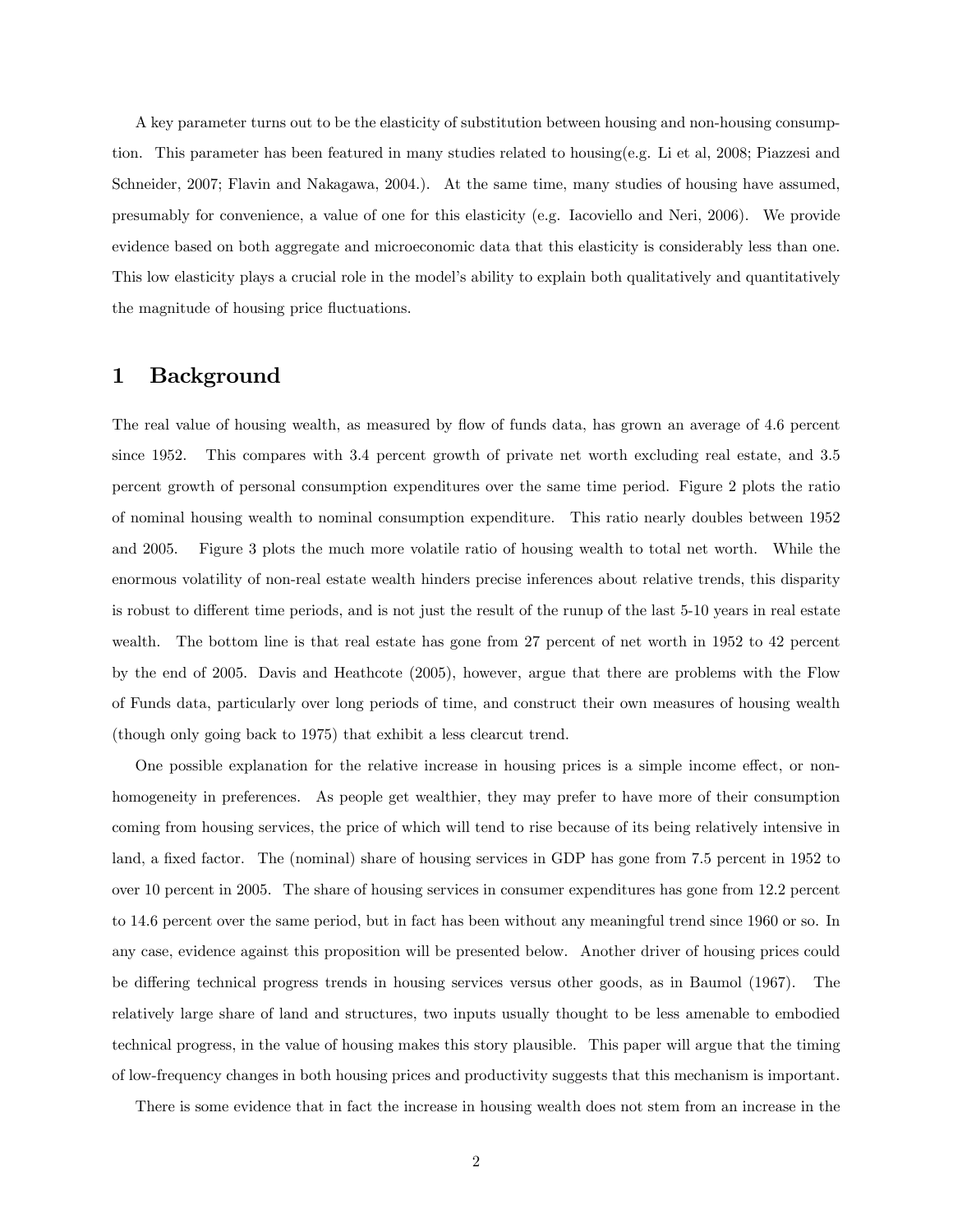A key parameter turns out to be the elasticity of substitution between housing and non-housing consumption. This parameter has been featured in many studies related to housing(e.g. Li et al, 2008; Piazzesi and Schneider, 2007; Flavin and Nakagawa, 2004.). At the same time, many studies of housing have assumed, presumably for convenience, a value of one for this elasticity (e.g. Iacoviello and Neri, 2006). We provide evidence based on both aggregate and microeconomic data that this elasticity is considerably less than one. This low elasticity plays a crucial role in the model's ability to explain both qualitatively and quantitatively the magnitude of housing price fluctuations.

# 1 Background

The real value of housing wealth, as measured by flow of funds data, has grown an average of 4.6 percent since 1952. This compares with 3.4 percent growth of private net worth excluding real estate, and 3.5 percent growth of personal consumption expenditures over the same time period. Figure 2 plots the ratio of nominal housing wealth to nominal consumption expenditure. This ratio nearly doubles between 1952 and 2005. Figure 3 plots the much more volatile ratio of housing wealth to total net worth. While the enormous volatility of non-real estate wealth hinders precise inferences about relative trends, this disparity is robust to different time periods, and is not just the result of the runup of the last 5-10 years in real estate wealth. The bottom line is that real estate has gone from 27 percent of net worth in 1952 to 42 percent by the end of 2005. Davis and Heathcote (2005), however, argue that there are problems with the Flow of Funds data, particularly over long periods of time, and construct their own measures of housing wealth (though only going back to 1975) that exhibit a less clearcut trend.

One possible explanation for the relative increase in housing prices is a simple income effect, or non-homogeneity in preferences. As people get wealthier, they may prefer to have more of their consumption coming from housing services, the price of which will tend to rise because of its being relatively intensive in land, a fixed factor. The (nominal) share of housing services in GDP has gone from 7.5 percent in 1952 to over 10 percent in 2005. The share of housing services in consumer expenditures has gone from 12.2 percent to 14.6 percent over the same period, but in fact has been without any meaningful trend since 1960 or so. In any case, evidence against this proposition will be presented below. Another driver of housing prices could be differing technical progress trends in housing services versus other goods, as in Baumol (1967). The relatively large share of land and structures, two inputs usually thought to be less amenable to embodied technical progress, in the value of housing makes this story plausible. This paper will argue that the timing of low-frequency changes in both housing prices and productivity suggests that this mechanism is important.

There is some evidence that in fact the increase in housing wealth does not stem from an increase in the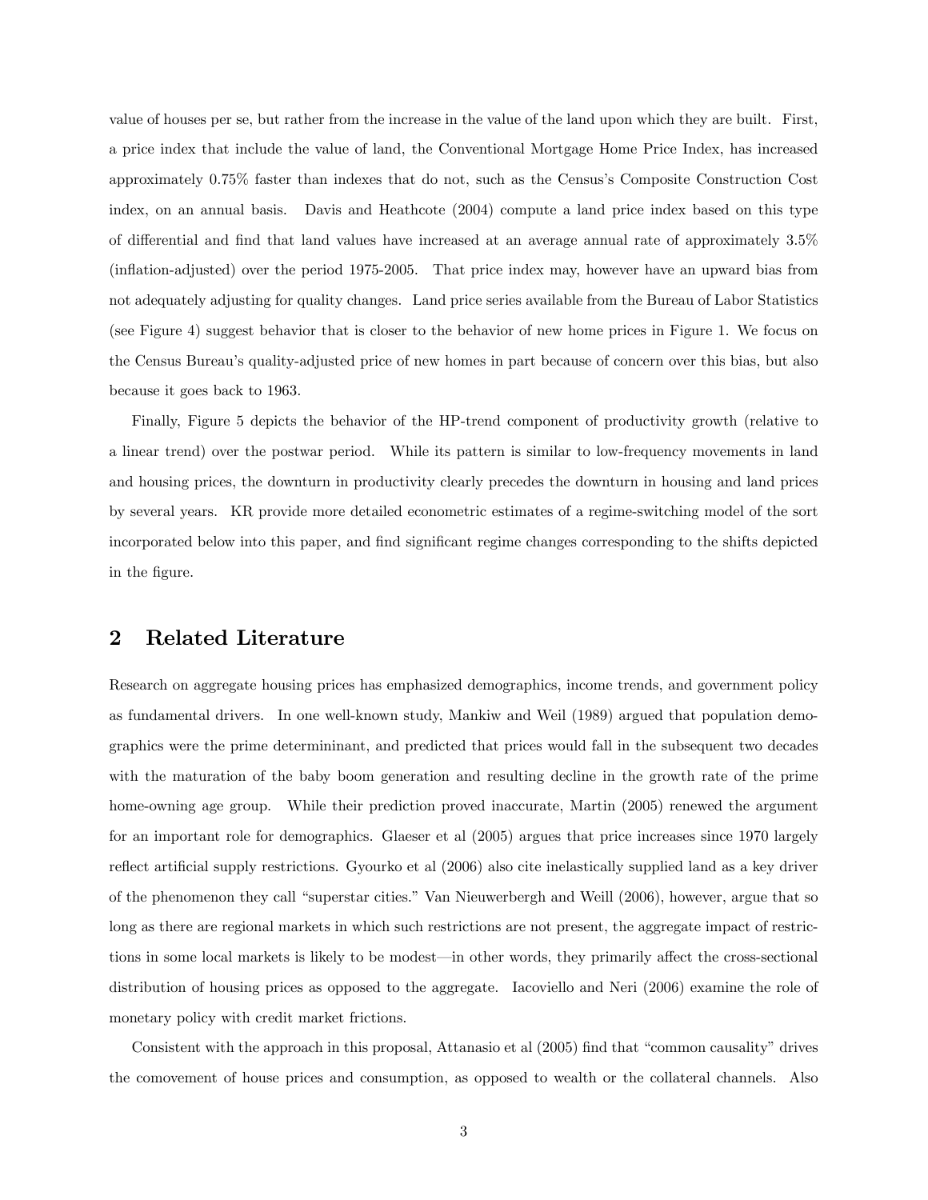value of houses per se, but rather from the increase in the value of the land upon which they are built. First, a price index that include the value of land, the Conventional Mortgage Home Price Index, has increased approximately 0.75% faster than indexes that do not, such as the Census's Composite Construction Cost index, on an annual basis. Davis and Heathcote (2004) compute a land price index based on this type of differential and find that land values have increased at an average annual rate of approximately 3.5% (inflation-adjusted) over the period 1975-2005. That price index may, however have an upward bias from not adequately adjusting for quality changes. Land price series available from the Bureau of Labor Statistics (see Figure 4) suggest behavior that is closer to the behavior of new home prices in Figure 1. We focus on the Census Bureau's quality-adjusted price of new homes in part because of concern over this bias, but also because it goes back to 1963.

Finally, Figure 5 depicts the behavior of the HP-trend component of productivity growth (relative to a linear trend) over the postwar period. While its pattern is similar to low-frequency movements in land and housing prices, the downturn in productivity clearly precedes the downturn in housing and land prices by several years. KR provide more detailed econometric estimates of a regime-switching model of the sort incorporated below into this paper, and find significant regime changes corresponding to the shifts depicted in the figure.

## 2 Related Literature

Research on aggregate housing prices has emphasized demographics, income trends, and government policy as fundamental drivers. In one well-known study, Mankiw and Weil (1989) argued that population demographics were the prime determininant, and predicted that prices would fall in the subsequent two decades with the maturation of the baby boom generation and resulting decline in the growth rate of the prime home-owning age group. While their prediction proved inaccurate, Martin (2005) renewed the argument for an important role for demographics. Glaeser et al (2005) argues that price increases since 1970 largely reflect artificial supply restrictions. Gyourko et al (2006) also cite inelastically supplied land as a key driver of the phenomenon they call "superstar cities." Van Nieuwerbergh and Weill (2006), however, argue that so long as there are regional markets in which such restrictions are not present, the aggregate impact of restrictions in some local markets is likely to be modest—in other words, they primarily affect the cross-sectional distribution of housing prices as opposed to the aggregate. Iacoviello and Neri (2006) examine the role of monetary policy with credit market frictions.

Consistent with the approach in this proposal, Attanasio et al (2005) find that "common causality" drives the comovement of house prices and consumption, as opposed to wealth or the collateral channels. Also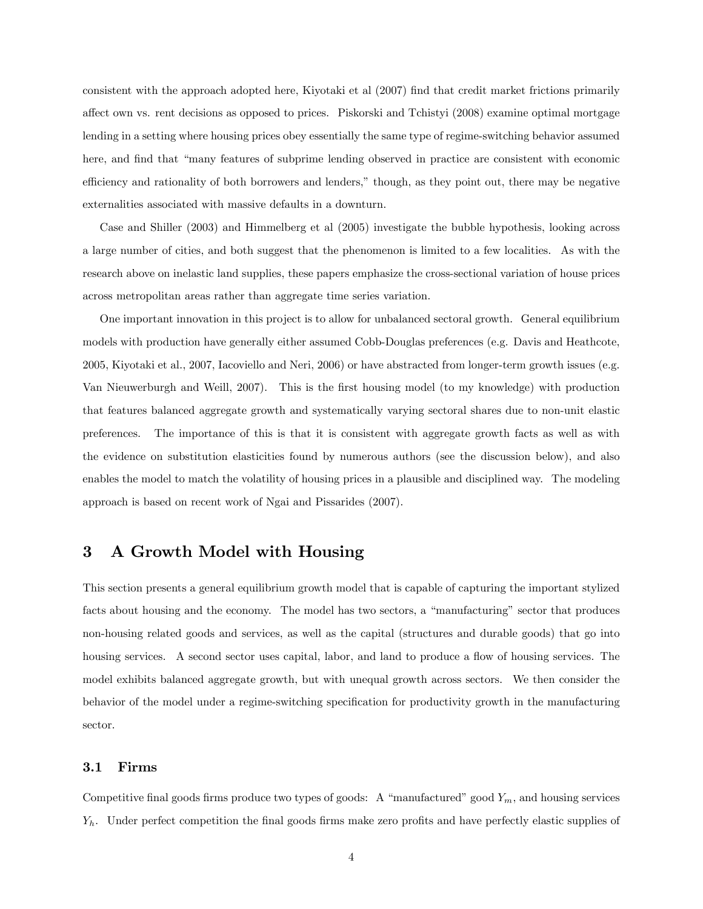consistent with the approach adopted here, Kiyotaki et al (2007) find that credit market frictions primarily affect own vs. rent decisions as opposed to prices. Piskorski and Tchistyi (2008) examine optimal mortgage lending in a setting where housing prices obey essentially the same type of regime-switching behavior assumed here, and find that "many features of subprime lending observed in practice are consistent with economic efficiency and rationality of both borrowers and lenders," though, as they point out, there may be negative externalities associated with massive defaults in a downturn.

Case and Shiller (2003) and Himmelberg et al (2005) investigate the bubble hypothesis, looking across a large number of cities, and both suggest that the phenomenon is limited to a few localities. As with the research above on inelastic land supplies, these papers emphasize the cross-sectional variation of house prices across metropolitan areas rather than aggregate time series variation.

One important innovation in this project is to allow for unbalanced sectoral growth. General equilibrium models with production have generally either assumed Cobb-Douglas preferences (e.g. Davis and Heathcote, 2005, Kiyotaki et al., 2007, Iacoviello and Neri, 2006) or have abstracted from longer-term growth issues (e.g. Van Nieuwerburgh and Weill, 2007). This is the first housing model (to my knowledge) with production that features balanced aggregate growth and systematically varying sectoral shares due to non-unit elastic preferences. The importance of this is that it is consistent with aggregate growth facts as well as with the evidence on substitution elasticities found by numerous authors (see the discussion below), and also enables the model to match the volatility of housing prices in a plausible and disciplined way. The modeling approach is based on recent work of Ngai and Pissarides (2007).

# 3 A Growth Model with Housing

This section presents a general equilibrium growth model that is capable of capturing the important stylized facts about housing and the economy. The model has two sectors, a "manufacturing" sector that produces non-housing related goods and services, as well as the capital (structures and durable goods) that go into housing services. A second sector uses capital, labor, and land to produce a flow of housing services. The model exhibits balanced aggregate growth, but with unequal growth across sectors. We then consider the behavior of the model under a regime-switching specification for productivity growth in the manufacturing sector.

## 3.1 Firms

Competitive final goods firms produce two types of goods: A "manufactured" good $Y_m$, and housing services $Y_h$. Under perfect competition the final goods firms make zero profits and have perfectly elastic supplies of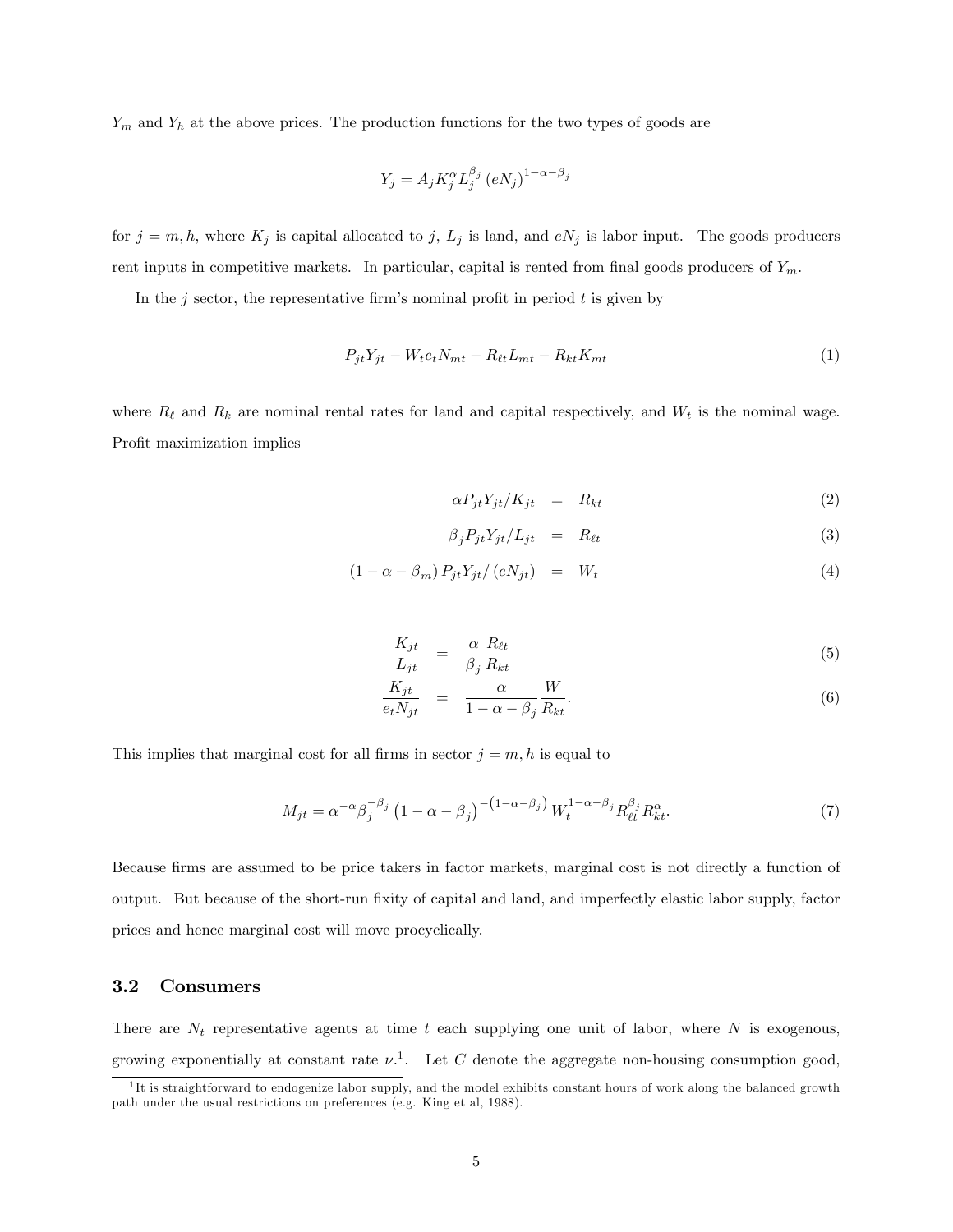$Y_m$ and $Y_h$ at the above prices. The production functions for the two types of goods are

$$Y_j = A_j K_j^{\alpha} L_j^{\beta_j} (eN_j)^{1-\alpha-\beta_j}$$

for $j = m, h$, where $K_j$ is capital allocated to $j$, $L_j$ is land, and $eN_j$ is labor input. The goods producers rent inputs in competitive markets. In particular, capital is rented from final goods producers of $Y_m$.

In the $j$ sector, the representative firm's nominal profit in period $t$ is given by

$$P_{jt}Y_{jt} - W_t e_t N_{mt} - R_{\ell t} L_{mt} - R_{kt} K_{mt} \tag{1}$$

where $R_\ell$ and $R_k$ are nominal rental rates for land and capital respectively, and $W_t$ is the nominal wage. Profit maximization implies

$$\alpha P_{jt} Y_{jt} / K_{jt} = R_{kt} \tag{2}$$

$$\beta_j P_{jt} Y_{jt} / L_{jt} = R_{\ell t} \tag{3}$$

$$(1 - \alpha - \beta_m) P_{jt} Y_{jt} / (eN_{jt}) = W_t \tag{4}$$

$$\frac{K_{jt}}{L_{jt}} = \frac{\alpha}{\beta_j} \frac{R_{\ell t}}{R_{kt}} \tag{5}$$

$$\frac{K_{jt}}{e_t N_{jt}} = \frac{\alpha}{1-\alpha-\beta_j} \frac{W}{R_{kt}}. \tag{6}$$

This implies that marginal cost for all firms in sector $j = m, h$ is equal to

$$M_{jt} = \alpha^{-\alpha} \beta_j^{-\beta_j} \left(1 - \alpha - \beta_j\right)^{-\left(1-\alpha-\beta_j\right)} W_t^{1-\alpha-\beta_j} R_{\ell t}^{\beta_j} R_{kt}^{\alpha}. \tag{7}$$

Because firms are assumed to be price takers in factor markets, marginal cost is not directly a function of output. But because of the short-run fixity of capital and land, and imperfectly elastic labor supply, factor prices and hence marginal cost will move procyclically.

### 3.2 Consumers

There are $N_t$ representative agents at time $t$ each supplying one unit of labor, where $N$ is exogenous, growing exponentially at constant rate $\nu$.[1]. Let $C$ denote the aggregate non-housing consumption good,

[1] It is straightforward to endogenize labor supply, and the model exhibits constant hours of work along the balanced growth path under the usual restrictions on preferences (e.g. King et al, 1988).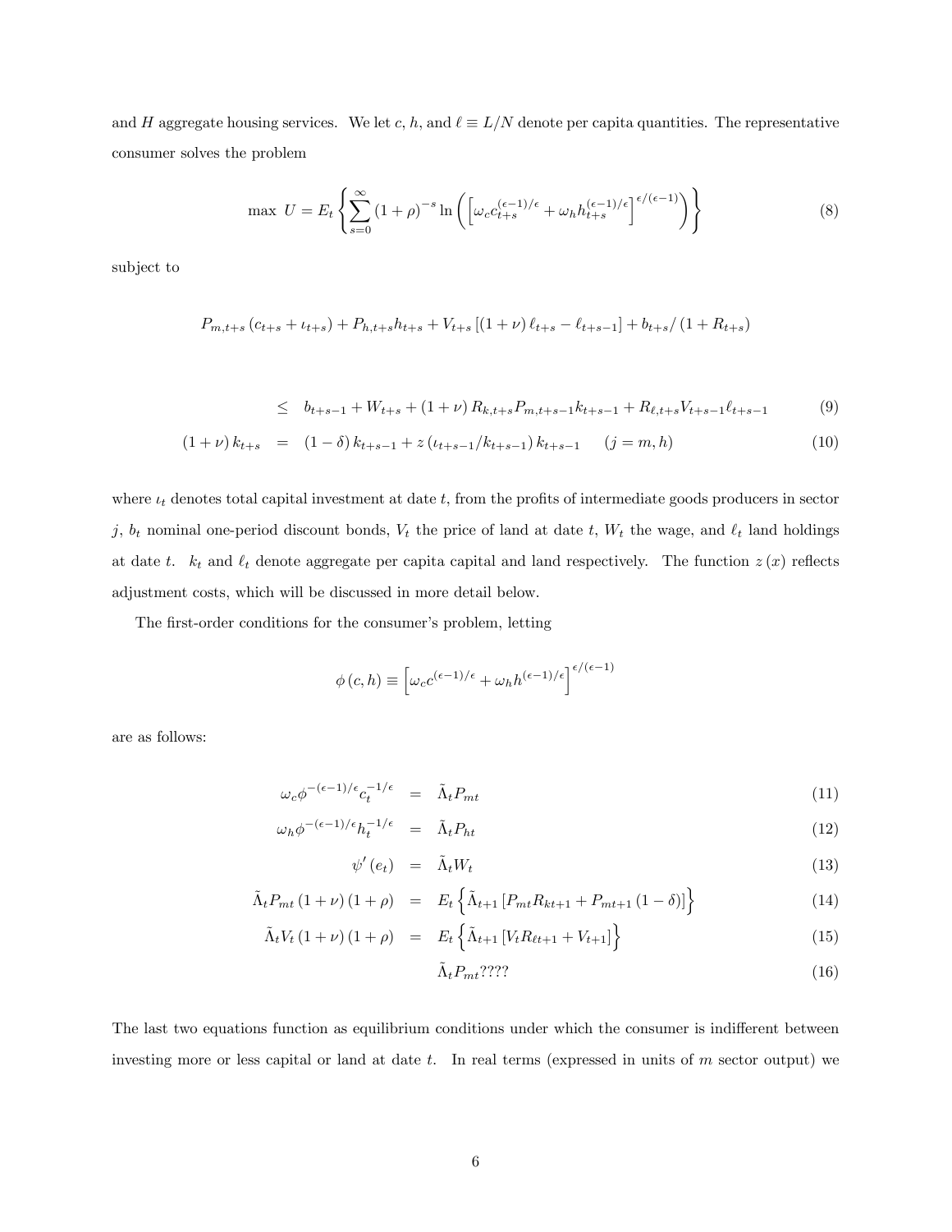and $H$ aggregate housing services. We let $c$, $h$, and $\ell \equiv L/N$ denote per capita quantities. The representative consumer solves the problem

$$\max\ U = E_t \left\{ \sum_{s=0}^{\infty} (1+\rho)^{-s} \ln \left( \left[ \omega_c c_{t+s}^{(\epsilon-1)/\epsilon} + \omega_h h_{t+s}^{(\epsilon-1)/\epsilon} \right]^{\epsilon/(\epsilon-1)} \right) \right\} \tag{8}$$

subject to

$$P_{m,t+s}\left(c_{t+s} + \iota_{t+s}\right) + P_{h,t+s} h_{t+s} + V_{t+s}\left[(1+\nu)\,\ell_{t+s} - \ell_{t+s-1}\right] + b_{t+s}/\left(1+R_{t+s}\right)$$

$$\leq \quad b_{t+s-1} + W_{t+s} + (1+\nu)\, R_{k,t+s} P_{m,t+s-1} k_{t+s-1} + R_{\ell,t+s} V_{t+s-1} \ell_{t+s-1} \tag{9}$$

$$(1+\nu)\, k_{t+s} \quad = \quad (1-\delta)\, k_{t+s-1} + z\left(\iota_{t+s-1}/k_{t+s-1}\right) k_{t+s-1} \qquad (j = m, h) \tag{10}$$

where $\iota_t$ denotes total capital investment at date $t$, from the profits of intermediate goods producers in sector $j$, $b_t$ nominal one-period discount bonds, $V_t$ the price of land at date $t$, $W_t$ the wage, and $\ell_t$ land holdings at date $t$. $k_t$ and $\ell_t$ denote aggregate per capita capital and land respectively. The function $z(x)$ reflects adjustment costs, which will be discussed in more detail below.

The first-order conditions for the consumer's problem, letting

$$\phi(c,h) \equiv \left[ \omega_c c^{(\epsilon-1)/\epsilon} + \omega_h h^{(\epsilon-1)/\epsilon} \right]^{\epsilon/(\epsilon-1)}$$

are as follows:

$$\omega_c \phi^{-(\epsilon-1)/\epsilon} c_t^{-1/\epsilon} \quad = \quad \tilde{\Lambda}_t P_{mt} \tag{11}$$

$$\omega_h \phi^{-(\epsilon-1)/\epsilon} h_t^{-1/\epsilon} \quad = \quad \tilde{\Lambda}_t P_{ht} \tag{12}$$

$$\psi'(e_t) \quad = \quad \tilde{\Lambda}_t W_t \tag{13}$$

$$\tilde{\Lambda}_t P_{mt} (1+\nu)(1+\rho) \quad = \quad E_t \left\{ \tilde{\Lambda}_{t+1} \left[ P_{mt} R_{kt+1} + P_{mt+1} (1-\delta) \right] \right\} \tag{14}$$

$$\tilde{\Lambda}_t V_t (1+\nu)(1+\rho) \quad = \quad E_t \left\{ \tilde{\Lambda}_{t+1} \left[ V_t R_{\ell t+1} + V_{t+1} \right] \right\} \tag{15}$$

$$\tilde{\Lambda}_t P_{mt} ???? \tag{16}$$

The last two equations function as equilibrium conditions under which the consumer is indifferent between investing more or less capital or land at date $t$. In real terms (expressed in units of $m$ sector output) we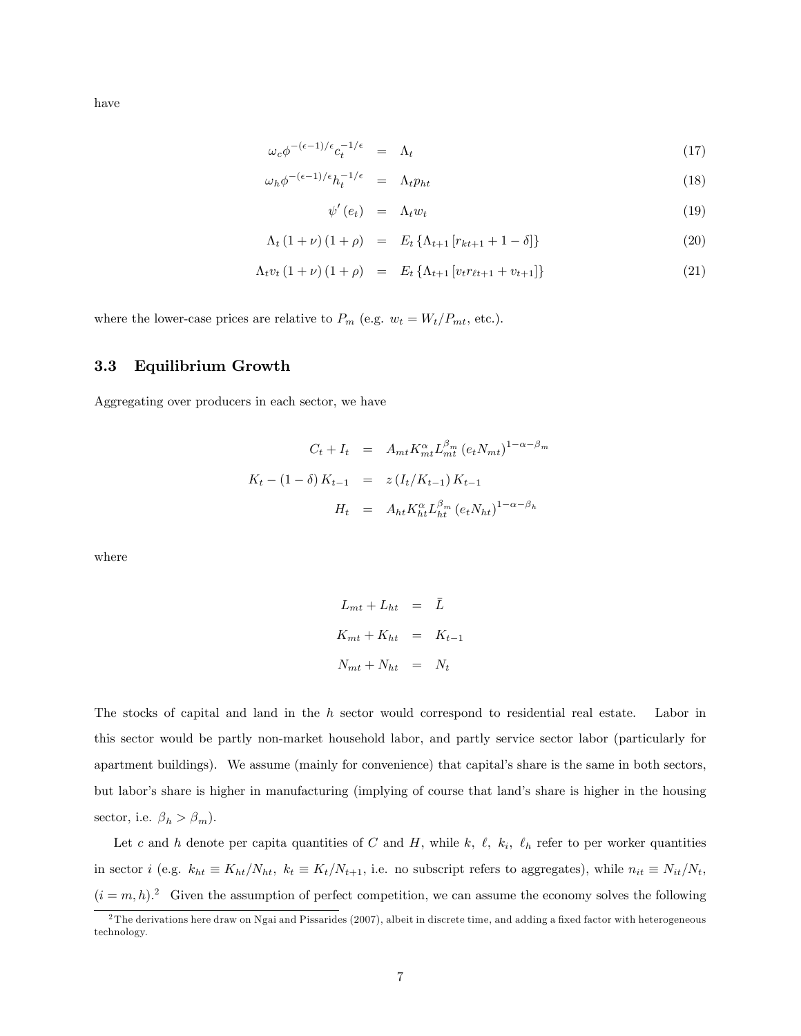have

$$\omega_c \phi^{-(\epsilon-1)/\epsilon} c_t^{-1/\epsilon} = \Lambda_t \tag{17}$$

$$\omega_h \phi^{-(\epsilon-1)/\epsilon} h_t^{-1/\epsilon} = \Lambda_t p_{ht} \tag{18}$$

$$\psi'(e_t) = \Lambda_t w_t \tag{19}$$

$$\Lambda_t (1+\nu)(1+\rho) = E_t \{\Lambda_{t+1} [r_{kt+1} + 1 - \delta]\} \tag{20}$$

$$\Lambda_t v_t (1+\nu)(1+\rho) = E_t \{\Lambda_{t+1} [v_t r_{\ell t+1} + v_{t+1}]\} \tag{21}$$

where the lower-case prices are relative to $P_m$ (e.g. $w_t = W_t/P_{mt}$, etc.).

### 3.3 Equilibrium Growth

Aggregating over producers in each sector, we have

$$
\begin{aligned}
C_t + I_t &= A_{mt} K_{mt}^{\alpha} L_{mt}^{\beta_m} (e_t N_{mt})^{1-\alpha-\beta_m} \\
K_t - (1-\delta) K_{t-1} &= z(I_t/K_{t-1}) K_{t-1} \\
H_t &= A_{ht} K_{ht}^{\alpha} L_{ht}^{\beta_m} (e_t N_{ht})^{1-\alpha-\beta_h}
\end{aligned}
$$

where

$$
\begin{aligned}
L_{mt} + L_{ht} &= \bar{L} \\
K_{mt} + K_{ht} &= K_{t-1} \\
N_{mt} + N_{ht} &= N_t
\end{aligned}
$$

The stocks of capital and land in the $h$ sector would correspond to residential real estate. Labor in this sector would be partly non-market household labor, and partly service sector labor (particularly for apartment buildings). We assume (mainly for convenience) that capital's share is the same in both sectors, but labor's share is higher in manufacturing (implying of course that land's share is higher in the housing sector, i.e. $\beta_h > \beta_m$).

Let $c$ and $h$ denote per capita quantities of $C$ and $H$, while $k$, $\ell$, $k_i$, $\ell_h$ refer to per worker quantities in sector $i$ (e.g. $k_{ht} \equiv K_{ht}/N_{ht}$, $k_t \equiv K_t/N_{t+1}$, i.e. no subscript refers to aggregates), while $n_{it} \equiv N_{it}/N_t$, $(i = m, h)$.[2] Given the assumption of perfect competition, we can assume the economy solves the following

[2] The derivations here draw on Ngai and Pissarides (2007), albeit in discrete time, and adding a fixed factor with heterogeneous technology.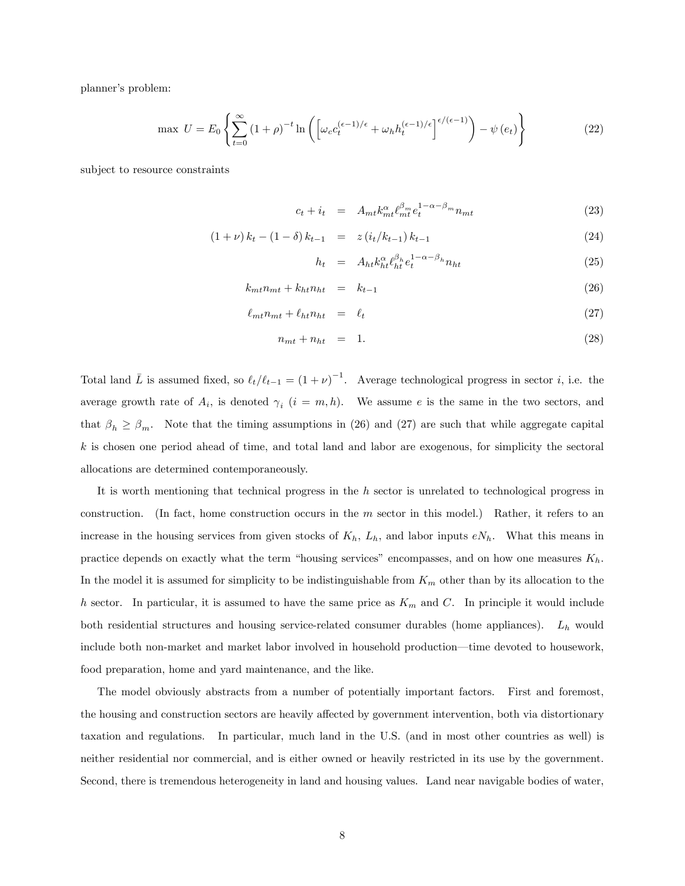planner's problem:

$$\max\ U = E_0 \left\{ \sum_{t=0}^{\infty} (1+\rho)^{-t} \ln\left( \left[ \omega_c c_t^{(\epsilon-1)/\epsilon} + \omega_h h_t^{(\epsilon-1)/\epsilon} \right]^{\epsilon/(\epsilon-1)} \right) - \psi\left(e_t\right) \right\} \tag{22}$$

subject to resource constraints

$$c_t + i_t = A_{mt} k_{mt}^{\alpha} \ell_{mt}^{\beta_m} e_t^{1-\alpha-\beta_m} n_{mt} \tag{23}$$

$$(1+\nu)\, k_t - (1-\delta)\, k_{t-1} = z\left(i_t / k_{t-1}\right) k_{t-1} \tag{24}$$

$$h_t = A_{ht} k_{ht}^{\alpha} \ell_{ht}^{\beta_h} e_t^{1-\alpha-\beta_h} n_{ht} \tag{25}$$

$$k_{mt} n_{mt} + k_{ht} n_{ht} = k_{t-1} \tag{26}$$

$$\ell_{mt} n_{mt} + \ell_{ht} n_{ht} = \ell_t \tag{27}$$

$$n_{mt} + n_{ht} = 1. \tag{28}$$

Total land $\bar{L}$ is assumed fixed, so $\ell_t / \ell_{t-1} = (1+\nu)^{-1}$. Average technological progress in sector $i$, i.e. the average growth rate of $A_i$, is denoted $\gamma_i$ $(i = m, h)$. We assume $e$ is the same in the two sectors, and that $\beta_h \geq \beta_m$. Note that the timing assumptions in (26) and (27) are such that while aggregate capital $k$ is chosen one period ahead of time, and total land and labor are exogenous, for simplicity the sectoral allocations are determined contemporaneously.

It is worth mentioning that technical progress in the $h$ sector is unrelated to technological progress in construction. (In fact, home construction occurs in the $m$ sector in this model.) Rather, it refers to an increase in the housing services from given stocks of $K_h$, $L_h$, and labor inputs $eN_h$. What this means in practice depends on exactly what the term "housing services" encompasses, and on how one measures $K_h$. In the model it is assumed for simplicity to be indistinguishable from $K_m$ other than by its allocation to the $h$ sector. In particular, it is assumed to have the same price as $K_m$ and $C$. In principle it would include both residential structures and housing service-related consumer durables (home appliances). $L_h$ would include both non-market and market labor involved in household production—time devoted to housework, food preparation, home and yard maintenance, and the like.

The model obviously abstracts from a number of potentially important factors. First and foremost, the housing and construction sectors are heavily affected by government intervention, both via distortionary taxation and regulations. In particular, much land in the U.S. (and in most other countries as well) is neither residential nor commercial, and is either owned or heavily restricted in its use by the government. Second, there is tremendous heterogeneity in land and housing values. Land near navigable bodies of water,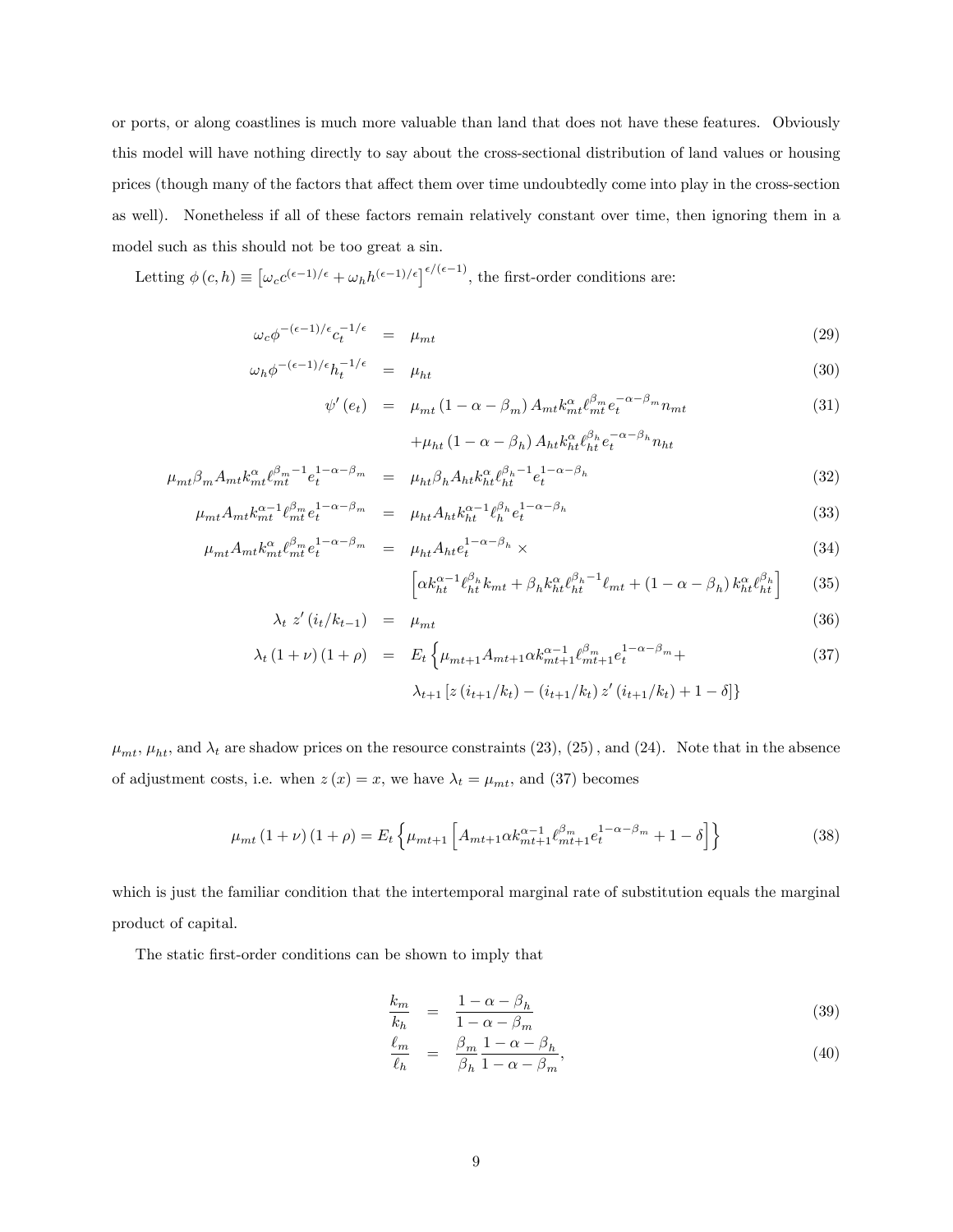or ports, or along coastlines is much more valuable than land that does not have these features. Obviously this model will have nothing directly to say about the cross-sectional distribution of land values or housing prices (though many of the factors that affect them over time undoubtedly come into play in the cross-section as well). Nonetheless if all of these factors remain relatively constant over time, then ignoring them in a model such as this should not be too great a sin.

Letting $\phi(c,h) \equiv \left[\omega_c c^{(\epsilon-1)/\epsilon} + \omega_h h^{(\epsilon-1)/\epsilon}\right]^{\epsilon/(\epsilon-1)}$, the first-order conditions are:

$$\omega_c \phi^{-(\epsilon-1)/\epsilon} c_t^{-1/\epsilon} = \mu_{mt} \tag{29}$$

$$\omega_h \phi^{-(\epsilon-1)/\epsilon} h_t^{-1/\epsilon} = \mu_{ht} \tag{30}$$

$$\psi'(e_t) = \mu_{mt}(1-\alpha-\beta_m) A_{mt} k_{mt}^{\alpha} \ell_{mt}^{\beta_m} e_t^{-\alpha-\beta_m} n_{mt} + \mu_{ht}(1-\alpha-\beta_h) A_{ht} k_{ht}^{\alpha} \ell_{ht}^{\beta_h} e_t^{-\alpha-\beta_h} n_{ht} \tag{31}$$

$$\mu_{mt} \beta_m A_{mt} k_{mt}^{\alpha} \ell_{mt}^{\beta_m - 1} e_t^{1-\alpha-\beta_m} = \mu_{ht} \beta_h A_{ht} k_{ht}^{\alpha} \ell_{ht}^{\beta_h - 1} e_t^{1-\alpha-\beta_h} \tag{32}$$

$$\mu_{mt} A_{mt} k_{mt}^{\alpha-1} \ell_{mt}^{\beta_m} e_t^{1-\alpha-\beta_m} = \mu_{ht} A_{ht} k_{ht}^{\alpha-1} \ell_h^{\beta_h} e_t^{1-\alpha-\beta_h} \tag{33}$$

$$\mu_{mt} A_{mt} k_{mt}^{\alpha} \ell_{mt}^{\beta_m} e_t^{1-\alpha-\beta_m} = \mu_{ht} A_{ht} e_t^{1-\alpha-\beta_h} \times \tag{34}$$

$$\left[\alpha k_{ht}^{\alpha-1} \ell_{ht}^{\beta_h} k_{mt} + \beta_h k_{ht}^{\alpha} \ell_{ht}^{\beta_h - 1} \ell_{mt} + (1-\alpha-\beta_h) k_{ht}^{\alpha} \ell_{ht}^{\beta_h}\right] \tag{35}$$

$$\lambda_t \, z'(i_t/k_{t-1}) = \mu_{mt} \tag{36}$$

$$\lambda_t (1+\nu)(1+\rho) = E_t \Big\{ \mu_{mt+1} A_{mt+1} \alpha k_{mt+1}^{\alpha-1} \ell_{mt+1}^{\beta_m} e_t^{1-\alpha-\beta_m} + \lambda_{t+1}\left[z(i_{t+1}/k_t) - (i_{t+1}/k_t)\, z'(i_{t+1}/k_t) + 1 - \delta\right]\Big\} \tag{37}$$

$\mu_{mt}$, $\mu_{ht}$, and $\lambda_t$ are shadow prices on the resource constraints (23), (25), and (24). Note that in the absence of adjustment costs, i.e. when $z(x) = x$, we have $\lambda_t = \mu_{mt}$, and (37) becomes

$$\mu_{mt}(1+\nu)(1+\rho) = E_t \left\{ \mu_{mt+1} \left[ A_{mt+1} \alpha k_{mt+1}^{\alpha-1} \ell_{mt+1}^{\beta_m} e_t^{1-\alpha-\beta_m} + 1 - \delta \right] \right\} \tag{38}$$

which is just the familiar condition that the intertemporal marginal rate of substitution equals the marginal product of capital.

The static first-order conditions can be shown to imply that

$$\frac{k_m}{k_h} = \frac{1-\alpha-\beta_h}{1-\alpha-\beta_m} \tag{39}$$

$$\frac{\ell_m}{\ell_h} = \frac{\beta_m}{\beta_h} \frac{1-\alpha-\beta_h}{1-\alpha-\beta_m}, \tag{40}$$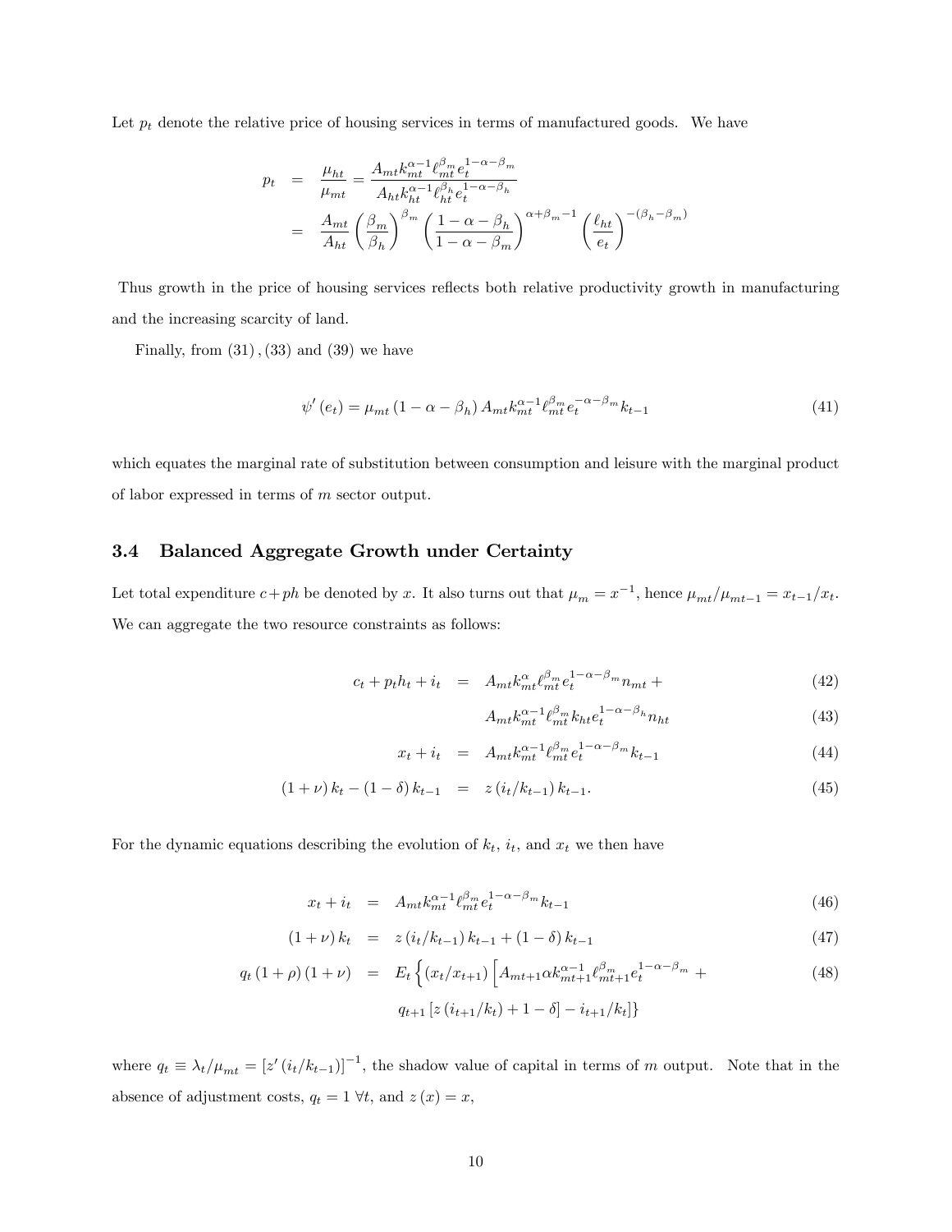Let $p_t$ denote the relative price of housing services in terms of manufactured goods. We have

$$
\begin{aligned}
p_t &= \frac{\mu_{ht}}{\mu_{mt}} = \frac{A_{mt} k_{mt}^{\alpha-1} \ell_{mt}^{\beta_m} e_t^{1-\alpha-\beta_m}}{A_{ht} k_{ht}^{\alpha-1} \ell_{ht}^{\beta_h} e_t^{1-\alpha-\beta_h}} \\
&= \frac{A_{mt}}{A_{ht}} \left( \frac{\beta_m}{\beta_h} \right)^{\beta_m} \left( \frac{1-\alpha-\beta_h}{1-\alpha-\beta_m} \right)^{\alpha+\beta_m-1} \left( \frac{\ell_{ht}}{e_t} \right)^{-(\beta_h-\beta_m)}
\end{aligned}
$$

Thus growth in the price of housing services reflects both relative productivity growth in manufacturing and the increasing scarcity of land.

Finally, from $(31)$, $(33)$ and $(39)$ we have

$$
\psi'(e_t) = \mu_{mt} (1-\alpha-\beta_h) A_{mt} k_{mt}^{\alpha-1} \ell_{mt}^{\beta_m} e_t^{-\alpha-\beta_m} k_{t-1} \tag{41}
$$

which equates the marginal rate of substitution between consumption and leisure with the marginal product of labor expressed in terms of $m$ sector output.

### 3.4 Balanced Aggregate Growth under Certainty

Let total expenditure $c+ph$ be denoted by $x$. It also turns out that $\mu_m = x^{-1}$, hence $\mu_{mt}/\mu_{mt-1} = x_{t-1}/x_t$. We can aggregate the two resource constraints as follows:

$$
\begin{aligned}
c_t + p_t h_t + i_t &= A_{mt} k_{mt}^{\alpha} \ell_{mt}^{\beta_m} e_t^{1-\alpha-\beta_m} n_{mt} + \qquad (42) \\
&\quad A_{mt} k_{mt}^{\alpha-1} \ell_{mt}^{\beta_m} k_{ht} e_t^{1-\alpha-\beta_h} n_{ht} \qquad (43) \\
x_t + i_t &= A_{mt} k_{mt}^{\alpha-1} \ell_{mt}^{\beta_m} e_t^{1-\alpha-\beta_m} k_{t-1} \qquad (44) \\
(1+\nu) k_t - (1-\delta) k_{t-1} &= z(i_t/k_{t-1}) k_{t-1}. \qquad (45)
\end{aligned}
$$

For the dynamic equations describing the evolution of $k_t$, $i_t$, and $x_t$ we then have

$$
\begin{aligned}
x_t + i_t &= A_{mt} k_{mt}^{\alpha-1} \ell_{mt}^{\beta_m} e_t^{1-\alpha-\beta_m} k_{t-1} \qquad (46) \\
(1+\nu) k_t &= z(i_t/k_{t-1}) k_{t-1} + (1-\delta) k_{t-1} \qquad (47) \\
q_t (1+\rho)(1+\nu) &= E_t \Big\{ (x_t/x_{t+1}) \Big[ A_{mt+1} \alpha k_{mt+1}^{\alpha-1} \ell_{mt+1}^{\beta_m} e_t^{1-\alpha-\beta_m} + \qquad (48) \\
&\quad q_{t+1} \left[ z(i_{t+1}/k_t) + 1 - \delta \right] - i_{t+1}/k_t \Big] \Big\}
\end{aligned}
$$

where $q_t \equiv \lambda_t/\mu_{mt} = \left[ z'(i_t/k_{t-1}) \right]^{-1}$, the shadow value of capital in terms of $m$ output. Note that in the absence of adjustment costs, $q_t = 1 \ \forall t$, and $z(x) = x$,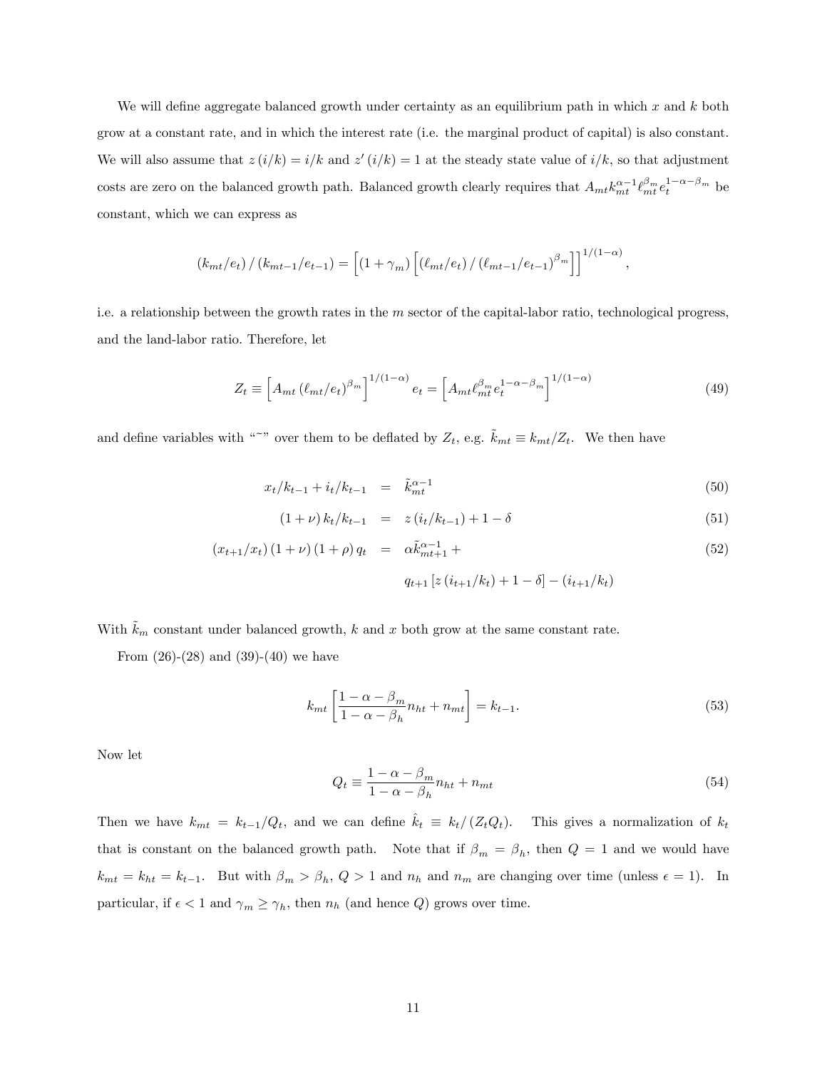We will define aggregate balanced growth under certainty as an equilibrium path in which $x$ and $k$ both grow at a constant rate, and in which the interest rate (i.e. the marginal product of capital) is also constant. We will also assume that $z(i/k) = i/k$ and $z'(i/k) = 1$ at the steady state value of $i/k$, so that adjustment costs are zero on the balanced growth path. Balanced growth clearly requires that $A_{mt} k_{mt}^{\alpha-1} \ell_{mt}^{\beta_m} e_t^{1-\alpha-\beta_m}$ be constant, which we can express as

$$(k_{mt}/e_t) / (k_{mt-1}/e_{t-1}) = \left[ (1+\gamma_m) \left[ (\ell_{mt}/e_t) / (\ell_{mt-1}/e_{t-1})^{\beta_m} \right] \right]^{1/(1-\alpha)},$$

i.e. a relationship between the growth rates in the $m$ sector of the capital-labor ratio, technological progress, and the land-labor ratio. Therefore, let

$$Z_t \equiv \left[ A_{mt} (\ell_{mt}/e_t)^{\beta_m} \right]^{1/(1-\alpha)} e_t = \left[ A_{mt} \ell_{mt}^{\beta_m} e_t^{1-\alpha-\beta_m} \right]^{1/(1-\alpha)} \tag{49}$$

and define variables with "~" over them to be deflated by $Z_t$, e.g. $\tilde{k}_{mt} \equiv k_{mt}/Z_t$. We then have

$$x_t/k_{t-1} + i_t/k_{t-1} = \tilde{k}_{mt}^{\alpha-1} \tag{50}$$

$$(1+\nu) k_t/k_{t-1} = z(i_t/k_{t-1}) + 1 - \delta \tag{51}$$

$$(x_{t+1}/x_t)(1+\nu)(1+\rho) q_t = \alpha \tilde{k}_{mt+1}^{\alpha-1} + q_{t+1}\left[ z(i_{t+1}/k_t) + 1 - \delta \right] - (i_{t+1}/k_t) \tag{52}$$

With $\tilde{k}_m$ constant under balanced growth, $k$ and $x$ both grow at the same constant rate.

From (26)-(28) and (39)-(40) we have

$$k_{mt} \left[ \frac{1-\alpha-\beta_m}{1-\alpha-\beta_h} n_{ht} + n_{mt} \right] = k_{t-1}. \tag{53}$$

Now let

$$Q_t \equiv \frac{1-\alpha-\beta_m}{1-\alpha-\beta_h} n_{ht} + n_{mt} \tag{54}$$

Then we have $k_{mt} = k_{t-1}/Q_t$, and we can define $\hat{k}_t \equiv k_t/(Z_t Q_t)$. This gives a normalization of $k_t$ that is constant on the balanced growth path. Note that if $\beta_m = \beta_h$, then $Q = 1$ and we would have $k_{mt} = k_{ht} = k_{t-1}$. But with $\beta_m > \beta_h$, $Q > 1$ and $n_h$ and $n_m$ are changing over time (unless $\epsilon = 1$). In particular, if $\epsilon < 1$ and $\gamma_m \geq \gamma_h$, then $n_h$ (and hence $Q$) grows over time.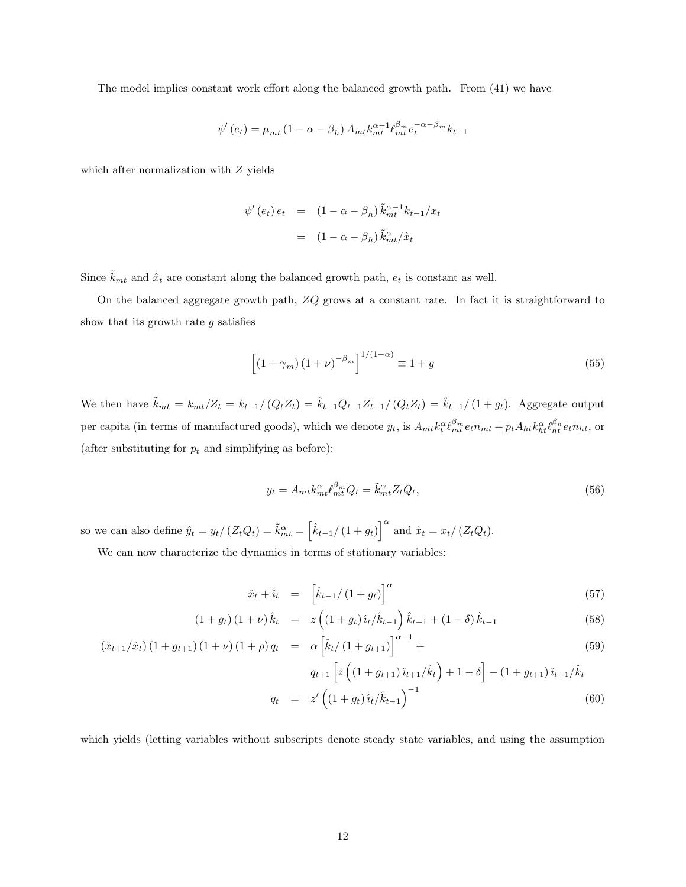The model implies constant work effort along the balanced growth path. From (41) we have

$$\psi'(e_t) = \mu_{mt}(1-\alpha-\beta_h) A_{mt} k_{mt}^{\alpha-1} \ell_{mt}^{\beta_m} e_t^{-\alpha-\beta_m} k_{t-1}$$

which after normalization with $Z$ yields

$$\begin{aligned}
\psi'(e_t) e_t &= (1-\alpha-\beta_h) \tilde{k}_{mt}^{\alpha-1} k_{t-1}/x_t \\
&= (1-\alpha-\beta_h) \tilde{k}_{mt}^{\alpha}/\hat{x}_t
\end{aligned}$$

Since $\tilde{k}_{mt}$ and $\hat{x}_t$ are constant along the balanced growth path, $e_t$ is constant as well.

On the balanced aggregate growth path, $ZQ$ grows at a constant rate. In fact it is straightforward to show that its growth rate $g$ satisfies

$$\left[(1+\gamma_m)(1+\nu)^{-\beta_m}\right]^{1/(1-\alpha)} \equiv 1+g \tag{55}$$

We then have $\tilde{k}_{mt} = k_{mt}/Z_t = k_{t-1}/(Q_t Z_t) = \hat{k}_{t-1} Q_{t-1} Z_{t-1}/(Q_t Z_t) = \hat{k}_{t-1}/(1+g_t)$. Aggregate output per capita (in terms of manufactured goods), which we denote $y_t$, is $A_{mt} k_t^{\alpha} \ell_{mt}^{\beta_m} e_t n_{mt} + p_t A_{ht} k_{ht}^{\alpha} \ell_{ht}^{\beta_h} e_t n_{ht}$, or (after substituting for $p_t$ and simplifying as before):

$$y_t = A_{mt} k_{mt}^{\alpha} \ell_{mt}^{\beta_m} Q_t = \tilde{k}_{mt}^{\alpha} Z_t Q_t, \tag{56}$$

so we can also define $\hat{y}_t = y_t/(Z_t Q_t) = \tilde{k}_{mt}^{\alpha} = \left[\hat{k}_{t-1}/(1+g_t)\right]^{\alpha}$ and $\hat{x}_t = x_t/(Z_t Q_t)$.

We can now characterize the dynamics in terms of stationary variables:

$$\hat{x}_t + \hat{\imath}_t = \left[\hat{k}_{t-1}/(1+g_t)\right]^{\alpha} \tag{57}$$

$$(1+g_t)(1+\nu)\hat{k}_t = z\left((1+g_t)\hat{\imath}_t/\hat{k}_{t-1}\right)\hat{k}_{t-1} + (1-\delta)\hat{k}_{t-1} \tag{58}$$

$$\begin{aligned}
(\hat{x}_{t+1}/\hat{x}_t)(1+g_{t+1})(1+\nu)(1+\rho) q_t &= \alpha\left[\hat{k}_t/(1+g_{t+1})\right]^{\alpha-1} + \\
&\quad q_{t+1}\left[z\left((1+g_{t+1})\hat{\imath}_{t+1}/\hat{k}_t\right) + 1 - \delta\right] - (1+g_{t+1})\hat{\imath}_{t+1}/\hat{k}_t
\end{aligned} \tag{59}$$

$$q_t = z'\left((1+g_t)\hat{\imath}_t/\hat{k}_{t-1}\right)^{-1} \tag{60}$$

which yields (letting variables without subscripts denote steady state variables, and using the assumption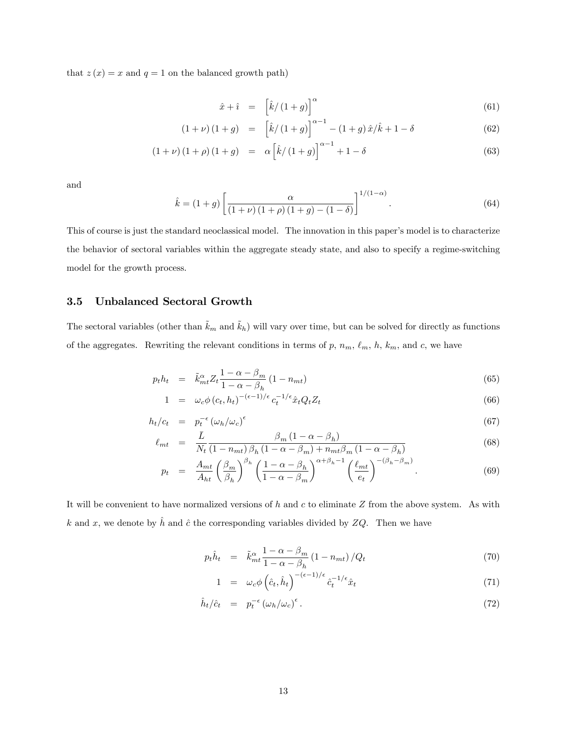that $z(x) = x$ and $q = 1$ on the balanced growth path)

$$
\begin{aligned}
\hat{x} + \hat{\imath} &= \left[\hat{k}/(1+g)\right]^{\alpha} && (61) \\
(1+\nu)(1+g) &= \left[\hat{k}/(1+g)\right]^{\alpha-1} - (1+g)\,\hat{x}/\hat{k} + 1 - \delta && (62) \\
(1+\nu)(1+\rho)(1+g) &= \alpha\left[\hat{k}/(1+g)\right]^{\alpha-1} + 1 - \delta && (63)
\end{aligned}
$$

and

$$
\hat{k} = (1+g)\left[\frac{\alpha}{(1+\nu)(1+\rho)(1+g) - (1-\delta)}\right]^{1/(1-\alpha)}. \qquad (64)
$$

This of course is just the standard neoclassical model. The innovation in this paper's model is to characterize the behavior of sectoral variables within the aggregate steady state, and also to specify a regime-switching model for the growth process.

### 3.5 Unbalanced Sectoral Growth

The sectoral variables (other than $\tilde{k}_m$ and $\tilde{k}_h$) will vary over time, but can be solved for directly as functions of the aggregates. Rewriting the relevant conditions in terms of $p$, $n_m$, $\ell_m$, $h$, $k_m$, and $c$, we have

$$
\begin{aligned}
p_t h_t &= \tilde{k}_{mt}^{\alpha} Z_t \frac{1-\alpha-\beta_m}{1-\alpha-\beta_h}(1-n_{mt}) && (65) \\
1 &= \omega_c \phi(c_t, h_t)^{-(\epsilon-1)/\epsilon} c_t^{-1/\epsilon} \hat{x}_t Q_t Z_t && (66) \\
h_t/c_t &= p_t^{-\epsilon}(\omega_h/\omega_c)^{\epsilon} && (67) \\
\ell_{mt} &= \frac{\bar{L}}{N_t}\frac{\beta_m(1-\alpha-\beta_h)}{(1-n_{mt})\beta_h(1-\alpha-\beta_m) + n_{mt}\beta_m(1-\alpha-\beta_h)} && (68) \\
p_t &= \frac{A_{mt}}{A_{ht}}\left(\frac{\beta_m}{\beta_h}\right)^{\beta_h}\left(\frac{1-\alpha-\beta_h}{1-\alpha-\beta_m}\right)^{\alpha+\beta_h-1}\left(\frac{\ell_{mt}}{e_t}\right)^{-(\beta_h-\beta_m)}. && (69)
\end{aligned}
$$

It will be convenient to have normalized versions of $h$ and $c$ to eliminate $Z$ from the above system. As with $k$ and $x$, we denote by $\hat{h}$ and $\hat{c}$ the corresponding variables divided by $ZQ$. Then we have

$$
\begin{aligned}
p_t \hat{h}_t &= \tilde{k}_{mt}^{\alpha}\frac{1-\alpha-\beta_m}{1-\alpha-\beta_h}(1-n_{mt})/Q_t && (70) \\
1 &= \omega_c \phi\left(\hat{c}_t, \hat{h}_t\right)^{-(\epsilon-1)/\epsilon} \hat{c}_t^{-1/\epsilon}\hat{x}_t && (71) \\
\hat{h}_t/\hat{c}_t &= p_t^{-\epsilon}(\omega_h/\omega_c)^{\epsilon}. && (72)
\end{aligned}
$$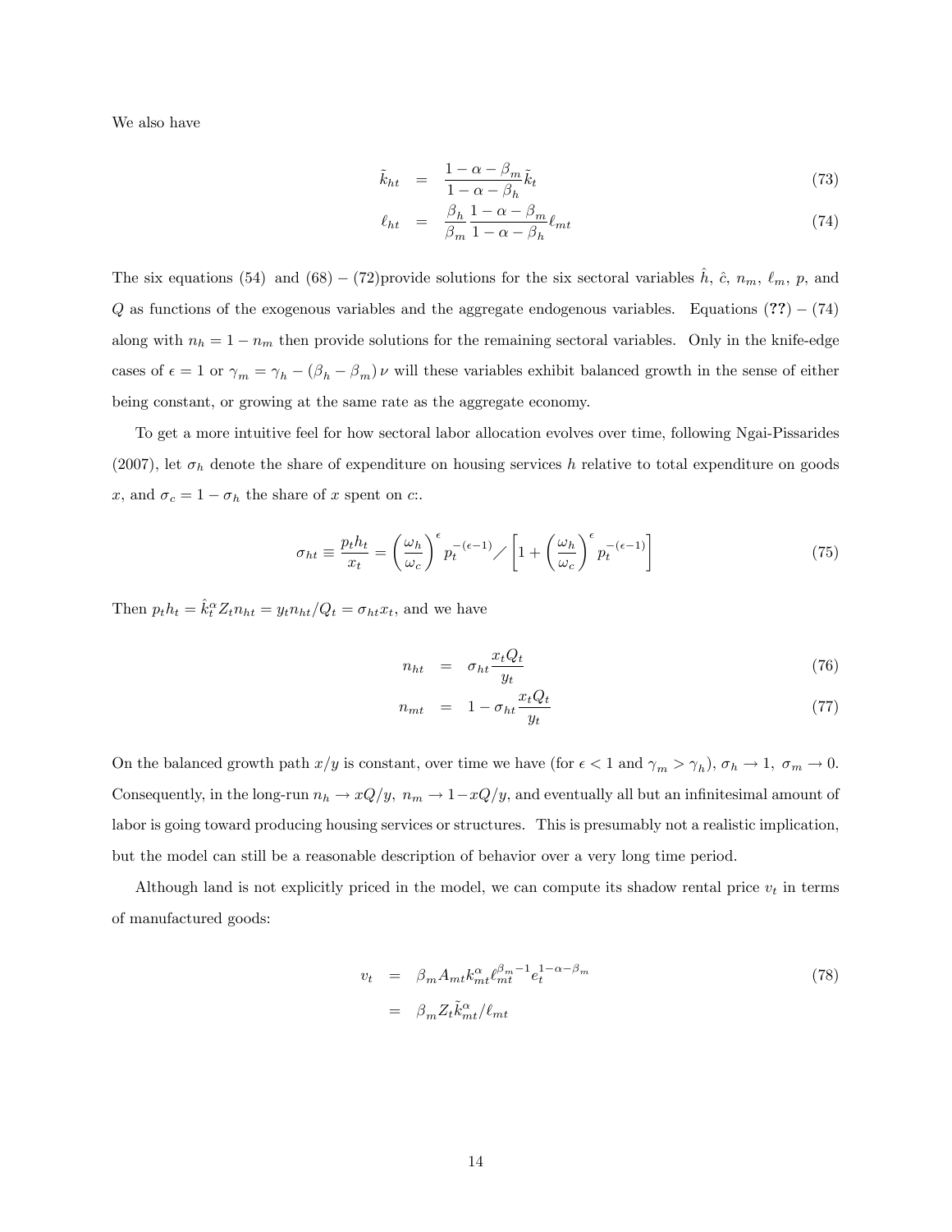We also have

$$
\tilde{k}_{ht} = \frac{1-\alpha-\beta_m}{1-\alpha-\beta_h}\tilde{k}_t \tag{73}
$$

$$
\ell_{ht} = \frac{\beta_h}{\beta_m}\frac{1-\alpha-\beta_m}{1-\alpha-\beta_h}\ell_{mt} \tag{74}
$$

The six equations (54) and (68) – (72)provide solutions for the six sectoral variables $\hat{h}$, $\hat{c}$, $n_m$, $\ell_m$, $p$, and $Q$ as functions of the exogenous variables and the aggregate endogenous variables. Equations (**??**) – (74) along with $n_h = 1 - n_m$ then provide solutions for the remaining sectoral variables. Only in the knife-edge cases of $\epsilon = 1$ or $\gamma_m = \gamma_h - (\beta_h - \beta_m)\nu$ will these variables exhibit balanced growth in the sense of either being constant, or growing at the same rate as the aggregate economy.

To get a more intuitive feel for how sectoral labor allocation evolves over time, following Ngai-Pissarides (2007), let $\sigma_h$ denote the share of expenditure on housing services $h$ relative to total expenditure on goods $x$, and $\sigma_c = 1 - \sigma_h$ the share of $x$ spent on $c$:.

$$
\sigma_{ht} \equiv \frac{p_t h_t}{x_t} = \left(\frac{\omega_h}{\omega_c}\right)^{\epsilon} p_t^{-(\epsilon-1)} \Big/ \left[1 + \left(\frac{\omega_h}{\omega_c}\right)^{\epsilon} p_t^{-(\epsilon-1)}\right] \tag{75}
$$

Then $p_t h_t = \hat{k}_t^{\alpha} Z_t n_{ht} = y_t n_{ht}/Q_t = \sigma_{ht} x_t$, and we have

$$
n_{ht} = \sigma_{ht}\frac{x_t Q_t}{y_t} \tag{76}
$$

$$
n_{mt} = 1 - \sigma_{ht}\frac{x_t Q_t}{y_t} \tag{77}
$$

On the balanced growth path $x/y$ is constant, over time we have (for $\epsilon < 1$ and $\gamma_m > \gamma_h$), $\sigma_h \to 1$, $\sigma_m \to 0$. Consequently, in the long-run $n_h \to xQ/y$, $n_m \to 1 - xQ/y$, and eventually all but an infinitesimal amount of labor is going toward producing housing services or structures. This is presumably not a realistic implication, but the model can still be a reasonable description of behavior over a very long time period.

Although land is not explicitly priced in the model, we can compute its shadow rental price $v_t$ in terms of manufactured goods:

$$
\begin{aligned}
v_t &= \beta_m A_{mt} k_{mt}^{\alpha} \ell_{mt}^{\beta_m - 1} e_t^{1-\alpha-\beta_m} \\
&= \beta_m Z_t \tilde{k}_{mt}^{\alpha}/\ell_{mt}
\end{aligned} \tag{78}
$$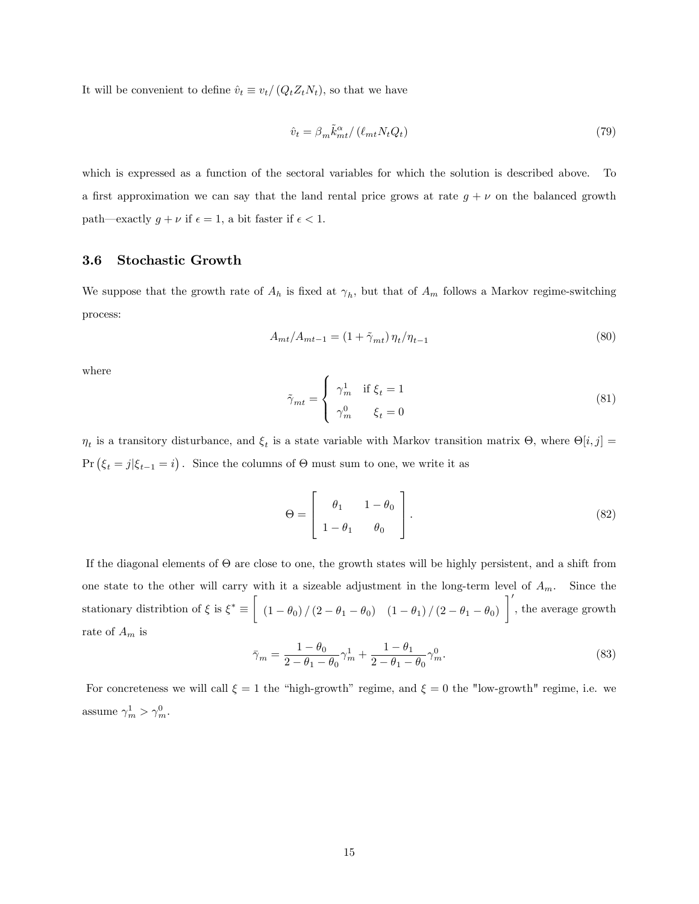It will be convenient to define $\hat{v}_t \equiv v_t / (Q_t Z_t N_t)$, so that we have

$$\hat{v}_t = \beta_m \tilde{k}_{mt}^{\alpha} / (\ell_{mt} N_t Q_t) \tag{79}$$

which is expressed as a function of the sectoral variables for which the solution is described above. To a first approximation we can say that the land rental price grows at rate $g + \nu$ on the balanced growth path—exactly $g + \nu$ if $\epsilon = 1$, a bit faster if $\epsilon < 1$.

### 3.6 Stochastic Growth

We suppose that the growth rate of $A_h$ is fixed at $\gamma_h$, but that of $A_m$ follows a Markov regime-switching process:

$$A_{mt}/A_{mt-1} = (1 + \tilde{\gamma}_{mt}) \eta_t / \eta_{t-1} \tag{80}$$

where

$$\tilde{\gamma}_{mt} = \begin{cases} \gamma_m^1 & \text{if } \xi_t = 1 \\ \gamma_m^0 & \xi_t = 0 \end{cases} \tag{81}$$

$\eta_t$ is a transitory disturbance, and $\xi_t$ is a state variable with Markov transition matrix $\Theta$, where $\Theta[i, j] = \Pr(\xi_t = j | \xi_{t-1} = i)$. Since the columns of $\Theta$ must sum to one, we write it as

$$\Theta = \begin{bmatrix} \theta_1 & 1 - \theta_0 \\ 1 - \theta_1 & \theta_0 \end{bmatrix}. \tag{82}$$

If the diagonal elements of $\Theta$ are close to one, the growth states will be highly persistent, and a shift from one state to the other will carry with it a sizeable adjustment in the long-term level of $A_m$. Since the stationary distribtion of $\xi$ is $\xi^* \equiv \begin{bmatrix} (1 - \theta_0) / (2 - \theta_1 - \theta_0) & (1 - \theta_1) / (2 - \theta_1 - \theta_0) \end{bmatrix}'$, the average growth rate of $A_m$ is

$$\bar{\gamma}_m = \frac{1 - \theta_0}{2 - \theta_1 - \theta_0} \gamma_m^1 + \frac{1 - \theta_1}{2 - \theta_1 - \theta_0} \gamma_m^0. \tag{83}$$

For concreteness we will call $\xi = 1$ the "high-growth" regime, and $\xi = 0$ the "low-growth" regime, i.e. we assume $\gamma_m^1 > \gamma_m^0$.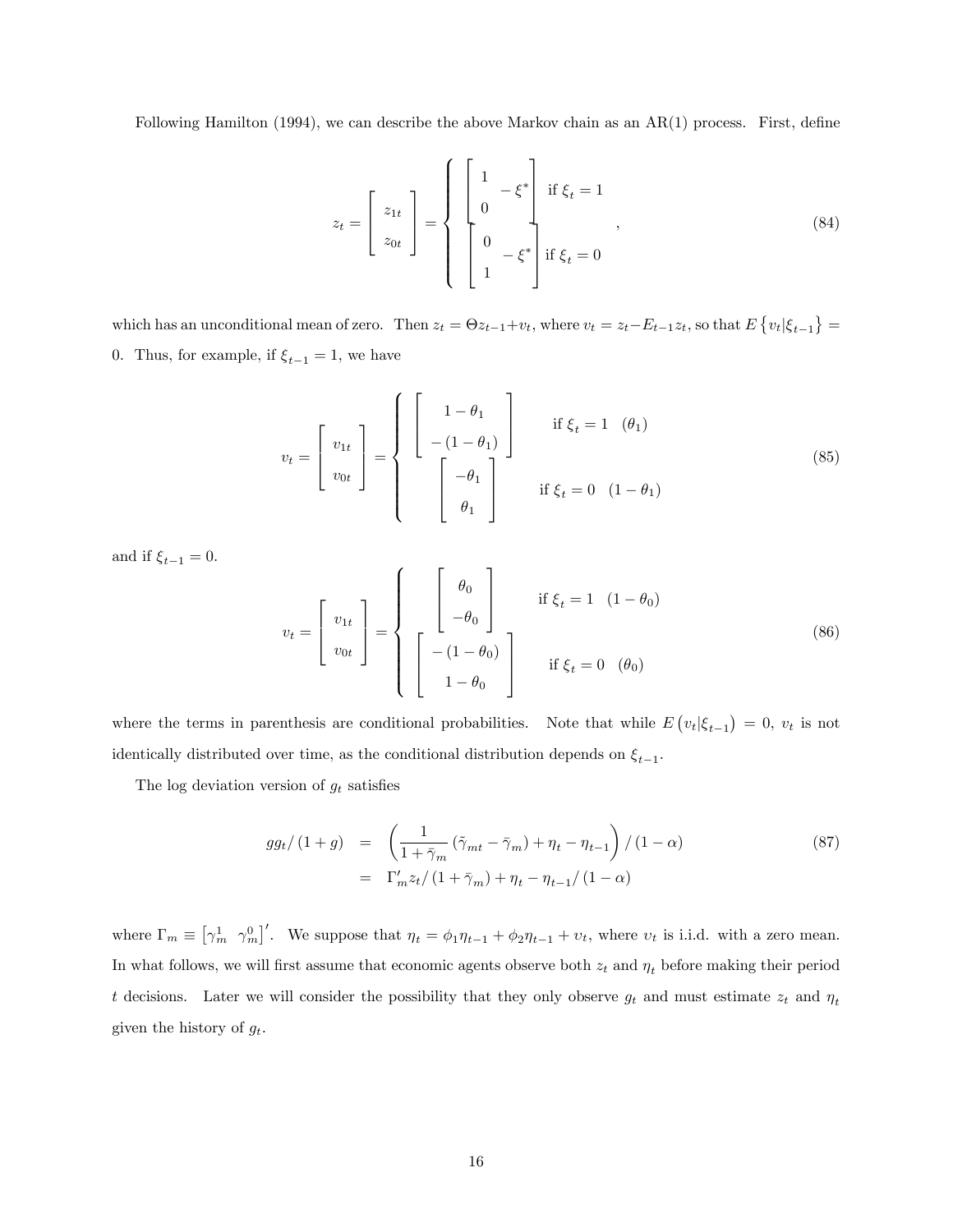Following Hamilton (1994), we can describe the above Markov chain as an AR(1) process. First, define

$$
z_t = \begin{bmatrix} z_{1t} \\ z_{0t} \end{bmatrix} = \begin{cases} \begin{bmatrix} 1 \\ 0 \end{bmatrix} - \xi^* & \text{if } \xi_t = 1 \\ \begin{bmatrix} 0 \\ 1 \end{bmatrix} - \xi^* & \text{if } \xi_t = 0 \end{cases}, \tag{84}
$$

which has an unconditional mean of zero. Then $z_t = \Theta z_{t-1} + v_t$, where $v_t = z_t - E_{t-1} z_t$, so that $E\left\{v_t | \xi_{t-1}\right\} = 0$. Thus, for example, if $\xi_{t-1} = 1$, we have

$$
v_t = \begin{bmatrix} v_{1t} \\ v_{0t} \end{bmatrix} = \begin{cases} \begin{bmatrix} 1 - \theta_1 \\ -(1 - \theta_1) \end{bmatrix} & \text{if } \xi_t = 1 \quad (\theta_1) \\ \begin{bmatrix} -\theta_1 \\ \theta_1 \end{bmatrix} & \text{if } \xi_t = 0 \quad (1 - \theta_1) \end{cases} \tag{85}
$$

and if $\xi_{t-1} = 0$.

$$
v_t = \begin{bmatrix} v_{1t} \\ v_{0t} \end{bmatrix} = \begin{cases} \begin{bmatrix} \theta_0 \\ -\theta_0 \end{bmatrix} & \text{if } \xi_t = 1 \quad (1 - \theta_0) \\ \begin{bmatrix} -(1 - \theta_0) \\ 1 - \theta_0 \end{bmatrix} & \text{if } \xi_t = 0 \quad (\theta_0) \end{cases} \tag{86}
$$

where the terms in parenthesis are conditional probabilities. Note that while $E\left(v_t | \xi_{t-1}\right) = 0$, $v_t$ is not identically distributed over time, as the conditional distribution depends on $\xi_{t-1}$.

The log deviation version of $g_t$ satisfies

$$
\begin{aligned}
gg_t / (1 + g) &= \left( \frac{1}{1 + \bar{\gamma}_m} \left( \tilde{\gamma}_{mt} - \bar{\gamma}_m \right) + \eta_t - \eta_{t-1} \right) / (1 - \alpha) \\
&= \Gamma_m' z_t / (1 + \bar{\gamma}_m) + \eta_t - \eta_{t-1} / (1 - \alpha)
\end{aligned} \tag{87}
$$

where $\Gamma_m \equiv \begin{bmatrix} \gamma_m^1 & \gamma_m^0 \end{bmatrix}'$. We suppose that $\eta_t = \phi_1 \eta_{t-1} + \phi_2 \eta_{t-1} + \upsilon_t$, where $\upsilon_t$ is i.i.d. with a zero mean. In what follows, we will first assume that economic agents observe both $z_t$ and $\eta_t$ before making their period $t$ decisions. Later we will consider the possibility that they only observe $g_t$ and must estimate $z_t$ and $\eta_t$ given the history of $g_t$.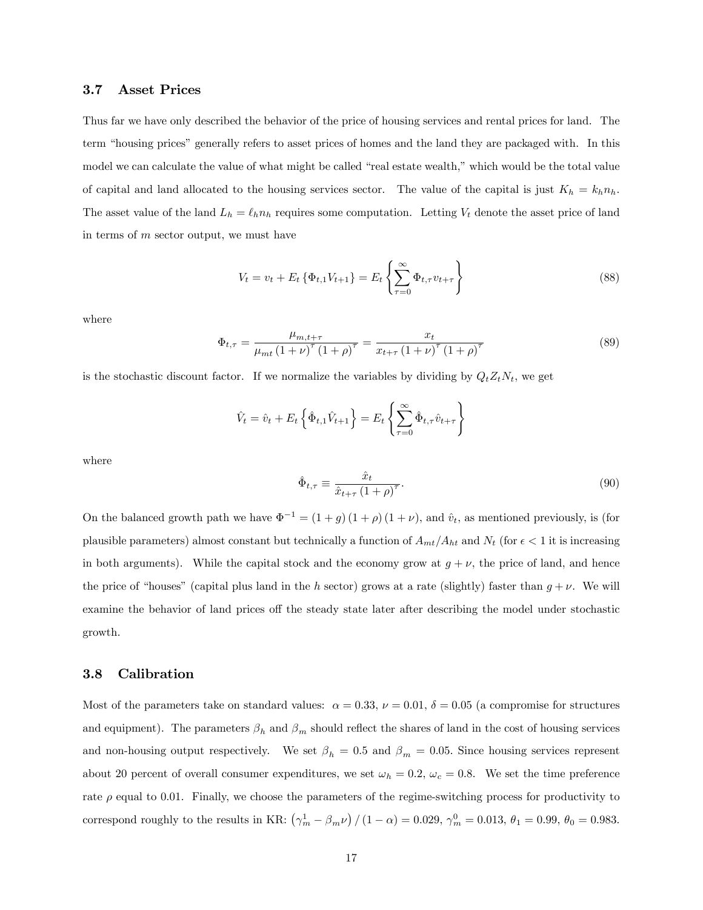### 3.7 Asset Prices

Thus far we have only described the behavior of the price of housing services and rental prices for land. The term "housing prices" generally refers to asset prices of homes and the land they are packaged with. In this model we can calculate the value of what might be called "real estate wealth," which would be the total value of capital and land allocated to the housing services sector. The value of the capital is just $K_h = k_h n_h$. The asset value of the land $L_h = \ell_h n_h$ requires some computation. Letting $V_t$ denote the asset price of land in terms of $m$ sector output, we must have

$$V_t = v_t + E_t \left\{ \Phi_{t,1} V_{t+1} \right\} = E_t \left\{ \sum_{\tau=0}^{\infty} \Phi_{t,\tau} v_{t+\tau} \right\} \tag{88}$$

where

$$\Phi_{t,\tau} = \frac{\mu_{m,t+\tau}}{\mu_{mt} (1+\nu)^{\tau} (1+\rho)^{\tau}} = \frac{x_t}{x_{t+\tau} (1+\nu)^{\tau} (1+\rho)^{\tau}} \tag{89}$$

is the stochastic discount factor. If we normalize the variables by dividing by $Q_t Z_t N_t$, we get

$$\hat{V}_t = \hat{v}_t + E_t \left\{ \hat{\Phi}_{t,1} \hat{V}_{t+1} \right\} = E_t \left\{ \sum_{\tau=0}^{\infty} \hat{\Phi}_{t,\tau} \hat{v}_{t+\tau} \right\}$$

where

$$\hat{\Phi}_{t,\tau} \equiv \frac{\hat{x}_t}{\hat{x}_{t+\tau} (1+\rho)^{\tau}}. \tag{90}$$

On the balanced growth path we have $\Phi^{-1} = (1+g)(1+\rho)(1+\nu)$, and $\hat{v}_t$, as mentioned previously, is (for plausible parameters) almost constant but technically a function of $A_{mt}/A_{ht}$ and $N_t$ (for $\epsilon < 1$ it is increasing in both arguments). While the capital stock and the economy grow at $g + \nu$, the price of land, and hence the price of "houses" (capital plus land in the $h$ sector) grows at a rate (slightly) faster than $g + \nu$. We will examine the behavior of land prices off the steady state later after describing the model under stochastic growth.

### 3.8 Calibration

Most of the parameters take on standard values: $\alpha = 0.33$, $\nu = 0.01$, $\delta = 0.05$ (a compromise for structures and equipment). The parameters $\beta_h$ and $\beta_m$ should reflect the shares of land in the cost of housing services and non-housing output respectively. We set $\beta_h = 0.5$ and $\beta_m = 0.05$. Since housing services represent about 20 percent of overall consumer expenditures, we set $\omega_h = 0.2$, $\omega_c = 0.8$. We set the time preference rate $\rho$ equal to 0.01. Finally, we choose the parameters of the regime-switching process for productivity to correspond roughly to the results in KR: $\left(\gamma_m^1 - \beta_m \nu\right) / (1-\alpha) = 0.029$, $\gamma_m^0 = 0.013$, $\theta_1 = 0.99$, $\theta_0 = 0.983$.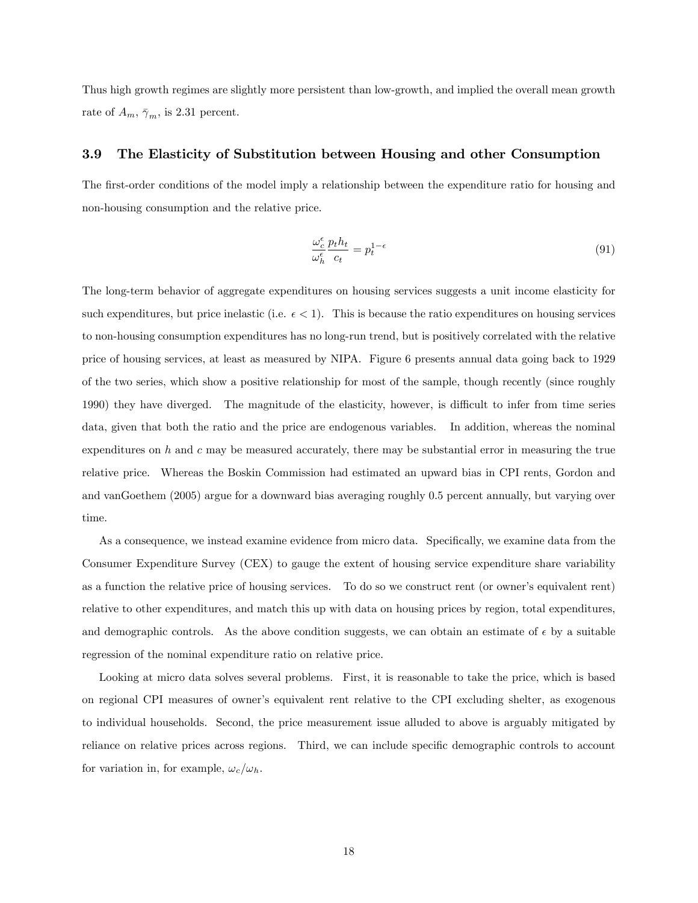Thus high growth regimes are slightly more persistent than low-growth, and implied the overall mean growth rate of $A_m$, $\bar{\gamma}_m$, is 2.31 percent.

### 3.9 The Elasticity of Substitution between Housing and other Consumption

The first-order conditions of the model imply a relationship between the expenditure ratio for housing and non-housing consumption and the relative price.

$$\frac{\omega_c^{\epsilon}}{\omega_h^{\epsilon}} \frac{p_t h_t}{c_t} = p_t^{1-\epsilon} \tag{91}$$

The long-term behavior of aggregate expenditures on housing services suggests a unit income elasticity for such expenditures, but price inelastic (i.e. $\epsilon < 1$). This is because the ratio expenditures on housing services to non-housing consumption expenditures has no long-run trend, but is positively correlated with the relative price of housing services, at least as measured by NIPA. Figure 6 presents annual data going back to 1929 of the two series, which show a positive relationship for most of the sample, though recently (since roughly 1990) they have diverged. The magnitude of the elasticity, however, is difficult to infer from time series data, given that both the ratio and the price are endogenous variables. In addition, whereas the nominal expenditures on $h$ and $c$ may be measured accurately, there may be substantial error in measuring the true relative price. Whereas the Boskin Commission had estimated an upward bias in CPI rents, Gordon and and vanGoethem (2005) argue for a downward bias averaging roughly 0.5 percent annually, but varying over time.

As a consequence, we instead examine evidence from micro data. Specifically, we examine data from the Consumer Expenditure Survey (CEX) to gauge the extent of housing service expenditure share variability as a function the relative price of housing services. To do so we construct rent (or owner's equivalent rent) relative to other expenditures, and match this up with data on housing prices by region, total expenditures, and demographic controls. As the above condition suggests, we can obtain an estimate of $\epsilon$ by a suitable regression of the nominal expenditure ratio on relative price.

Looking at micro data solves several problems. First, it is reasonable to take the price, which is based on regional CPI measures of owner's equivalent rent relative to the CPI excluding shelter, as exogenous to individual households. Second, the price measurement issue alluded to above is arguably mitigated by reliance on relative prices across regions. Third, we can include specific demographic controls to account for variation in, for example, $\omega_c/\omega_h$.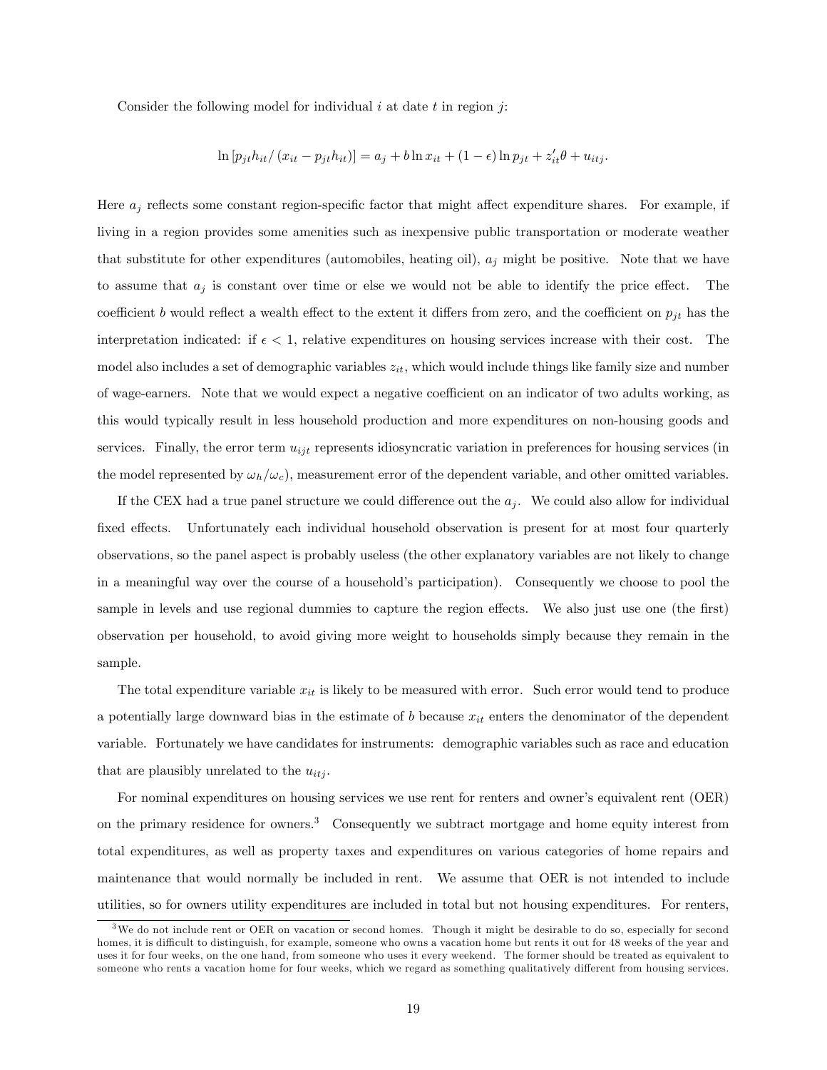Consider the following model for individual $i$ at date $t$ in region $j$:

$$\ln\left[p_{jt}h_{it}/\left(x_{it}-p_{jt}h_{it}\right)\right] = a_j + b\ln x_{it} + (1-\epsilon)\ln p_{jt} + z_{it}'\theta + u_{itj}.$$

Here $a_j$ reflects some constant region-specific factor that might affect expenditure shares. For example, if living in a region provides some amenities such as inexpensive public transportation or moderate weather that substitute for other expenditures (automobiles, heating oil), $a_j$ might be positive. Note that we have to assume that $a_j$ is constant over time or else we would not be able to identify the price effect. The coefficient $b$ would reflect a wealth effect to the extent it differs from zero, and the coefficient on $p_{jt}$ has the interpretation indicated: if $\epsilon < 1$, relative expenditures on housing services increase with their cost. The model also includes a set of demographic variables $z_{it}$, which would include things like family size and number of wage-earners. Note that we would expect a negative coefficient on an indicator of two adults working, as this would typically result in less household production and more expenditures on non-housing goods and services. Finally, the error term $u_{ijt}$ represents idiosyncratic variation in preferences for housing services (in the model represented by $\omega_h/\omega_c$), measurement error of the dependent variable, and other omitted variables.

If the CEX had a true panel structure we could difference out the $a_j$. We could also allow for individual fixed effects. Unfortunately each individual household observation is present for at most four quarterly observations, so the panel aspect is probably useless (the other explanatory variables are not likely to change in a meaningful way over the course of a household's participation). Consequently we choose to pool the sample in levels and use regional dummies to capture the region effects. We also just use one (the first) observation per household, to avoid giving more weight to households simply because they remain in the sample.

The total expenditure variable $x_{it}$ is likely to be measured with error. Such error would tend to produce a potentially large downward bias in the estimate of $b$ because $x_{it}$ enters the denominator of the dependent variable. Fortunately we have candidates for instruments: demographic variables such as race and education that are plausibly unrelated to the $u_{itj}$.

For nominal expenditures on housing services we use rent for renters and owner's equivalent rent (OER) on the primary residence for owners.[3] Consequently we subtract mortgage and home equity interest from total expenditures, as well as property taxes and expenditures on various categories of home repairs and maintenance that would normally be included in rent. We assume that OER is not intended to include utilities, so for owners utility expenditures are included in total but not housing expenditures. For renters,

[3] We do not include rent or OER on vacation or second homes. Though it might be desirable to do so, especially for second homes, it is difficult to distinguish, for example, someone who owns a vacation home but rents it out for 48 weeks of the year and uses it for four weeks, on the one hand, from someone who uses it every weekend. The former should be treated as equivalent to someone who rents a vacation home for four weeks, which we regard as something qualitatively different from housing services.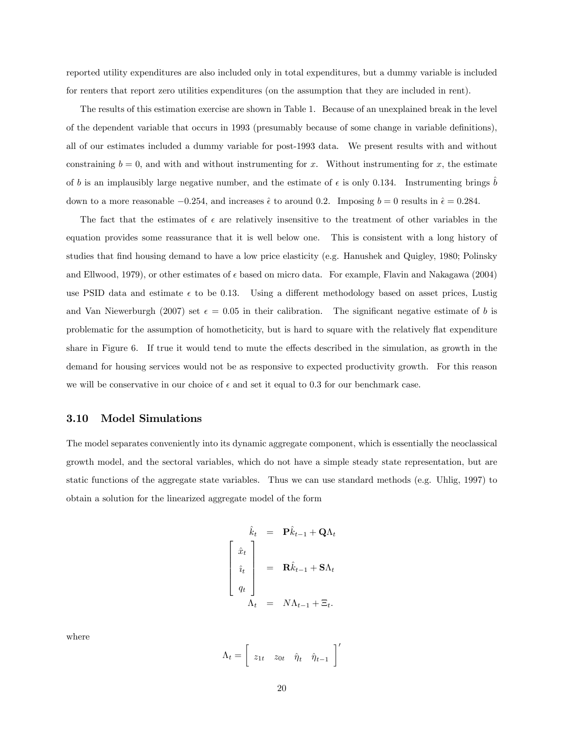reported utility expenditures are also included only in total expenditures, but a dummy variable is included for renters that report zero utilities expenditures (on the assumption that they are included in rent).

The results of this estimation exercise are shown in Table 1. Because of an unexplained break in the level of the dependent variable that occurs in 1993 (presumably because of some change in variable definitions), all of our estimates included a dummy variable for post-1993 data. We present results with and without constraining $b = 0$, and with and without instrumenting for $x$. Without instrumenting for $x$, the estimate of $b$ is an implausibly large negative number, and the estimate of $\epsilon$ is only 0.134. Instrumenting brings $\hat{b}$ down to a more reasonable $-0.254$, and increases $\hat{\epsilon}$ to around 0.2. Imposing $b = 0$ results in $\hat{\epsilon} = 0.284$.

The fact that the estimates of $\epsilon$ are relatively insensitive to the treatment of other variables in the equation provides some reassurance that it is well below one. This is consistent with a long history of studies that find housing demand to have a low price elasticity (e.g. Hanushek and Quigley, 1980; Polinsky and Ellwood, 1979), or other estimates of $\epsilon$ based on micro data. For example, Flavin and Nakagawa (2004) use PSID data and estimate $\epsilon$ to be 0.13. Using a different methodology based on asset prices, Lustig and Van Niewerburgh (2007) set $\epsilon = 0.05$ in their calibration. The significant negative estimate of $b$ is problematic for the assumption of homotheticity, but is hard to square with the relatively flat expenditure share in Figure 6. If true it would tend to mute the effects described in the simulation, as growth in the demand for housing services would not be as responsive to expected productivity growth. For this reason we will be conservative in our choice of $\epsilon$ and set it equal to 0.3 for our benchmark case.

### 3.10 Model Simulations

The model separates conveniently into its dynamic aggregate component, which is essentially the neoclassical growth model, and the sectoral variables, which do not have a simple steady state representation, but are static functions of the aggregate state variables. Thus we can use standard methods (e.g. Uhlig, 1997) to obtain a solution for the linearized aggregate model of the form

$$
\begin{aligned}
\hat{k}_t &= \mathbf{P}\hat{k}_{t-1} + \mathbf{Q}\Lambda_t \\
\begin{bmatrix} \hat{x}_t \\ \hat{\imath}_t \\ q_t \end{bmatrix} &= \mathbf{R}\hat{k}_{t-1} + \mathbf{S}\Lambda_t \\
\Lambda_t &= N\Lambda_{t-1} + \Xi_t.
\end{aligned}
$$

where

$$
\Lambda_t = \begin{bmatrix} z_{1t} & z_{0t} & \hat{\eta}_t & \hat{\eta}_{t-1} \end{bmatrix}'
$$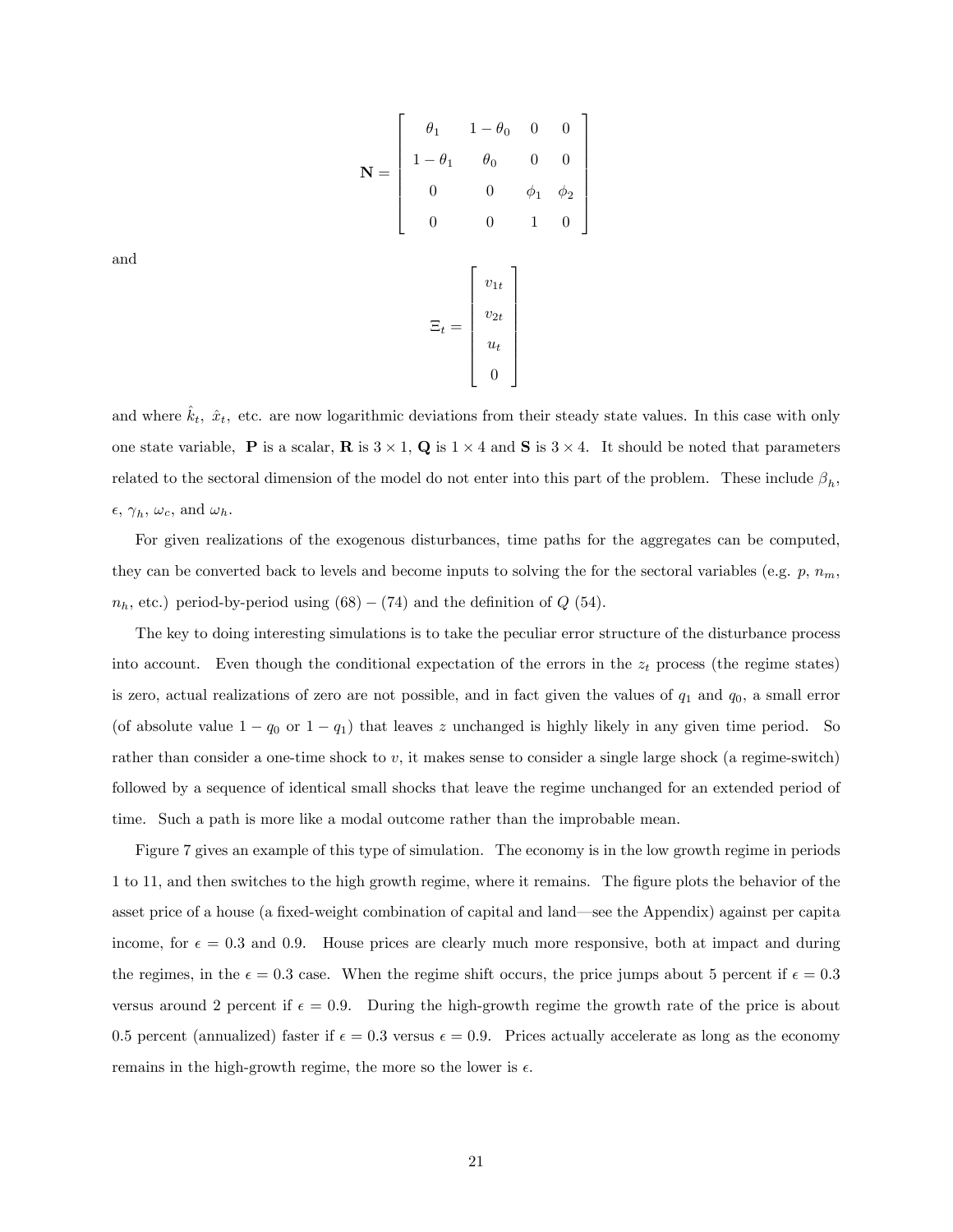$$
\mathbf{N} = \begin{bmatrix} \theta_1 & 1-\theta_0 & 0 & 0 \\ 1-\theta_1 & \theta_0 & 0 & 0 \\ 0 & 0 & \phi_1 & \phi_2 \\ 0 & 0 & 1 & 0 \end{bmatrix}
$$

and

$$
\Xi_t = \begin{bmatrix} v_{1t} \\ v_{2t} \\ u_t \\ 0 \end{bmatrix}
$$

and where $\hat{k}_t$, $\hat{x}_t$, etc. are now logarithmic deviations from their steady state values. In this case with only one state variable, $\mathbf{P}$ is a scalar, $\mathbf{R}$ is $3 \times 1$, $\mathbf{Q}$ is $1 \times 4$ and $\mathbf{S}$ is $3 \times 4$. It should be noted that parameters related to the sectoral dimension of the model do not enter into this part of the problem. These include $\beta_h$, $\epsilon$, $\gamma_h$, $\omega_c$, and $\omega_h$.

For given realizations of the exogenous disturbances, time paths for the aggregates can be computed, they can be converted back to levels and become inputs to solving the for the sectoral variables (e.g. $p$, $n_m$, $n_h$, etc.) period-by-period using (68) – (74) and the definition of $Q$ (54).

The key to doing interesting simulations is to take the peculiar error structure of the disturbance process into account. Even though the conditional expectation of the errors in the $z_t$ process (the regime states) is zero, actual realizations of zero are not possible, and in fact given the values of $q_1$ and $q_0$, a small error (of absolute value $1 - q_0$ or $1 - q_1$) that leaves $z$ unchanged is highly likely in any given time period. So rather than consider a one-time shock to $v$, it makes sense to consider a single large shock (a regime-switch) followed by a sequence of identical small shocks that leave the regime unchanged for an extended period of time. Such a path is more like a modal outcome rather than the improbable mean.

Figure 7 gives an example of this type of simulation. The economy is in the low growth regime in periods 1 to 11, and then switches to the high growth regime, where it remains. The figure plots the behavior of the asset price of a house (a fixed-weight combination of capital and land—see the Appendix) against per capita income, for $\epsilon = 0.3$ and 0.9. House prices are clearly much more responsive, both at impact and during the regimes, in the $\epsilon = 0.3$ case. When the regime shift occurs, the price jumps about 5 percent if $\epsilon = 0.3$ versus around 2 percent if $\epsilon = 0.9$. During the high-growth regime the growth rate of the price is about 0.5 percent (annualized) faster if $\epsilon = 0.3$ versus $\epsilon = 0.9$. Prices actually accelerate as long as the economy remains in the high-growth regime, the more so the lower is $\epsilon$.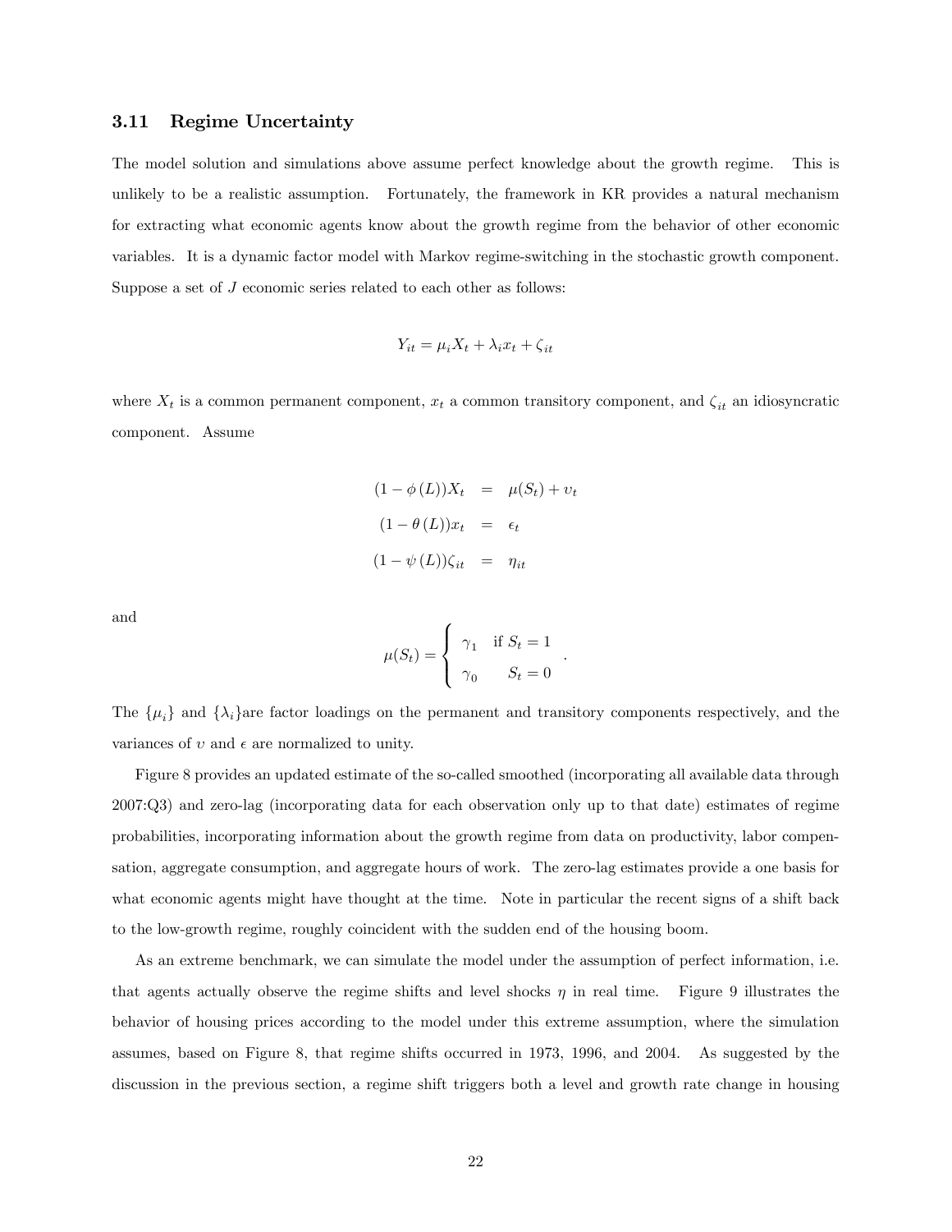### 3.11 Regime Uncertainty

The model solution and simulations above assume perfect knowledge about the growth regime. This is unlikely to be a realistic assumption. Fortunately, the framework in KR provides a natural mechanism for extracting what economic agents know about the growth regime from the behavior of other economic variables. It is a dynamic factor model with Markov regime-switching in the stochastic growth component. Suppose a set of $J$ economic series related to each other as follows:

$$Y_{it} = \mu_i X_t + \lambda_i x_t + \zeta_{it}$$

where $X_t$ is a common permanent component, $x_t$ a common transitory component, and $\zeta_{it}$ an idiosyncratic component. Assume

$$\begin{aligned}
(1 - \phi(L))X_t &= \mu(S_t) + \upsilon_t \\
(1 - \theta(L))x_t &= \epsilon_t \\
(1 - \psi(L))\zeta_{it} &= \eta_{it}
\end{aligned}$$

and

$$\mu(S_t) = \begin{cases} \gamma_1 & \text{if } S_t = 1 \\ \gamma_0 & \quad S_t = 0 \end{cases}.$$

The $\{\mu_i\}$ and $\{\lambda_i\}$are factor loadings on the permanent and transitory components respectively, and the variances of $\upsilon$ and $\epsilon$ are normalized to unity.

Figure 8 provides an updated estimate of the so-called smoothed (incorporating all available data through 2007:Q3) and zero-lag (incorporating data for each observation only up to that date) estimates of regime probabilities, incorporating information about the growth regime from data on productivity, labor compensation, aggregate consumption, and aggregate hours of work. The zero-lag estimates provide a one basis for what economic agents might have thought at the time. Note in particular the recent signs of a shift back to the low-growth regime, roughly coincident with the sudden end of the housing boom.

As an extreme benchmark, we can simulate the model under the assumption of perfect information, i.e. that agents actually observe the regime shifts and level shocks $\eta$ in real time. Figure 9 illustrates the behavior of housing prices according to the model under this extreme assumption, where the simulation assumes, based on Figure 8, that regime shifts occurred in 1973, 1996, and 2004. As suggested by the discussion in the previous section, a regime shift triggers both a level and growth rate change in housing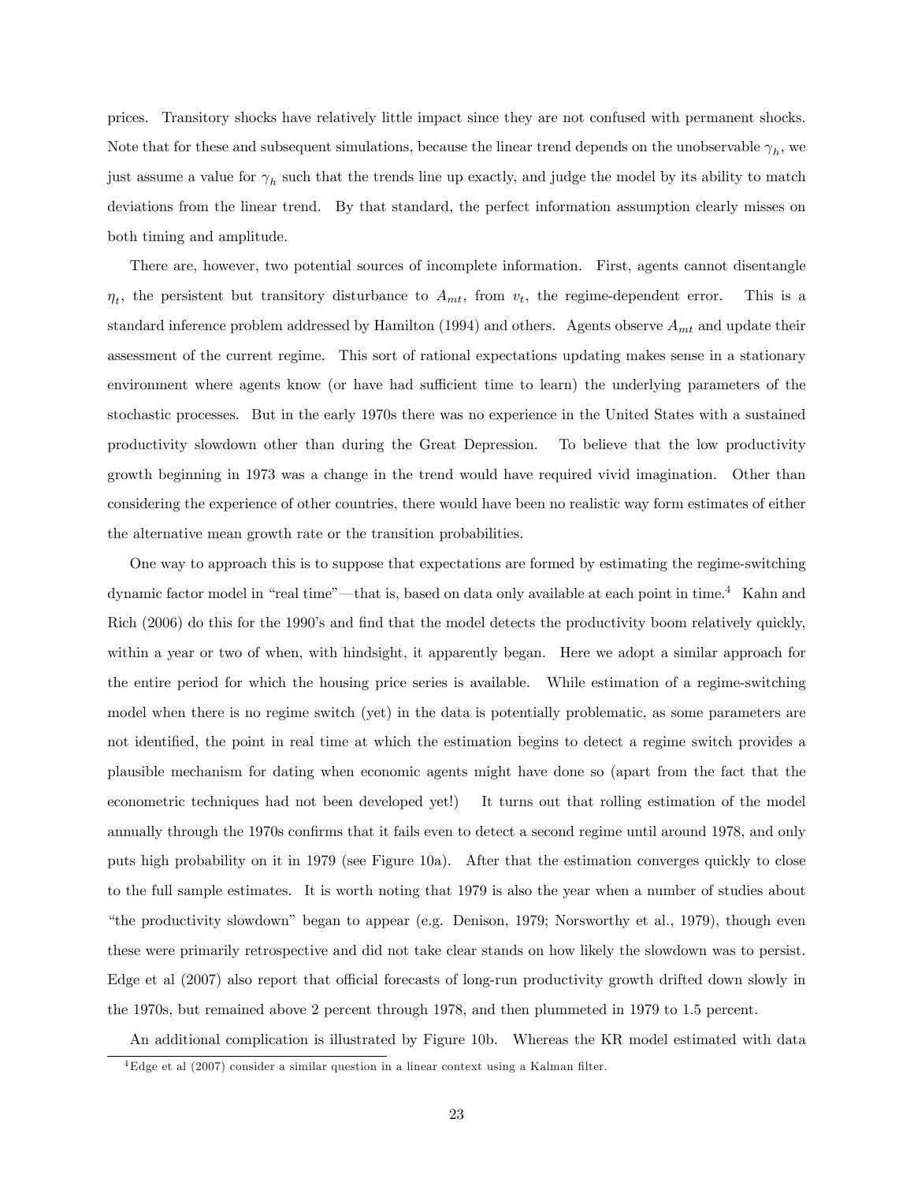prices. Transitory shocks have relatively little impact since they are not confused with permanent shocks. Note that for these and subsequent simulations, because the linear trend depends on the unobservable $\gamma_h$, we just assume a value for $\gamma_h$ such that the trends line up exactly, and judge the model by its ability to match deviations from the linear trend. By that standard, the perfect information assumption clearly misses on both timing and amplitude.

There are, however, two potential sources of incomplete information. First, agents cannot disentangle $\eta_t$, the persistent but transitory disturbance to $A_{mt}$, from $v_t$, the regime-dependent error. This is a standard inference problem addressed by Hamilton (1994) and others. Agents observe $A_{mt}$ and update their assessment of the current regime. This sort of rational expectations updating makes sense in a stationary environment where agents know (or have had sufficient time to learn) the underlying parameters of the stochastic processes. But in the early 1970s there was no experience in the United States with a sustained productivity slowdown other than during the Great Depression. To believe that the low productivity growth beginning in 1973 was a change in the trend would have required vivid imagination. Other than considering the experience of other countries, there would have been no realistic way form estimates of either the alternative mean growth rate or the transition probabilities.

One way to approach this is to suppose that expectations are formed by estimating the regime-switching dynamic factor model in "real time"—that is, based on data only available at each point in time.[4] Kahn and Rich (2006) do this for the 1990's and find that the model detects the productivity boom relatively quickly, within a year or two of when, with hindsight, it apparently began. Here we adopt a similar approach for the entire period for which the housing price series is available. While estimation of a regime-switching model when there is no regime switch (yet) in the data is potentially problematic, as some parameters are not identified, the point in real time at which the estimation begins to detect a regime switch provides a plausible mechanism for dating when economic agents might have done so (apart from the fact that the econometric techniques had not been developed yet!) It turns out that rolling estimation of the model annually through the 1970s confirms that it fails even to detect a second regime until around 1978, and only puts high probability on it in 1979 (see Figure 10a). After that the estimation converges quickly to close to the full sample estimates. It is worth noting that 1979 is also the year when a number of studies about "the productivity slowdown" began to appear (e.g. Denison, 1979; Norsworthy et al., 1979), though even these were primarily retrospective and did not take clear stands on how likely the slowdown was to persist. Edge et al (2007) also report that official forecasts of long-run productivity growth drifted down slowly in the 1970s, but remained above 2 percent through 1978, and then plummeted in 1979 to 1.5 percent.

An additional complication is illustrated by Figure 10b. Whereas the KR model estimated with data

[4] Edge et al (2007) consider a similar question in a linear context using a Kalman filter.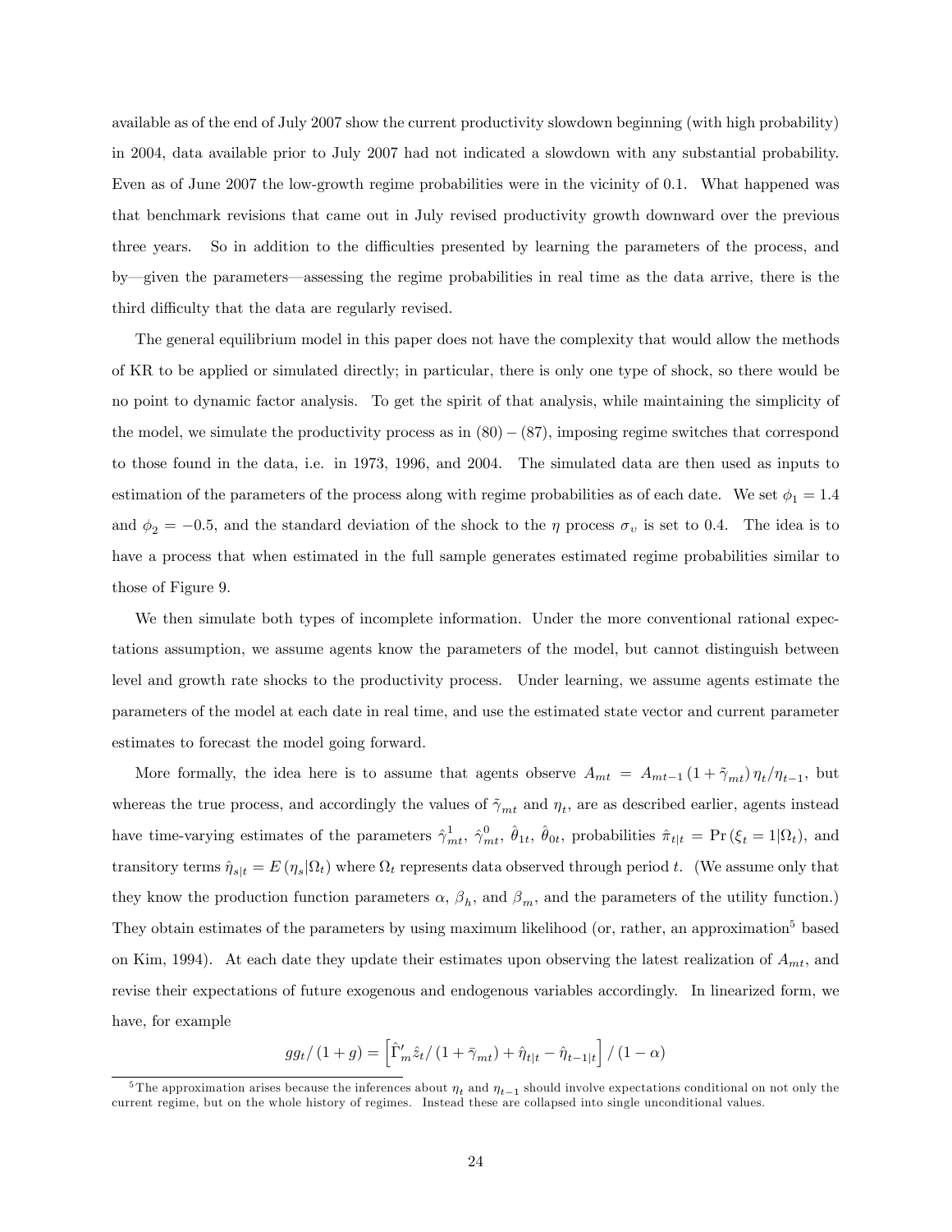available as of the end of July 2007 show the current productivity slowdown beginning (with high probability) in 2004, data available prior to July 2007 had not indicated a slowdown with any substantial probability. Even as of June 2007 the low-growth regime probabilities were in the vicinity of 0.1. What happened was that benchmark revisions that came out in July revised productivity growth downward over the previous three years. So in addition to the difficulties presented by learning the parameters of the process, and by—given the parameters—assessing the regime probabilities in real time as the data arrive, there is the third difficulty that the data are regularly revised.

The general equilibrium model in this paper does not have the complexity that would allow the methods of KR to be applied or simulated directly; in particular, there is only one type of shock, so there would be no point to dynamic factor analysis. To get the spirit of that analysis, while maintaining the simplicity of the model, we simulate the productivity process as in $(80) - (87)$, imposing regime switches that correspond to those found in the data, i.e. in 1973, 1996, and 2004. The simulated data are then used as inputs to estimation of the parameters of the process along with regime probabilities as of each date. We set $\phi_1 = 1.4$ and $\phi_2 = -0.5$, and the standard deviation of the shock to the $\eta$ process $\sigma_v$ is set to 0.4. The idea is to have a process that when estimated in the full sample generates estimated regime probabilities similar to those of Figure 9.

We then simulate both types of incomplete information. Under the more conventional rational expectations assumption, we assume agents know the parameters of the model, but cannot distinguish between level and growth rate shocks to the productivity process. Under learning, we assume agents estimate the parameters of the model at each date in real time, and use the estimated state vector and current parameter estimates to forecast the model going forward.

More formally, the idea here is to assume that agents observe $A_{mt} = A_{mt-1}(1+\tilde{\gamma}_{mt})\eta_t/\eta_{t-1}$, but whereas the true process, and accordingly the values of $\tilde{\gamma}_{mt}$ and $\eta_t$, are as described earlier, agents instead have time-varying estimates of the parameters $\hat{\gamma}^1_{mt}$, $\hat{\gamma}^0_{mt}$, $\hat{\theta}_{1t}$, $\hat{\theta}_{0t}$, probabilities $\hat{\pi}_{t|t} = \Pr(\xi_t = 1|\Omega_t)$, and transitory terms $\hat{\eta}_{s|t} = E(\eta_s|\Omega_t)$ where $\Omega_t$ represents data observed through period $t$. (We assume only that they know the production function parameters $\alpha$, $\beta_h$, and $\beta_m$, and the parameters of the utility function.) They obtain estimates of the parameters by using maximum likelihood (or, rather, an approximation[5] based on Kim, 1994). At each date they update their estimates upon observing the latest realization of $A_{mt}$, and revise their expectations of future exogenous and endogenous variables accordingly. In linearized form, we have, for example

$$gg_t/(1+g) = \left[\hat{\Gamma}'_m \hat{z}_t/(1+\bar{\gamma}_{mt}) + \hat{\eta}_{t|t} - \hat{\eta}_{t-1|t}\right]/(1-\alpha)$$

[5] The approximation arises because the inferences about $\eta_t$ and $\eta_{t-1}$ should involve expectations conditional on not only the current regime, but on the whole history of regimes. Instead these are collapsed into single unconditional values.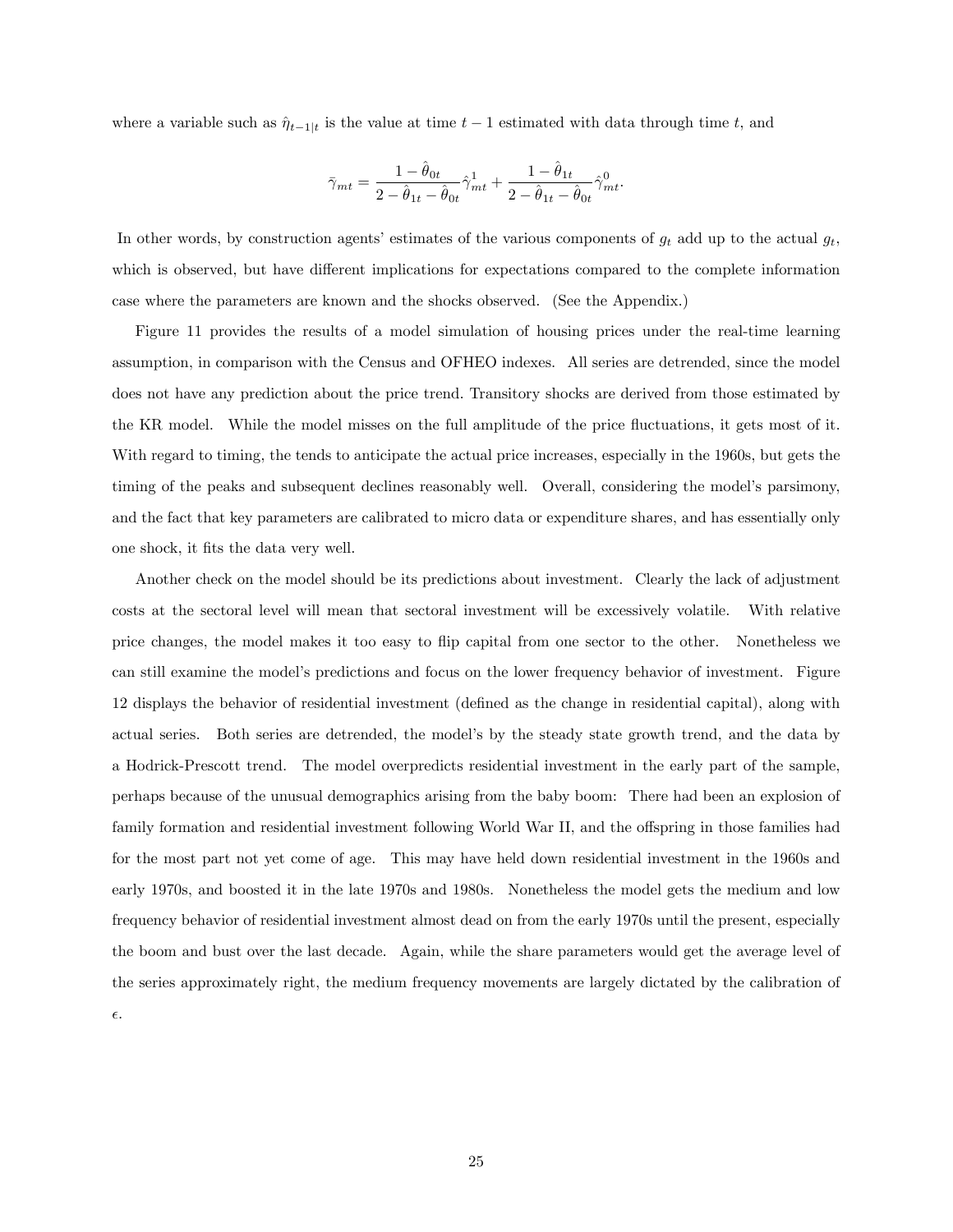where a variable such as $\hat{\eta}_{t-1|t}$ is the value at time $t-1$ estimated with data through time $t$, and

$$\bar{\gamma}_{mt} = \frac{1-\hat{\theta}_{0t}}{2-\hat{\theta}_{1t}-\hat{\theta}_{0t}}\hat{\gamma}^{1}_{mt} + \frac{1-\hat{\theta}_{1t}}{2-\hat{\theta}_{1t}-\hat{\theta}_{0t}}\hat{\gamma}^{0}_{mt}.$$

In other words, by construction agents' estimates of the various components of $g_t$ add up to the actual $g_t$, which is observed, but have different implications for expectations compared to the complete information case where the parameters are known and the shocks observed. (See the Appendix.)

Figure 11 provides the results of a model simulation of housing prices under the real-time learning assumption, in comparison with the Census and OFHEO indexes. All series are detrended, since the model does not have any prediction about the price trend. Transitory shocks are derived from those estimated by the KR model. While the model misses on the full amplitude of the price fluctuations, it gets most of it. With regard to timing, the tends to anticipate the actual price increases, especially in the 1960s, but gets the timing of the peaks and subsequent declines reasonably well. Overall, considering the model's parsimony, and the fact that key parameters are calibrated to micro data or expenditure shares, and has essentially only one shock, it fits the data very well.

Another check on the model should be its predictions about investment. Clearly the lack of adjustment costs at the sectoral level will mean that sectoral investment will be excessively volatile. With relative price changes, the model makes it too easy to flip capital from one sector to the other. Nonetheless we can still examine the model's predictions and focus on the lower frequency behavior of investment. Figure 12 displays the behavior of residential investment (defined as the change in residential capital), along with actual series. Both series are detrended, the model's by the steady state growth trend, and the data by a Hodrick-Prescott trend. The model overpredicts residential investment in the early part of the sample, perhaps because of the unusual demographics arising from the baby boom: There had been an explosion of family formation and residential investment following World War II, and the offspring in those families had for the most part not yet come of age. This may have held down residential investment in the 1960s and early 1970s, and boosted it in the late 1970s and 1980s. Nonetheless the model gets the medium and low frequency behavior of residential investment almost dead on from the early 1970s until the present, especially the boom and bust over the last decade. Again, while the share parameters would get the average level of the series approximately right, the medium frequency movements are largely dictated by the calibration of $\epsilon$.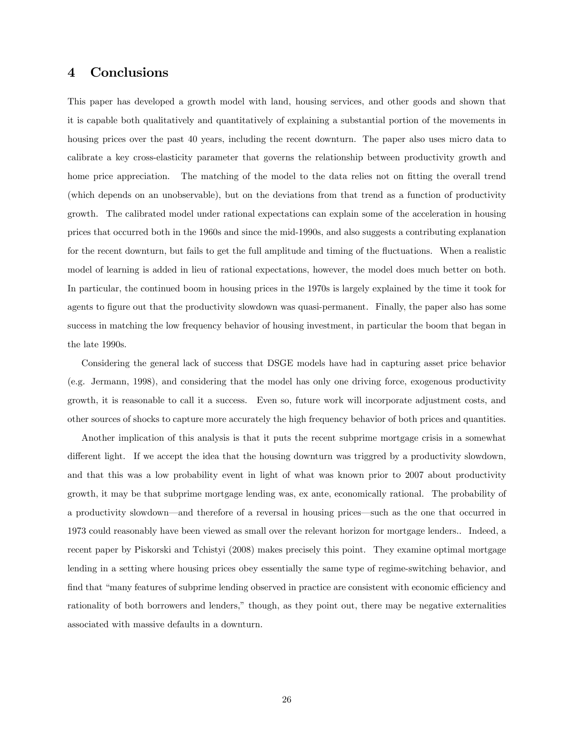## 4 Conclusions

This paper has developed a growth model with land, housing services, and other goods and shown that it is capable both qualitatively and quantitatively of explaining a substantial portion of the movements in housing prices over the past 40 years, including the recent downturn. The paper also uses micro data to calibrate a key cross-elasticity parameter that governs the relationship between productivity growth and home price appreciation. The matching of the model to the data relies not on fitting the overall trend (which depends on an unobservable), but on the deviations from that trend as a function of productivity growth. The calibrated model under rational expectations can explain some of the acceleration in housing prices that occurred both in the 1960s and since the mid-1990s, and also suggests a contributing explanation for the recent downturn, but fails to get the full amplitude and timing of the fluctuations. When a realistic model of learning is added in lieu of rational expectations, however, the model does much better on both. In particular, the continued boom in housing prices in the 1970s is largely explained by the time it took for agents to figure out that the productivity slowdown was quasi-permanent. Finally, the paper also has some success in matching the low frequency behavior of housing investment, in particular the boom that began in the late 1990s.

Considering the general lack of success that DSGE models have had in capturing asset price behavior (e.g. Jermann, 1998), and considering that the model has only one driving force, exogenous productivity growth, it is reasonable to call it a success. Even so, future work will incorporate adjustment costs, and other sources of shocks to capture more accurately the high frequency behavior of both prices and quantities.

Another implication of this analysis is that it puts the recent subprime mortgage crisis in a somewhat different light. If we accept the idea that the housing downturn was triggred by a productivity slowdown, and that this was a low probability event in light of what was known prior to 2007 about productivity growth, it may be that subprime mortgage lending was, ex ante, economically rational. The probability of a productivity slowdown—and therefore of a reversal in housing prices—such as the one that occurred in 1973 could reasonably have been viewed as small over the relevant horizon for mortgage lenders.. Indeed, a recent paper by Piskorski and Tchistyi (2008) makes precisely this point. They examine optimal mortgage lending in a setting where housing prices obey essentially the same type of regime-switching behavior, and find that "many features of subprime lending observed in practice are consistent with economic efficiency and rationality of both borrowers and lenders," though, as they point out, there may be negative externalities associated with massive defaults in a downturn.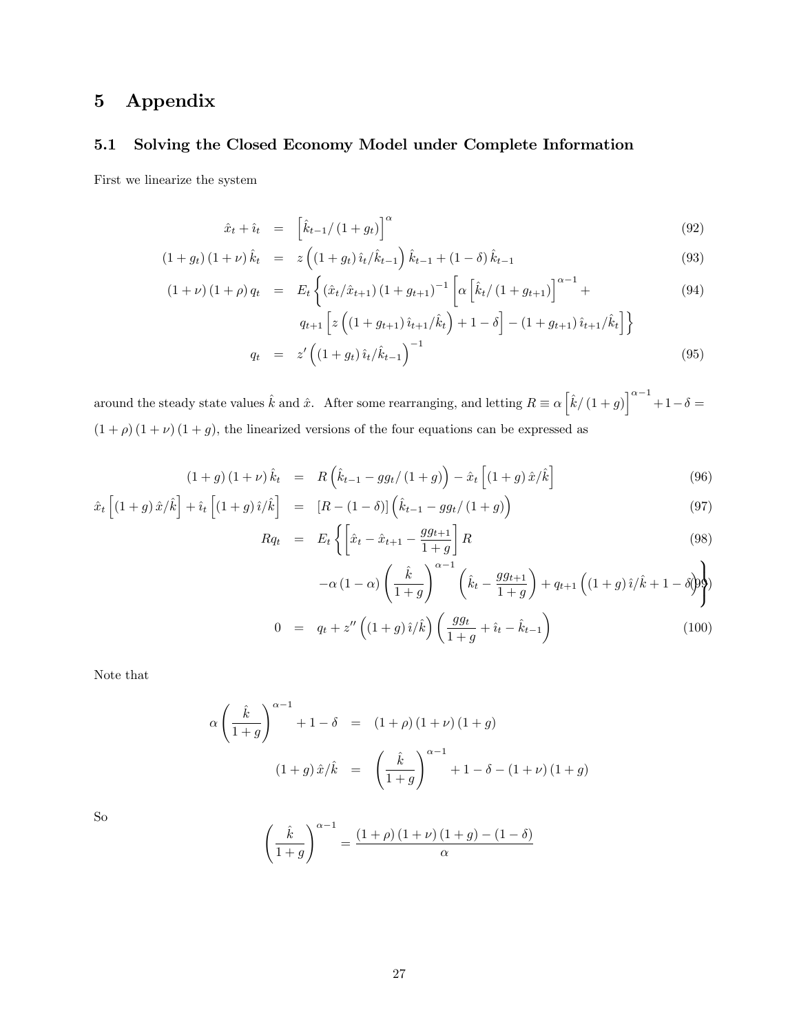# 5 Appendix

## 5.1 Solving the Closed Economy Model under Complete Information

First we linearize the system

$$\hat{x}_t + \hat{\imath}_t = \left[\hat{k}_{t-1}/\left(1+g_t\right)\right]^{\alpha} \tag{92}$$

$$\left(1+g_t\right)\left(1+\nu\right)\hat{k}_t = z\left(\left(1+g_t\right)\hat{\imath}_t/\hat{k}_{t-1}\right)\hat{k}_{t-1} + \left(1-\delta\right)\hat{k}_{t-1} \tag{93}$$

$$\begin{aligned}\left(1+\nu\right)\left(1+\rho\right)q_t = E_t\Big\{&\left(\hat{x}_t/\hat{x}_{t+1}\right)\left(1+g_{t+1}\right)^{-1}\left[\alpha\left[\hat{k}_t/\left(1+g_{t+1}\right)\right]^{\alpha-1} + \right.\\ &\left. q_{t+1}\left[z\left(\left(1+g_{t+1}\right)\hat{\imath}_{t+1}/\hat{k}_t\right)+1-\delta\right] - \left(1+g_{t+1}\right)\hat{\imath}_{t+1}/\hat{k}_t\right]\Big\}\end{aligned} \tag{94}$$

$$q_t = z'\left(\left(1+g_t\right)\hat{\imath}_t/\hat{k}_{t-1}\right)^{-1} \tag{95}$$

around the steady state values $\hat{k}$ and $\hat{x}$. After some rearranging, and letting $R \equiv \alpha\left[\hat{k}/\left(1+g\right)\right]^{\alpha-1} + 1 - \delta = \left(1+\rho\right)\left(1+\nu\right)\left(1+g\right)$, the linearized versions of the four equations can be expressed as

$$\left(1+g\right)\left(1+\nu\right)\hat{k}_t = R\left(\hat{k}_{t-1} - gg_t/\left(1+g\right)\right) - \hat{x}_t\left[\left(1+g\right)\hat{x}/\hat{k}\right] \tag{96}$$

$$\hat{x}_t\left[\left(1+g\right)\hat{x}/\hat{k}\right] + \hat{\imath}_t\left[\left(1+g\right)\hat{\imath}/\hat{k}\right] = \left[R-\left(1-\delta\right)\right]\left(\hat{k}_{t-1} - gg_t/\left(1+g\right)\right) \tag{97}$$

$$\begin{aligned}Rq_t = E_t\Big\{&\left[\hat{x}_t - \hat{x}_{t+1} - \frac{gg_{t+1}}{1+g}\right]R \\ &-\alpha\left(1-\alpha\right)\left(\frac{\hat{k}}{1+g}\right)^{\alpha-1}\left(\hat{k}_t - \frac{gg_{t+1}}{1+g}\right) + q_{t+1}\left(\left(1+g\right)\hat{\imath}/\hat{k} + 1 - \delta\right)\Big\}\end{aligned} \tag{98, 99}$$

$$0 = q_t + z''\left(\left(1+g\right)\hat{\imath}/\hat{k}\right)\left(\frac{gg_t}{1+g} + \hat{\imath}_t - \hat{k}_{t-1}\right) \tag{100}$$

Note that

$$\begin{aligned}\alpha\left(\frac{\hat{k}}{1+g}\right)^{\alpha-1} + 1 - \delta &= \left(1+\rho\right)\left(1+\nu\right)\left(1+g\right)\\ \left(1+g\right)\hat{x}/\hat{k} &= \left(\frac{\hat{k}}{1+g}\right)^{\alpha-1} + 1 - \delta - \left(1+\nu\right)\left(1+g\right)\end{aligned}$$

So

$$\left(\frac{\hat{k}}{1+g}\right)^{\alpha-1} = \frac{\left(1+\rho\right)\left(1+\nu\right)\left(1+g\right) - \left(1-\delta\right)}{\alpha}$$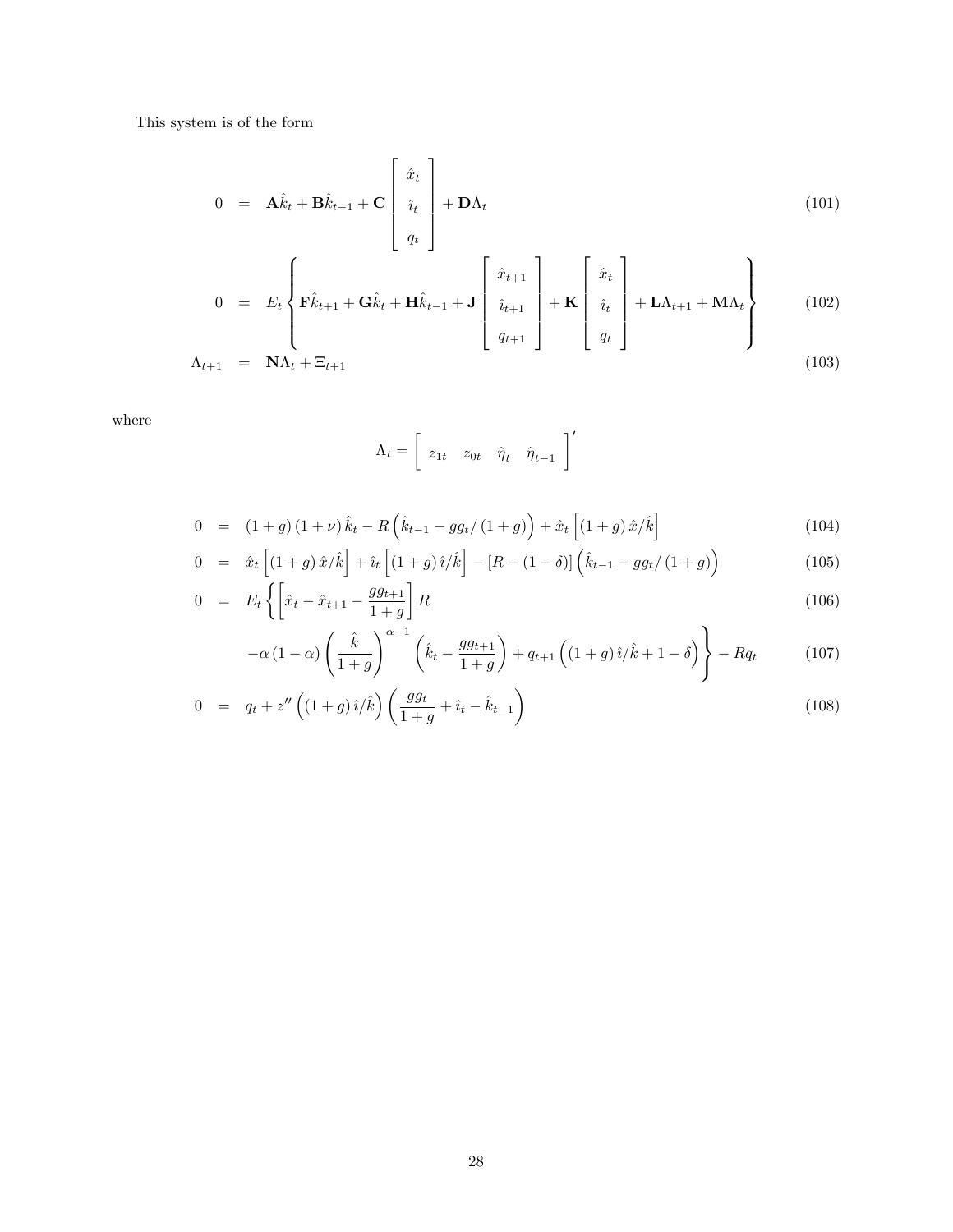This system is of the form

$$
0 = \mathbf{A}\hat{k}_t + \mathbf{B}\hat{k}_{t-1} + \mathbf{C}\begin{bmatrix} \hat{x}_t \\ \hat{\imath}_t \\ q_t \end{bmatrix} + \mathbf{D}\Lambda_t \tag{101}
$$

$$
0 = E_t\left\{\mathbf{F}\hat{k}_{t+1} + \mathbf{G}\hat{k}_t + \mathbf{H}\hat{k}_{t-1} + \mathbf{J}\begin{bmatrix} \hat{x}_{t+1} \\ \hat{\imath}_{t+1} \\ q_{t+1} \end{bmatrix} + \mathbf{K}\begin{bmatrix} \hat{x}_t \\ \hat{\imath}_t \\ q_t \end{bmatrix} + \mathbf{L}\Lambda_{t+1} + \mathbf{M}\Lambda_t\right\} \tag{102}
$$

$$
\Lambda_{t+1} = \mathbf{N}\Lambda_t + \Xi_{t+1} \tag{103}
$$

where

$$
\Lambda_t = \begin{bmatrix} z_{1t} & z_{0t} & \hat{\eta}_t & \hat{\eta}_{t-1} \end{bmatrix}'
$$

$$
0 = (1+g)(1+\nu)\hat{k}_t - R\left(\hat{k}_{t-1} - gg_t/(1+g)\right) + \hat{x}_t\left[(1+g)\hat{x}/\hat{k}\right] \tag{104}
$$

$$
0 = \hat{x}_t\left[(1+g)\hat{x}/\hat{k}\right] + \hat{\imath}_t\left[(1+g)\hat{\imath}/\hat{k}\right] - [R-(1-\delta)]\left(\hat{k}_{t-1} - gg_t/(1+g)\right) \tag{105}
$$

$$
0 = E_t\left\{\left[\hat{x}_t - \hat{x}_{t+1} - \frac{gg_{t+1}}{1+g}\right]R\right. \tag{106}
$$

$$
\left. -\alpha(1-\alpha)\left(\frac{\hat{k}}{1+g}\right)^{\alpha-1}\left(\hat{k}_t - \frac{gg_{t+1}}{1+g}\right) + q_{t+1}\left((1+g)\hat{\imath}/\hat{k} + 1 - \delta\right)\right\} - Rq_t \tag{107}
$$

$$
0 = q_t + z''\left((1+g)\hat{\imath}/\hat{k}\right)\left(\frac{gg_t}{1+g} + \hat{\imath}_t - \hat{k}_{t-1}\right) \tag{108}
$$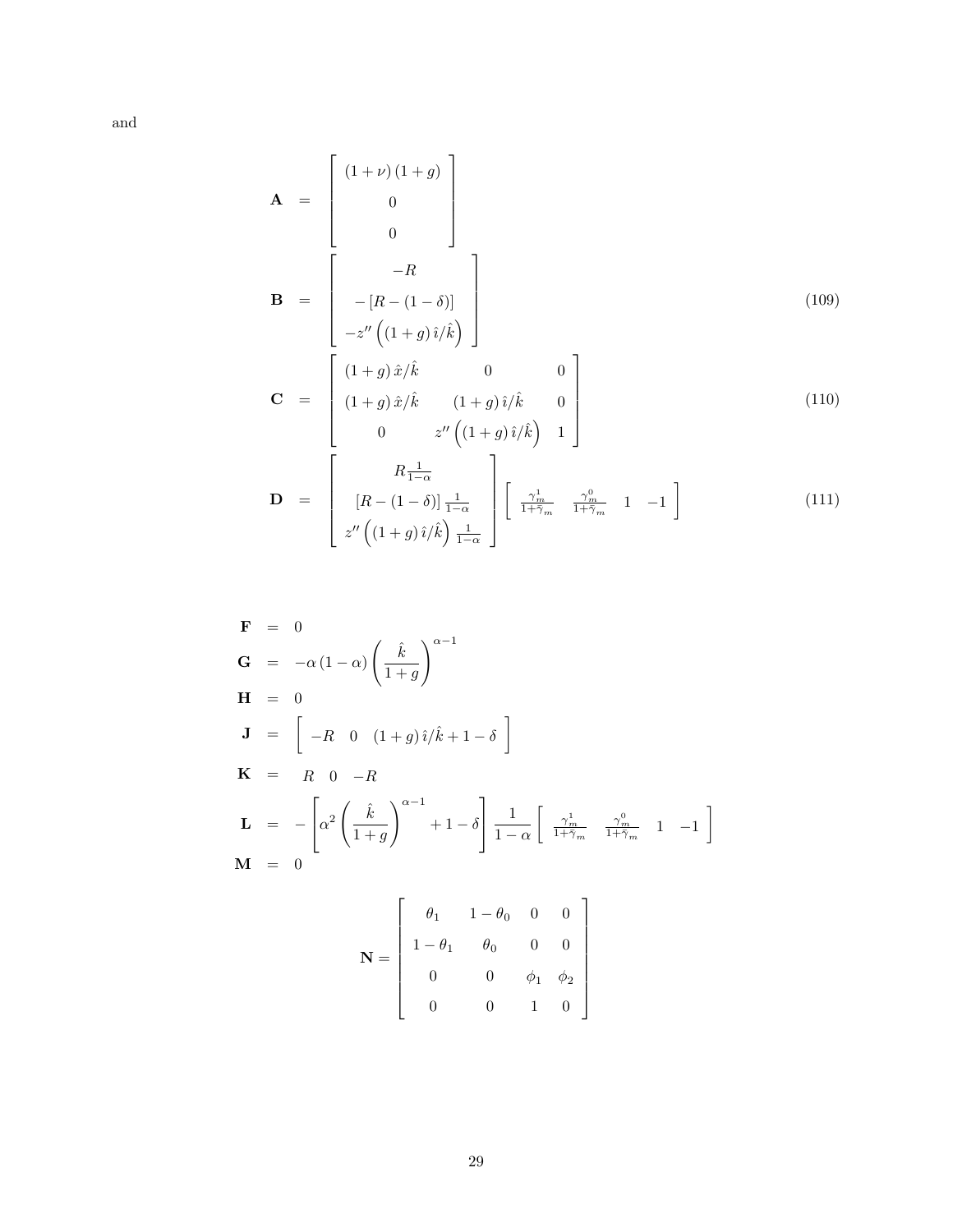and

$$
\mathbf{A} = \begin{bmatrix} (1+\nu)(1+g) \\ 0 \\ 0 \end{bmatrix}
$$

$$
\mathbf{B} = \begin{bmatrix} -R \\ -[R-(1-\delta)] \\ -z''\left((1+g)\,\hat{\imath}/\hat{k}\right) \end{bmatrix} \tag{109}
$$

$$
\mathbf{C} = \begin{bmatrix} (1+g)\,\hat{x}/\hat{k} & 0 & 0 \\ (1+g)\,\hat{x}/\hat{k} & (1+g)\,\hat{\imath}/\hat{k} & 0 \\ 0 & z''\left((1+g)\,\hat{\imath}/\hat{k}\right) & 1 \end{bmatrix} \tag{110}
$$

$$
\mathbf{D} = \begin{bmatrix} R\frac{1}{1-\alpha} \\ [R-(1-\delta)]\frac{1}{1-\alpha} \\ z''\left((1+g)\,\hat{\imath}/\hat{k}\right)\frac{1}{1-\alpha} \end{bmatrix} \begin{bmatrix} \frac{\gamma_m^1}{1+\bar{\gamma}_m} & \frac{\gamma_m^0}{1+\bar{\gamma}_m} & 1 & -1 \end{bmatrix} \tag{111}
$$

$$
\begin{aligned}
\mathbf{F} &= 0 \\
\mathbf{G} &= -\alpha(1-\alpha)\left(\frac{\hat{k}}{1+g}\right)^{\alpha-1} \\
\mathbf{H} &= 0 \\
\mathbf{J} &= \begin{bmatrix} -R & 0 & (1+g)\,\hat{\imath}/\hat{k}+1-\delta \end{bmatrix} \\
\mathbf{K} &= \begin{matrix} R & 0 & -R \end{matrix} \\
\mathbf{L} &= -\left[\alpha^2\left(\frac{\hat{k}}{1+g}\right)^{\alpha-1}+1-\delta\right]\frac{1}{1-\alpha}\begin{bmatrix} \frac{\gamma_m^1}{1+\bar{\gamma}_m} & \frac{\gamma_m^0}{1+\bar{\gamma}_m} & 1 & -1 \end{bmatrix} \\
\mathbf{M} &= 0
\end{aligned}
$$

$$
\mathbf{N} = \begin{bmatrix} \theta_1 & 1-\theta_0 & 0 & 0 \\ 1-\theta_1 & \theta_0 & 0 & 0 \\ 0 & 0 & \phi_1 & \phi_2 \\ 0 & 0 & 1 & 0 \end{bmatrix}
$$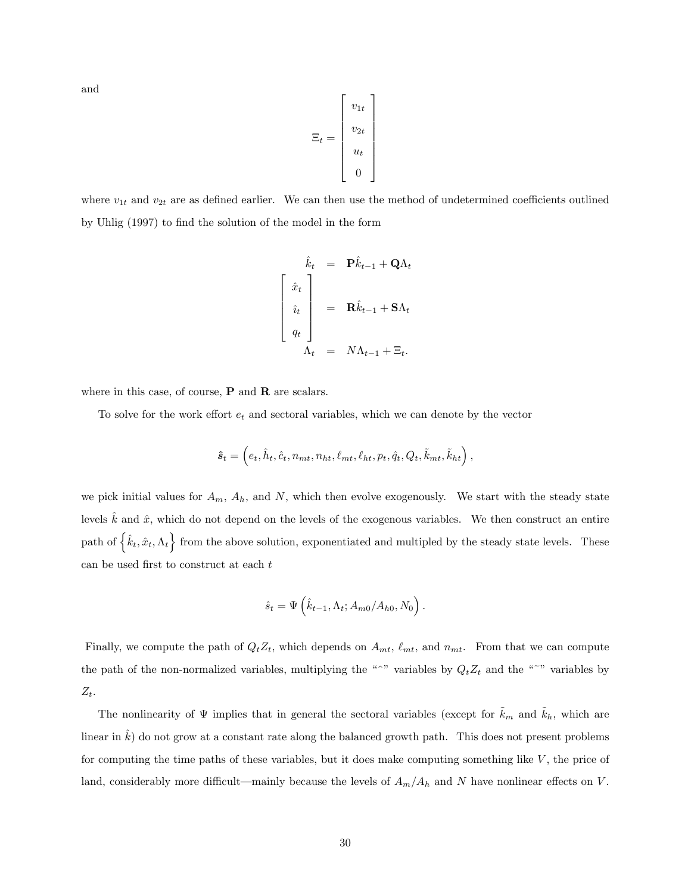and

$$
\Xi_t = \begin{bmatrix} v_{1t} \\ v_{2t} \\ u_t \\ 0 \end{bmatrix}
$$

where $v_{1t}$ and $v_{2t}$ are as defined earlier. We can then use the method of undetermined coefficients outlined by Uhlig (1997) to find the solution of the model in the form

$$
\begin{aligned}
\hat{k}_t &= \mathbf{P}\hat{k}_{t-1} + \mathbf{Q}\Lambda_t \\
\begin{bmatrix} \hat{x}_t \\ \hat{\imath}_t \\ q_t \end{bmatrix} &= \mathbf{R}\hat{k}_{t-1} + \mathbf{S}\Lambda_t \\
\Lambda_t &= N\Lambda_{t-1} + \Xi_t.
\end{aligned}
$$

where in this case, of course, $\mathbf{P}$ and $\mathbf{R}$ are scalars.

To solve for the work effort $e_t$ and sectoral variables, which we can denote by the vector

$$
\hat{\boldsymbol{s}}_t = \left(e_t, \hat{h}_t, \hat{c}_t, n_{mt}, n_{ht}, \ell_{mt}, \ell_{ht}, p_t, \hat{q}_t, Q_t, \tilde{k}_{mt}, \tilde{k}_{ht}\right),
$$

we pick initial values for $A_m$, $A_h$, and $N$, which then evolve exogenously. We start with the steady state levels $\hat{k}$ and $\hat{x}$, which do not depend on the levels of the exogenous variables. We then construct an entire path of $\left\{\hat{k}_t, \hat{x}_t, \Lambda_t\right\}$ from the above solution, exponentiated and multipled by the steady state levels. These can be used first to construct at each $t$

$$
\hat{s}_t = \Psi\left(\hat{k}_{t-1}, \Lambda_t; A_{m0}/A_{h0}, N_0\right).
$$

Finally, we compute the path of $Q_t Z_t$, which depends on $A_{mt}$, $\ell_{mt}$, and $n_{mt}$. From that we can compute the path of the non-normalized variables, multiplying the "$\hat{}$" variables by $Q_t Z_t$ and the "$\tilde{}$" variables by $Z_t$.

The nonlinearity of $\Psi$ implies that in general the sectoral variables (except for $\tilde{k}_m$ and $\tilde{k}_h$, which are linear in $\hat{k}$) do not grow at a constant rate along the balanced growth path. This does not present problems for computing the time paths of these variables, but it does make computing something like $V$, the price of land, considerably more difficult—mainly because the levels of $A_m/A_h$ and $N$ have nonlinear effects on $V$.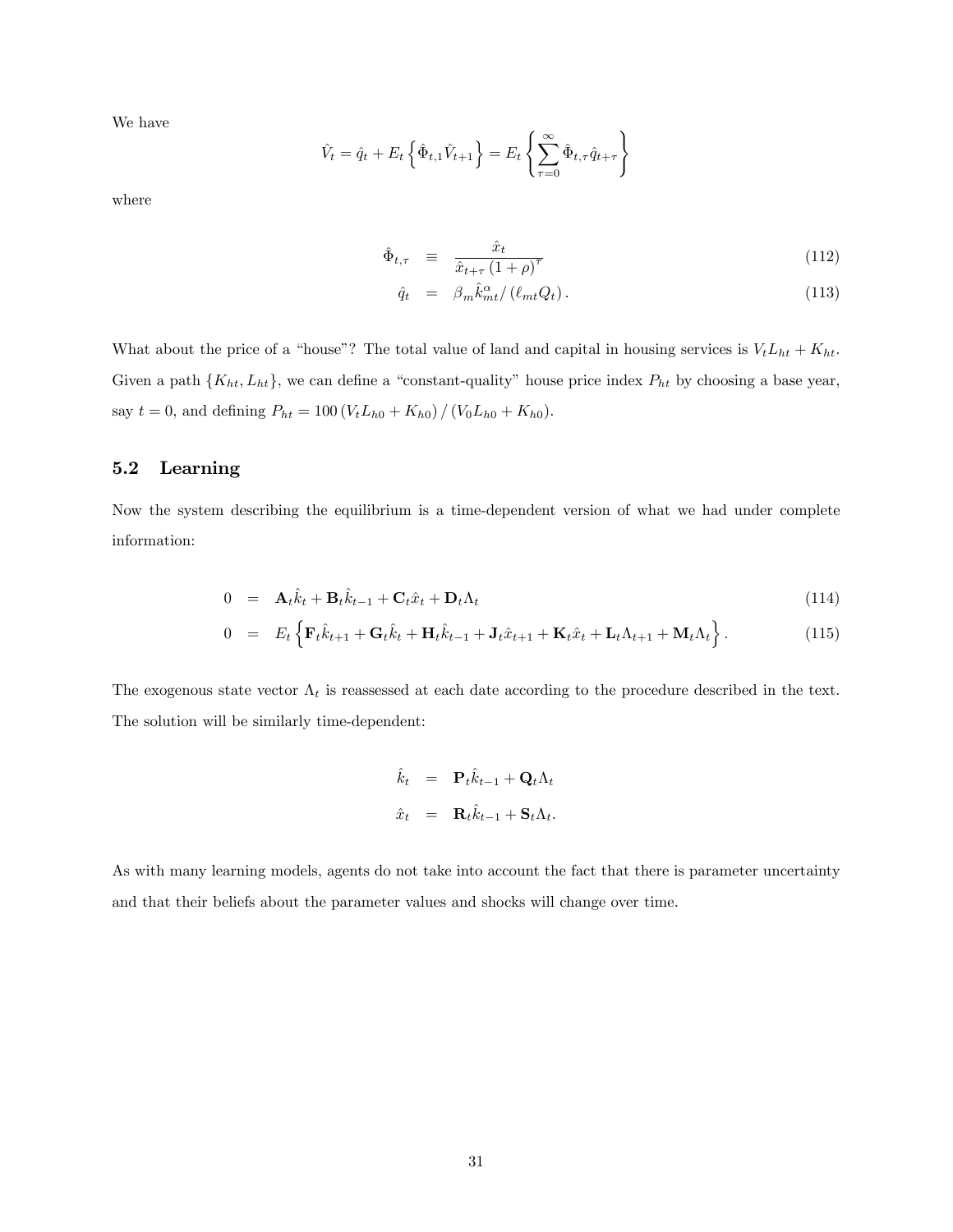We have

$$\hat{V}_t = \hat{q}_t + E_t\left\{\hat{\Phi}_{t,1}\hat{V}_{t+1}\right\} = E_t\left\{\sum_{\tau=0}^{\infty}\hat{\Phi}_{t,\tau}\hat{q}_{t+\tau}\right\}$$

where

$$\hat{\Phi}_{t,\tau} \equiv \frac{\hat{x}_t}{\hat{x}_{t+\tau}(1+\rho)^{\tau}} \tag{112}$$

$$\hat{q}_t = \beta_m \hat{k}_{mt}^{\alpha} / (\ell_{mt} Q_t). \tag{113}$$

What about the price of a "house"? The total value of land and capital in housing services is $V_t L_{ht} + K_{ht}$. Given a path $\{K_{ht}, L_{ht}\}$, we can define a "constant-quality" house price index $P_{ht}$ by choosing a base year, say $t = 0$, and defining $P_{ht} = 100\,(V_t L_{h0} + K_{h0})\,/\,(V_0 L_{h0} + K_{h0})$.

## 5.2 Learning

Now the system describing the equilibrium is a time-dependent version of what we had under complete information:

$$0 = \mathbf{A}_t\hat{k}_t + \mathbf{B}_t\hat{k}_{t-1} + \mathbf{C}_t\hat{x}_t + \mathbf{D}_t\Lambda_t \tag{114}$$

$$0 = E_t\left\{\mathbf{F}_t\hat{k}_{t+1} + \mathbf{G}_t\hat{k}_t + \mathbf{H}_t\hat{k}_{t-1} + \mathbf{J}_t\hat{x}_{t+1} + \mathbf{K}_t\hat{x}_t + \mathbf{L}_t\Lambda_{t+1} + \mathbf{M}_t\Lambda_t\right\}. \tag{115}$$

The exogenous state vector $\Lambda_t$ is reassessed at each date according to the procedure described in the text. The solution will be similarly time-dependent:

$$\hat{k}_t = \mathbf{P}_t\hat{k}_{t-1} + \mathbf{Q}_t\Lambda_t$$

$$\hat{x}_t = \mathbf{R}_t\hat{k}_{t-1} + \mathbf{S}_t\Lambda_t.$$

As with many learning models, agents do not take into account the fact that there is parameter uncertainty and that their beliefs about the parameter values and shocks will change over time.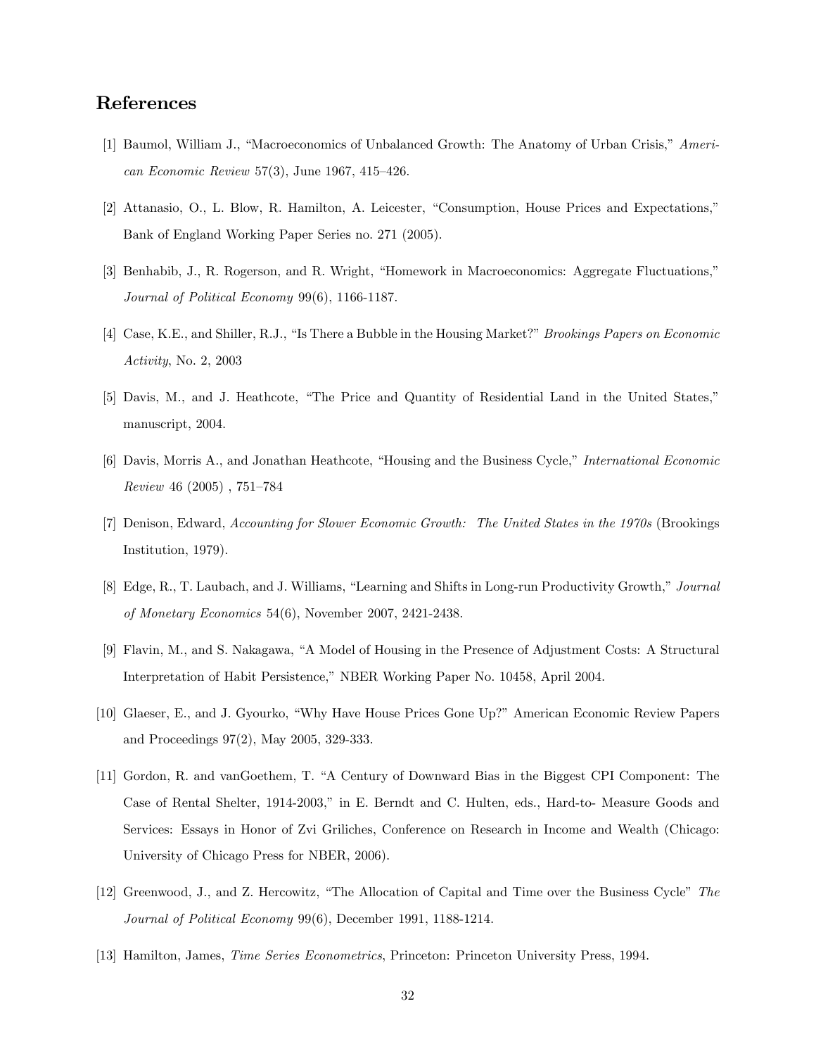# References

[1] Baumol, William J., "Macroeconomics of Unbalanced Growth: The Anatomy of Urban Crisis," *American Economic Review* 57(3), June 1967, 415–426.

[2] Attanasio, O., L. Blow, R. Hamilton, A. Leicester, "Consumption, House Prices and Expectations," Bank of England Working Paper Series no. 271 (2005).

[3] Benhabib, J., R. Rogerson, and R. Wright, "Homework in Macroeconomics: Aggregate Fluctuations," *Journal of Political Economy* 99(6), 1166-1187.

[4] Case, K.E., and Shiller, R.J., "Is There a Bubble in the Housing Market?" *Brookings Papers on Economic Activity*, No. 2, 2003

[5] Davis, M., and J. Heathcote, "The Price and Quantity of Residential Land in the United States," manuscript, 2004.

[6] Davis, Morris A., and Jonathan Heathcote, "Housing and the Business Cycle," *International Economic Review* 46 (2005) , 751–784

[7] Denison, Edward, *Accounting for Slower Economic Growth: The United States in the 1970s* (Brookings Institution, 1979).

[8] Edge, R., T. Laubach, and J. Williams, "Learning and Shifts in Long-run Productivity Growth," *Journal of Monetary Economics* 54(6), November 2007, 2421-2438.

[9] Flavin, M., and S. Nakagawa, "A Model of Housing in the Presence of Adjustment Costs: A Structural Interpretation of Habit Persistence," NBER Working Paper No. 10458, April 2004.

[10] Glaeser, E., and J. Gyourko, "Why Have House Prices Gone Up?" American Economic Review Papers and Proceedings 97(2), May 2005, 329-333.

[11] Gordon, R. and vanGoethem, T. "A Century of Downward Bias in the Biggest CPI Component: The Case of Rental Shelter, 1914-2003," in E. Berndt and C. Hulten, eds., Hard-to- Measure Goods and Services: Essays in Honor of Zvi Griliches, Conference on Research in Income and Wealth (Chicago: University of Chicago Press for NBER, 2006).

[12] Greenwood, J., and Z. Hercowitz, "The Allocation of Capital and Time over the Business Cycle" *The Journal of Political Economy* 99(6), December 1991, 1188-1214.

[13] Hamilton, James, *Time Series Econometrics*, Princeton: Princeton University Press, 1994.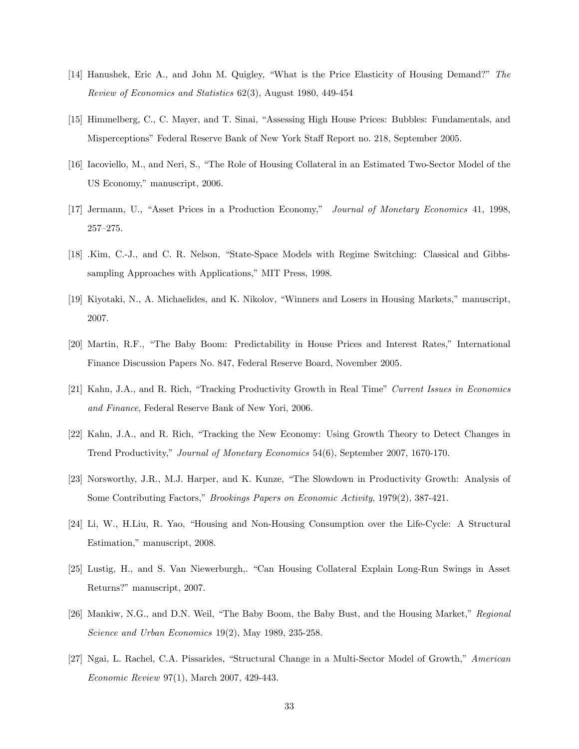[14] Hanushek, Eric A., and John M. Quigley, "What is the Price Elasticity of Housing Demand?" *The Review of Economics and Statistics* 62(3), August 1980, 449-454

[15] Himmelberg, C., C. Mayer, and T. Sinai, "Assessing High House Prices: Bubbles: Fundamentals, and Misperceptions" Federal Reserve Bank of New York Staff Report no. 218, September 2005.

[16] Iacoviello, M., and Neri, S., "The Role of Housing Collateral in an Estimated Two-Sector Model of the US Economy," manuscript, 2006.

[17] Jermann, U., "Asset Prices in a Production Economy," *Journal of Monetary Economics* 41, 1998, 257–275.

[18] .Kim, C.-J., and C. R. Nelson, "State-Space Models with Regime Switching: Classical and Gibbs-sampling Approaches with Applications," MIT Press, 1998.

[19] Kiyotaki, N., A. Michaelides, and K. Nikolov, "Winners and Losers in Housing Markets," manuscript, 2007.

[20] Martin, R.F., "The Baby Boom: Predictability in House Prices and Interest Rates," International Finance Discussion Papers No. 847, Federal Reserve Board, November 2005.

[21] Kahn, J.A., and R. Rich, "Tracking Productivity Growth in Real Time" *Current Issues in Economics and Finance*, Federal Reserve Bank of New Yori, 2006.

[22] Kahn, J.A., and R. Rich, "Tracking the New Economy: Using Growth Theory to Detect Changes in Trend Productivity," *Journal of Monetary Economics* 54(6), September 2007, 1670-170.

[23] Norsworthy, J.R., M.J. Harper, and K. Kunze, "The Slowdown in Productivity Growth: Analysis of Some Contributing Factors," *Brookings Papers on Economic Activity*, 1979(2), 387-421.

[24] Li, W., H.Liu, R. Yao, "Housing and Non-Housing Consumption over the Life-Cycle: A Structural Estimation," manuscript, 2008.

[25] Lustig, H., and S. Van Niewerburgh,. "Can Housing Collateral Explain Long-Run Swings in Asset Returns?" manuscript, 2007.

[26] Mankiw, N.G., and D.N. Weil, "The Baby Boom, the Baby Bust, and the Housing Market," *Regional Science and Urban Economics* 19(2), May 1989, 235-258.

[27] Ngai, L. Rachel, C.A. Pissarides, "Structural Change in a Multi-Sector Model of Growth," *American Economic Review* 97(1), March 2007, 429-443.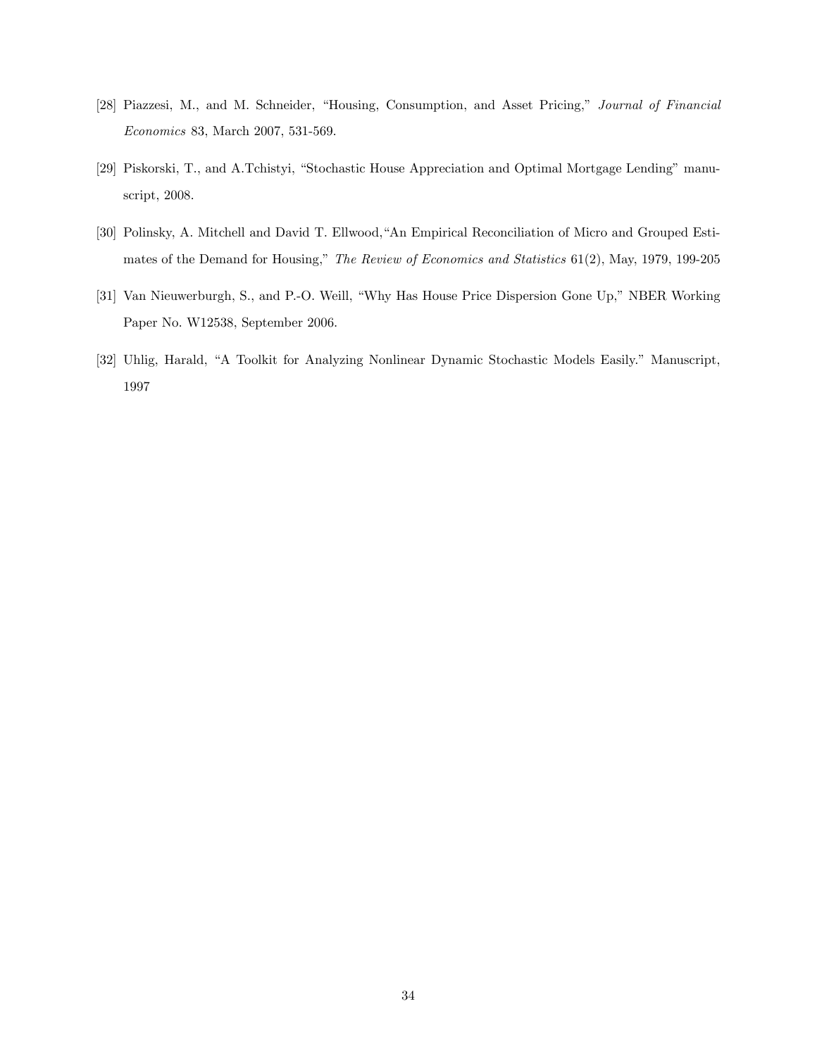[28] Piazzesi, M., and M. Schneider, "Housing, Consumption, and Asset Pricing," *Journal of Financial Economics* 83, March 2007, 531-569.

[29] Piskorski, T., and A.Tchistyi, "Stochastic House Appreciation and Optimal Mortgage Lending" manuscript, 2008.

[30] Polinsky, A. Mitchell and David T. Ellwood,"An Empirical Reconciliation of Micro and Grouped Estimates of the Demand for Housing," *The Review of Economics and Statistics* 61(2), May, 1979, 199-205

[31] Van Nieuwerburgh, S., and P.-O. Weill, "Why Has House Price Dispersion Gone Up," NBER Working Paper No. W12538, September 2006.

[32] Uhlig, Harald, "A Toolkit for Analyzing Nonlinear Dynamic Stochastic Models Easily." Manuscript, 1997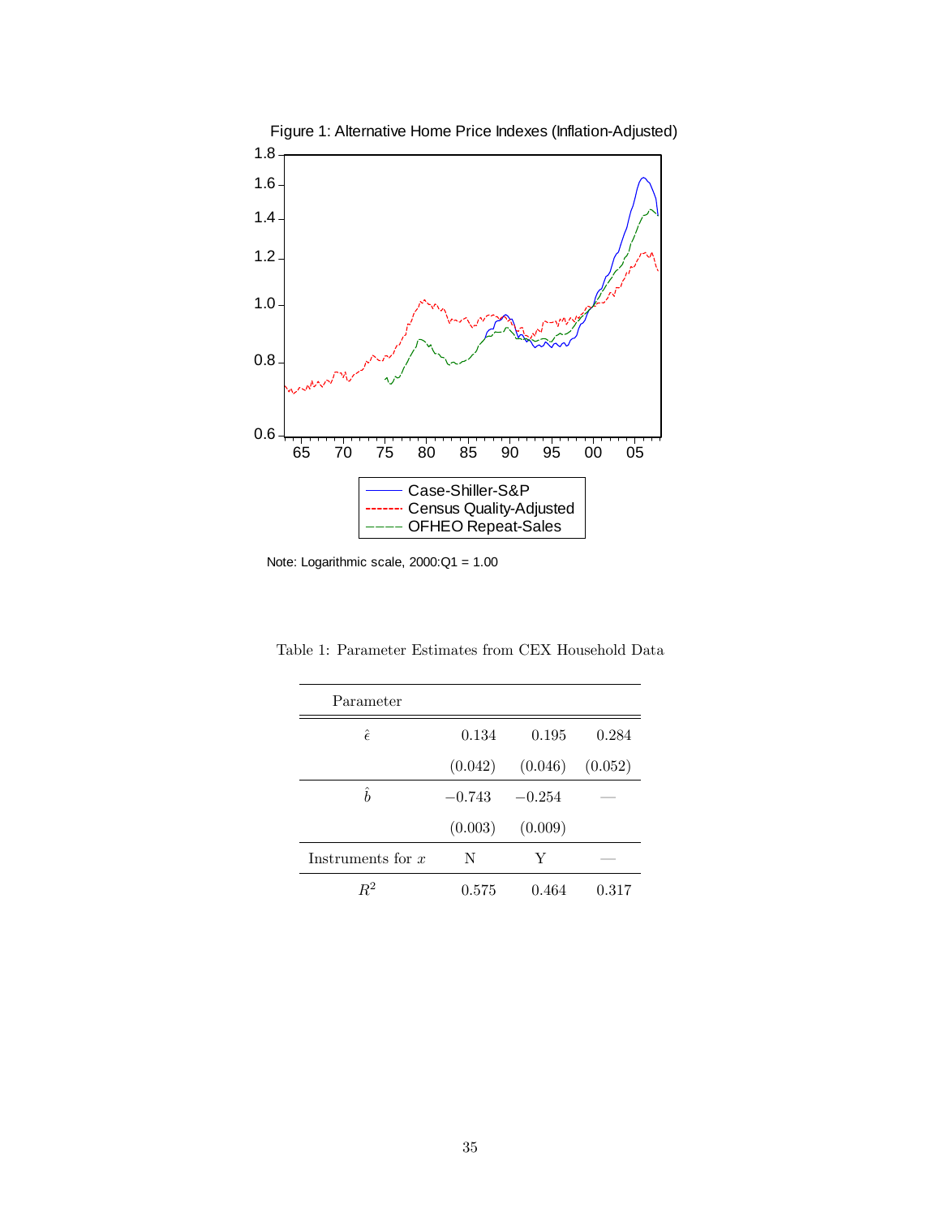Figure 1: Alternative Home Price Indexes (Inflation-Adjusted)

Note: Logarithmic scale, 2000:Q1 = 1.00

Table 1: Parameter Estimates from CEX Household Data

| Parameter | | | |
|---|---|---|---|
| $\hat{\epsilon}$ | 0.134 | 0.195 | 0.284 |
| | (0.042) | (0.046) | (0.052) |
| $\hat{b}$ | $-0.743$ | $-0.254$ | — |
| | (0.003) | (0.009) | |
| Instruments for $x$ | N | Y | — |
| $R^2$ | 0.575 | 0.464 | 0.317 |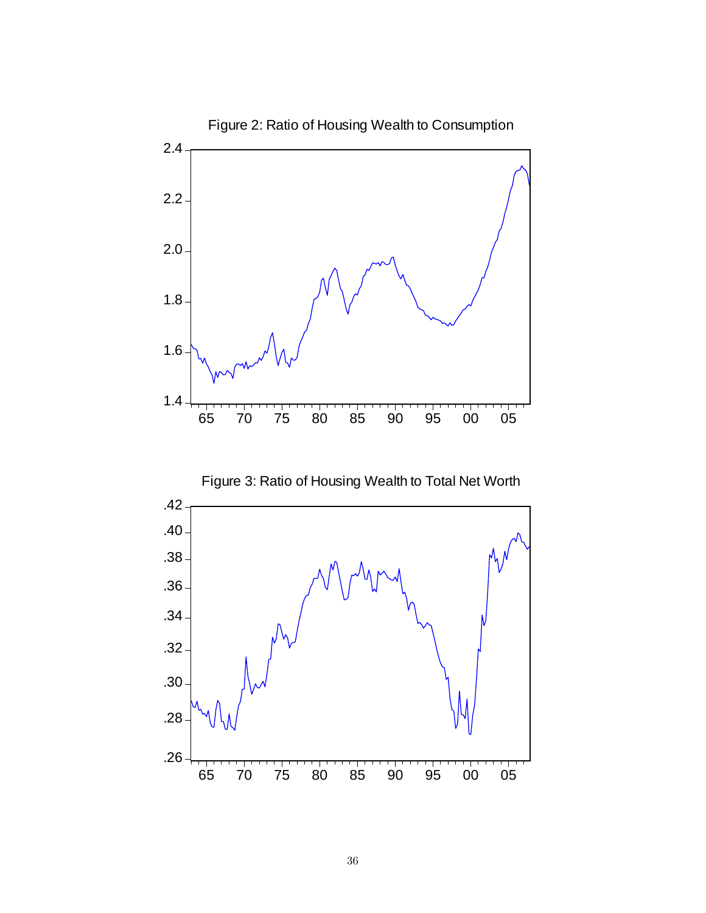Figure 2: Ratio of Housing Wealth to Consumption

Figure 3: Ratio of Housing Wealth to Total Net Worth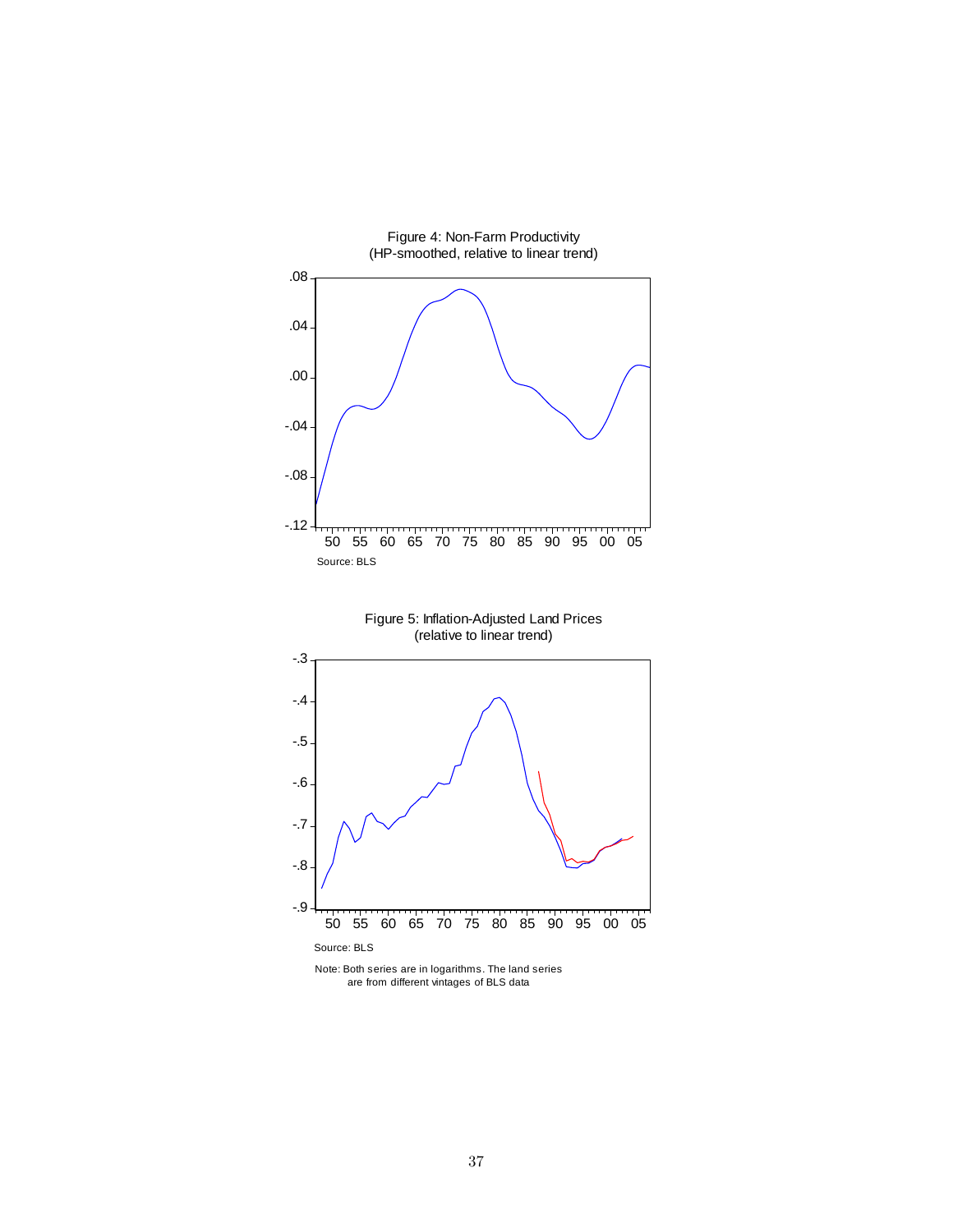Figure 4: Non-Farm Productivity
(HP-smoothed, relative to linear trend)

Source: BLS

Figure 5: Inflation-Adjusted Land Prices
(relative to linear trend)

Source: BLS

Note: Both series are in logarithms. The land series are from different vintages of BLS data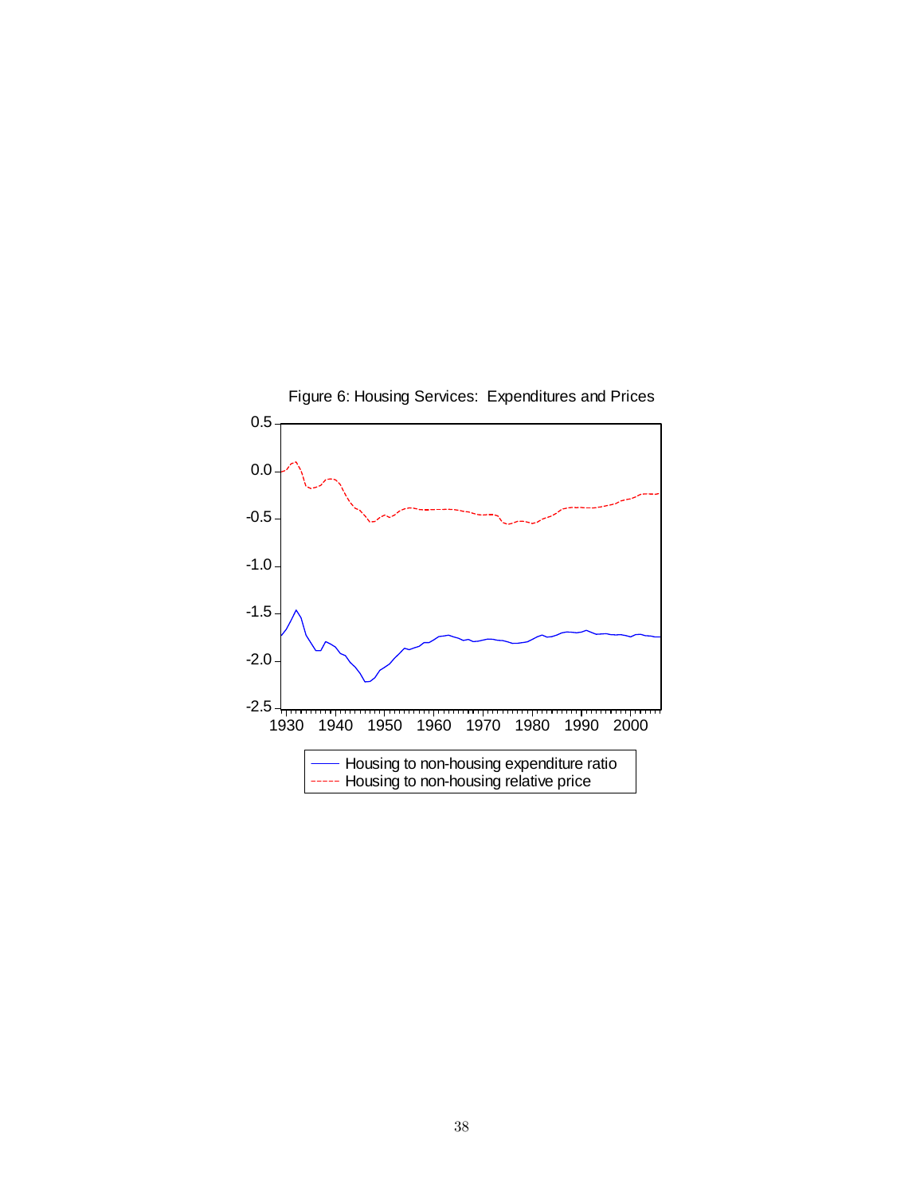Figure 6: Housing Services: Expenditures and Prices

Housing to non-housing expenditure ratio

Housing to non-housing relative price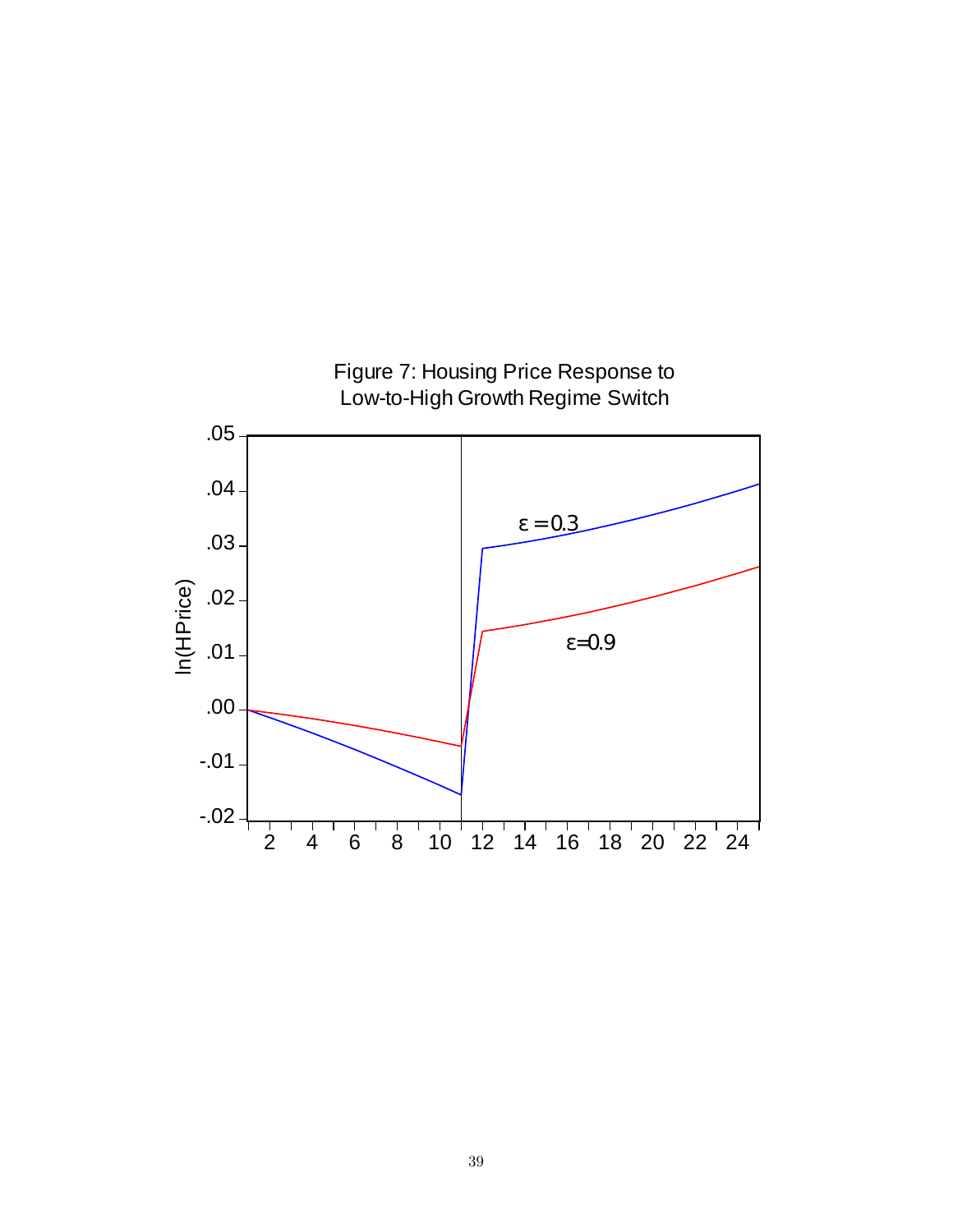Figure 7: Housing Price Response to Low-to-High Growth Regime Switch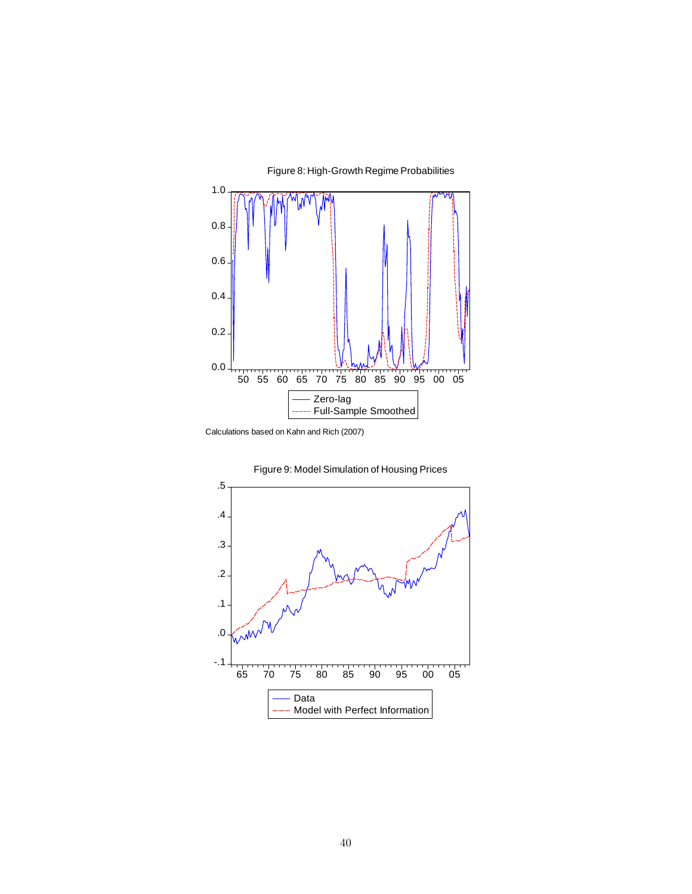Figure 8: High-Growth Regime Probabilities

Calculations based on Kahn and Rich (2007)

Figure 9: Model Simulation of Housing Prices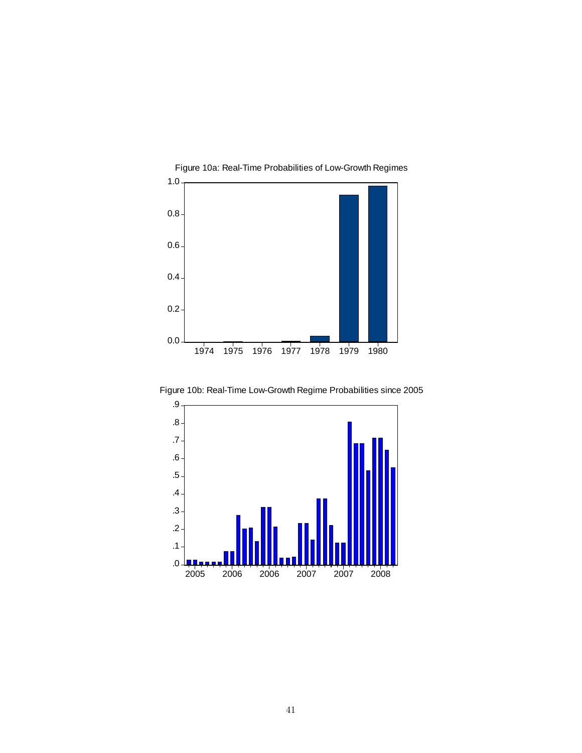Figure 10a: Real-Time Probabilities of Low-Growth Regimes

Figure 10b: Real-Time Low-Growth Regime Probabilities since 2005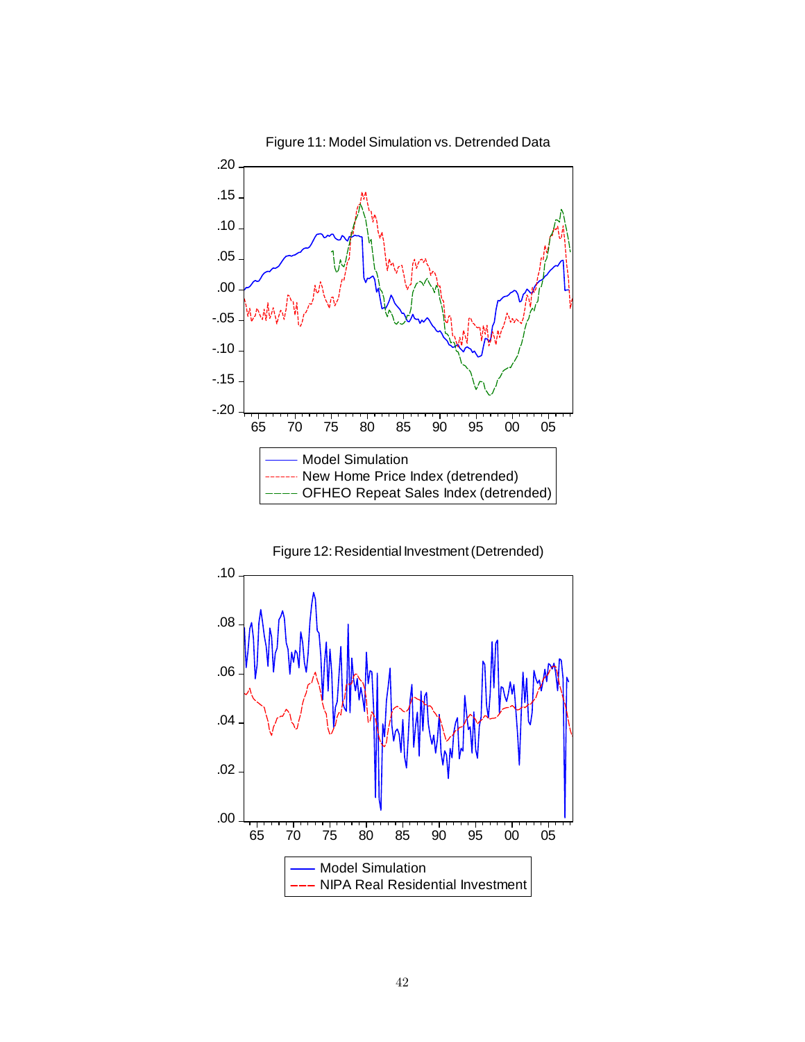Figure 11: Model Simulation vs. Detrended Data

.20
.15
.10
.05
.00
-.05
-.10
-.15
-.20

65 70 75 80 85 90 95 00 05

Model Simulation
New Home Price Index (detrended)
OFHEO Repeat Sales Index (detrended)

Figure 12: Residential Investment (Detrended)

.10
.08
.06
.04
.02
.00

65 70 75 80 85 90 95 00 05

Model Simulation
NIPA Real Residential Investment